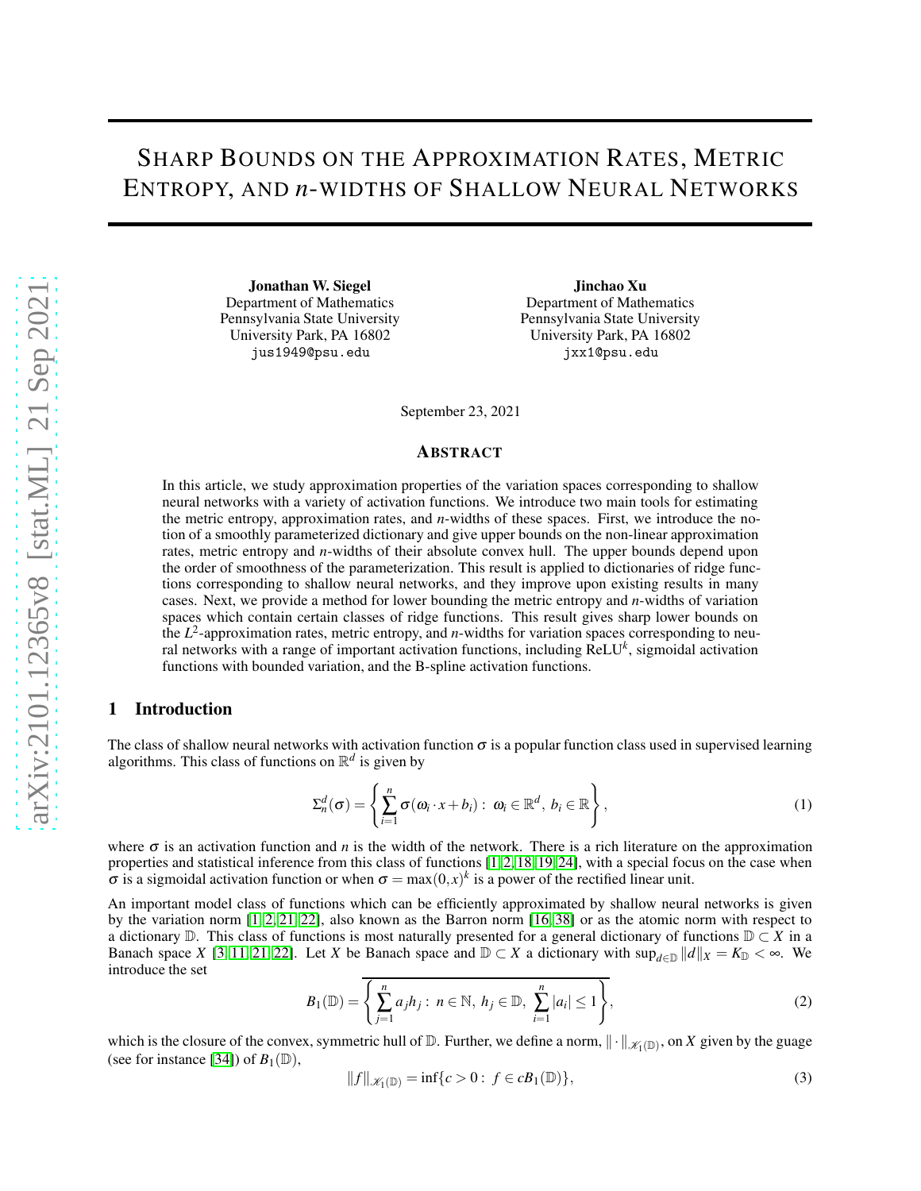# Sharp Bounds on the Approximation Rates, Metric Entropy, and $n$-widths of Shallow Neural Networks

**Jonathan W. Siegel**
Department of Mathematics
Pennsylvania State University
University Park, PA 16802
jus1949@psu.edu

**Jinchao Xu**
Department of Mathematics
Pennsylvania State University
University Park, PA 16802
jxx1@psu.edu

September 23, 2021

## Abstract

In this article, we study approximation properties of the variation spaces corresponding to shallow neural networks with a variety of activation functions. We introduce two main tools for estimating the metric entropy, approximation rates, and $n$-widths of these spaces. First, we introduce the notion of a smoothly parameterized dictionary and give upper bounds on the non-linear approximation rates, metric entropy and $n$-widths of their absolute convex hull. The upper bounds depend upon the order of smoothness of the parameterization. This result is applied to dictionaries of ridge functions corresponding to shallow neural networks, and they improve upon existing results in many cases. Next, we provide a method for lower bounding the metric entropy and $n$-widths of variation spaces which contain certain classes of ridge functions. This result gives sharp lower bounds on the $L^2$-approximation rates, metric entropy, and $n$-widths for variation spaces corresponding to neural networks with a range of important activation functions, including ReLU$^k$, sigmoidal activation functions with bounded variation, and the B-spline activation functions.

## 1 Introduction

The class of shallow neural networks with activation function $\sigma$ is a popular function class used in supervised learning algorithms. This class of functions on $\mathbb{R}^d$ is given by

$$\Sigma_n^d(\sigma) = \left\{ \sum_{i=1}^{n} \sigma(\omega_i \cdot x + b_i) : \ \omega_i \in \mathbb{R}^d, \ b_i \in \mathbb{R} \right\}, \tag{1}$$

where $\sigma$ is an activation function and $n$ is the width of the network. There is a rich literature on the approximation properties and statistical inference from this class of functions [1, 2, 18, 19, 24], with a special focus on the case when $\sigma$ is a sigmoidal activation function or when $\sigma = \max(0,x)^k$ is a power of the rectified linear unit.

An important model class of functions which can be efficiently approximated by shallow neural networks is given by the variation norm [1, 2, 21, 22], also known as the Barron norm [16, 38] or as the atomic norm with respect to a dictionary $\mathbb{D}$. This class of functions is most naturally presented for a general dictionary of functions $\mathbb{D} \subset X$ in a Banach space $X$ [3, 11, 21, 22]. Let $X$ be Banach space and $\mathbb{D} \subset X$ a dictionary with $\sup_{d\in\mathbb{D}} \|d\|_X = K_{\mathbb{D}} < \infty$. We introduce the set

$$B_1(\mathbb{D}) = \overline{\left\{ \sum_{j=1}^{n} a_j h_j : \ n \in \mathbb{N}, \ h_j \in \mathbb{D}, \ \sum_{i=1}^{n} |a_i| \leq 1 \right\}}, \tag{2}$$

which is the closure of the convex, symmetric hull of $\mathbb{D}$. Further, we define a norm, $\|\cdot\|_{\mathcal{K}_1(\mathbb{D})}$, on $X$ given by the guage (see for instance [34]) of $B_1(\mathbb{D})$,

$$\|f\|_{\mathcal{K}_1(\mathbb{D})} = \inf\{c > 0 : \ f \in cB_1(\mathbb{D})\}, \tag{3}$$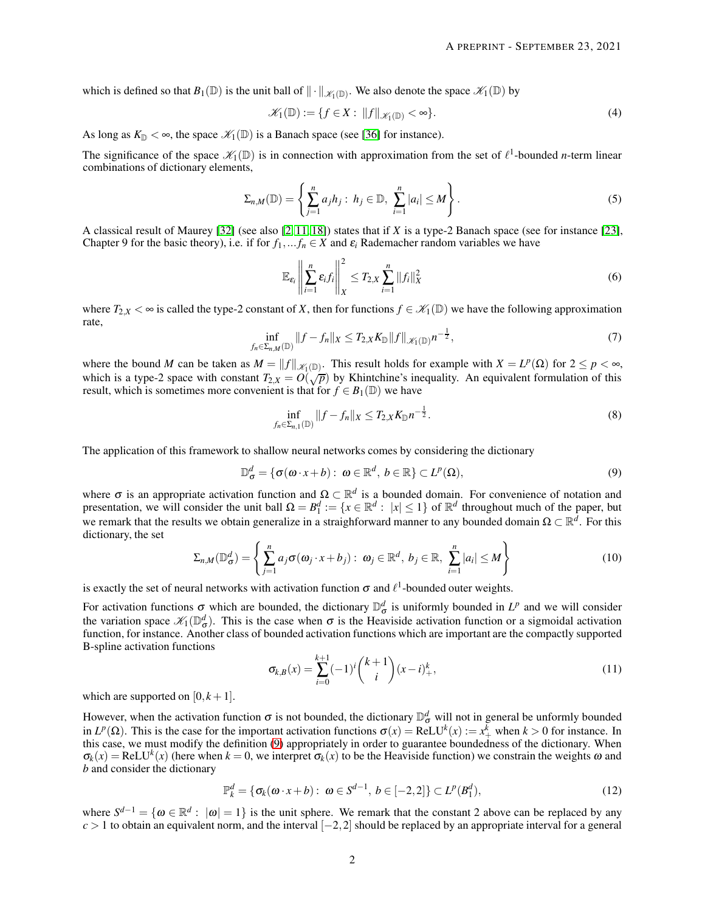which is defined so that $B_1(\mathbb{D})$ is the unit ball of $\|\cdot\|_{\mathscr{K}_1(\mathbb{D})}$. We also denote the space $\mathscr{K}_1(\mathbb{D})$ by

$$\mathscr{K}_1(\mathbb{D}) := \{f \in X : \|f\|_{\mathscr{K}_1(\mathbb{D})} < \infty\}. \tag{4}$$

As long as $K_{\mathbb{D}} < \infty$, the space $\mathscr{K}_1(\mathbb{D})$ is a Banach space (see [36] for instance).

The significance of the space $\mathscr{K}_1(\mathbb{D})$ is in connection with approximation from the set of $\ell^1$-bounded $n$-term linear combinations of dictionary elements,

$$\Sigma_{n,M}(\mathbb{D}) = \left\{ \sum_{j=1}^n a_j h_j : h_j \in \mathbb{D}, \sum_{i=1}^n |a_i| \leq M \right\}. \tag{5}$$

A classical result of Maurey [32] (see also [2, 11, 18]) states that if $X$ is a type-2 Banach space (see for instance [23], Chapter 9 for the basic theory), i.e. if for $f_1, ... f_n \in X$ and $\varepsilon_i$ Rademacher random variables we have

$$\mathbb{E}_{\varepsilon_i} \left\| \sum_{i=1}^n \varepsilon_i f_i \right\|_X^2 \leq T_{2,X} \sum_{i=1}^n \|f_i\|_X^2 \tag{6}$$

where $T_{2,X} < \infty$ is called the type-2 constant of $X$, then for functions $f \in \mathscr{K}_1(\mathbb{D})$ we have the following approximation rate,

$$\inf_{f_n \in \Sigma_{n,M}(\mathbb{D})} \|f - f_n\|_X \leq T_{2,X} K_{\mathbb{D}} \|f\|_{\mathscr{K}_1(\mathbb{D})} n^{-\frac{1}{2}}, \tag{7}$$

where the bound $M$ can be taken as $M = \|f\|_{\mathscr{K}_1(\mathbb{D})}$. This result holds for example with $X = L^p(\Omega)$ for $2 \leq p < \infty$, which is a type-2 space with constant $T_{2,X} = O(\sqrt{p})$ by Khintchine's inequality. An equivalent formulation of this result, which is sometimes more convenient is that for $f \in B_1(\mathbb{D})$ we have

$$\inf_{f_n \in \Sigma_{n,1}(\mathbb{D})} \|f - f_n\|_X \leq T_{2,X} K_{\mathbb{D}} n^{-\frac{1}{2}}. \tag{8}$$

The application of this framework to shallow neural networks comes by considering the dictionary

$$\mathbb{D}_\sigma^d = \{\sigma(\omega \cdot x + b) : \omega \in \mathbb{R}^d, b \in \mathbb{R}\} \subset L^p(\Omega), \tag{9}$$

where $\sigma$ is an appropriate activation function and $\Omega \subset \mathbb{R}^d$ is a bounded domain. For convenience of notation and presentation, we will consider the unit ball $\Omega = B_1^d := \{x \in \mathbb{R}^d : |x| \leq 1\}$ of $\mathbb{R}^d$ throughout much of the paper, but we remark that the results we obtain generalize in a straighforward manner to any bounded domain $\Omega \subset \mathbb{R}^d$. For this dictionary, the set

$$\Sigma_{n,M}(\mathbb{D}_\sigma^d) = \left\{ \sum_{j=1}^n a_j \sigma(\omega_j \cdot x + b_j) : \omega_j \in \mathbb{R}^d, b_j \in \mathbb{R}, \sum_{i=1}^n |a_i| \leq M \right\} \tag{10}$$

is exactly the set of neural networks with activation function $\sigma$ and $\ell^1$-bounded outer weights.

For activation functions $\sigma$ which are bounded, the dictionary $\mathbb{D}_\sigma^d$ is uniformly bounded in $L^p$ and we will consider the variation space $\mathscr{K}_1(\mathbb{D}_\sigma^d)$. This is the case when $\sigma$ is the Heaviside activation function or a sigmoidal activation function, for instance. Another class of bounded activation functions which are important are the compactly supported B-spline activation functions

$$\sigma_{k,B}(x) = \sum_{i=0}^{k+1} (-1)^i \binom{k+1}{i} (x-i)_+^k, \tag{11}$$

which are supported on $[0, k+1]$.

However, when the activation function $\sigma$ is not bounded, the dictionary $\mathbb{D}_\sigma^d$ will not in general be unformly bounded in $L^p(\Omega)$. This is the case for the important activation functions $\sigma(x) = \text{ReLU}^k(x) := x_+^k$ when $k > 0$ for instance. In this case, we must modify the definition (9) appropriately in order to guarantee boundedness of the dictionary. When $\sigma_k(x) = \text{ReLU}^k(x)$ (here when $k = 0$, we interpret $\sigma_k(x)$ to be the Heaviside function) we constrain the weights $\omega$ and $b$ and consider the dictionary

$$\mathbb{P}_k^d = \{\sigma_k(\omega \cdot x + b) : \omega \in S^{d-1}, b \in [-2, 2]\} \subset L^p(B_1^d), \tag{12}$$

where $S^{d-1} = \{\omega \in \mathbb{R}^d : |\omega| = 1\}$ is the unit sphere. We remark that the constant 2 above can be replaced by any $c > 1$ to obtain an equivalent norm, and the interval $[-2, 2]$ should be replaced by an appropriate interval for a general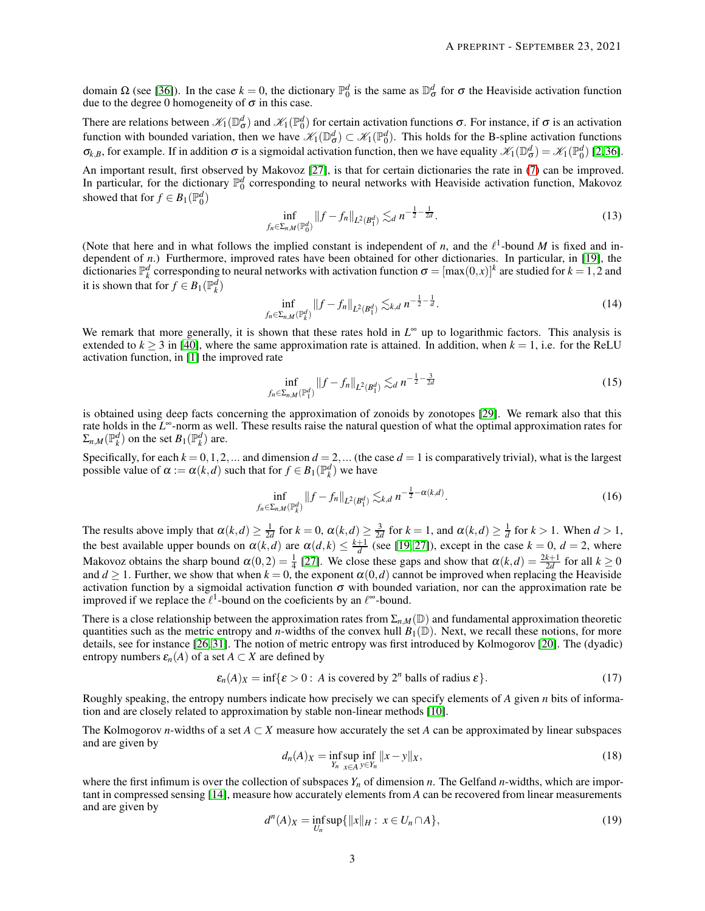domain $\Omega$ (see [36]). In the case $k = 0$, the dictionary $\mathbb{P}_0^d$ is the same as $\mathbb{D}_\sigma^d$ for $\sigma$ the Heaviside activation function due to the degree 0 homogeneity of $\sigma$ in this case.

There are relations between $\mathscr{K}_1(\mathbb{D}_\sigma^d)$ and $\mathscr{K}_1(\mathbb{P}_0^d)$ for certain activation functions $\sigma$. For instance, if $\sigma$ is an activation function with bounded variation, then we have $\mathscr{K}_1(\mathbb{D}_\sigma^d) \subset \mathscr{K}_1(\mathbb{P}_0^d)$. This holds for the B-spline activation functions $\sigma_{k,B}$, for example. If in addition $\sigma$ is a sigmoidal activation function, then we have equality $\mathscr{K}_1(\mathbb{D}_\sigma^d) = \mathscr{K}_1(\mathbb{P}_0^d)$ [2,36].

An important result, first observed by Makovoz [27], is that for certain dictionaries the rate in (7) can be improved. In particular, for the dictionary $\mathbb{P}_0^d$ corresponding to neural networks with Heaviside activation function, Makovoz showed that for $f \in B_1(\mathbb{P}_0^d)$

$$\inf_{f_n \in \Sigma_{n,M}(\mathbb{P}_0^d)} \|f - f_n\|_{L^2(B_1^d)} \lesssim_d n^{-\frac{1}{2}-\frac{1}{2d}}. \tag{13}$$

(Note that here and in what follows the implied constant is independent of $n$, and the $\ell^1$-bound $M$ is fixed and independent of $n$.) Furthermore, improved rates have been obtained for other dictionaries. In particular, in [19], the dictionaries $\mathbb{P}_k^d$ corresponding to neural networks with activation function $\sigma = [\max(0,x)]^k$ are studied for $k = 1,2$ and it is shown that for $f \in B_1(\mathbb{P}_k^d)$

$$\inf_{f_n \in \Sigma_{n,M}(\mathbb{P}_k^d)} \|f - f_n\|_{L^2(B_1^d)} \lesssim_{k,d} n^{-\frac{1}{2}-\frac{1}{d}}. \tag{14}$$

We remark that more generally, it is shown that these rates hold in $L^\infty$ up to logarithmic factors. This analysis is extended to $k \geq 3$ in [40], where the same approximation rate is attained. In addition, when $k = 1$, i.e. for the ReLU activation function, in [1] the improved rate

$$\inf_{f_n \in \Sigma_{n,M}(\mathbb{P}_1^d)} \|f - f_n\|_{L^2(B_1^d)} \lesssim_d n^{-\frac{1}{2}-\frac{3}{2d}} \tag{15}$$

is obtained using deep facts concerning the approximation of zonoids by zonotopes [29]. We remark also that this rate holds in the $L^\infty$-norm as well. These results raise the natural question of what the optimal approximation rates for $\Sigma_{n,M}(\mathbb{P}_k^d)$ on the set $B_1(\mathbb{P}_k^d)$ are.

Specifically, for each $k = 0,1,2,...$ and dimension $d = 2,...$ (the case $d = 1$ is comparatively trivial), what is the largest possible value of $\alpha := \alpha(k,d)$ such that for $f \in B_1(\mathbb{P}_k^d)$ we have

$$\inf_{f_n \in \Sigma_{n,M}(\mathbb{P}_k^d)} \|f - f_n\|_{L^2(B_1^d)} \lesssim_{k,d} n^{-\frac{1}{2}-\alpha(k,d)}. \tag{16}$$

The results above imply that $\alpha(k,d) \geq \frac{1}{2d}$ for $k = 0$, $\alpha(k,d) \geq \frac{3}{2d}$ for $k = 1$, and $\alpha(k,d) \geq \frac{1}{d}$ for $k > 1$. When $d > 1$, the best available upper bounds on $\alpha(k,d)$ are $\alpha(d,k) \leq \frac{k+1}{d}$ (see [19,27]), except in the case $k = 0$, $d = 2$, where Makovoz obtains the sharp bound $\alpha(0,2) = \frac{1}{4}$ [27]. We close these gaps and show that $\alpha(k,d) = \frac{2k+1}{2d}$ for all $k \geq 0$ and $d \geq 1$. Further, we show that when $k = 0$, the exponent $\alpha(0,d)$ cannot be improved when replacing the Heaviside activation function by a sigmoidal activation function $\sigma$ with bounded variation, nor can the approximation rate be improved if we replace the $\ell^1$-bound on the coeficients by an $\ell^\infty$-bound.

There is a close relationship between the approximation rates from $\Sigma_{n,M}(\mathbb{D})$ and fundamental approximation theoretic quantities such as the metric entropy and $n$-widths of the convex hull $B_1(\mathbb{D})$. Next, we recall these notions, for more details, see for instance [26,31]. The notion of metric entropy was first introduced by Kolmogorov [20]. The (dyadic) entropy numbers $\varepsilon_n(A)$ of a set $A \subset X$ are defined by

$$\varepsilon_n(A)_X = \inf\{\varepsilon > 0 : \ A \text{ is covered by } 2^n \text{ balls of radius } \varepsilon\}. \tag{17}$$

Roughly speaking, the entropy numbers indicate how precisely we can specify elements of $A$ given $n$ bits of information and are closely related to approximation by stable non-linear methods [10].

The Kolmogorov $n$-widths of a set $A \subset X$ measure how accurately the set $A$ can be approximated by linear subspaces and are given by

$$d_n(A)_X = \inf_{Y_n} \sup_{x \in A} \inf_{y \in Y_n} \|x - y\|_X, \tag{18}$$

where the first infimum is over the collection of subspaces $Y_n$ of dimension $n$. The Gelfand $n$-widths, which are important in compressed sensing [14], measure how accurately elements from $A$ can be recovered from linear measurements and are given by

$$d^n(A)_X = \inf_{U_n} \sup\{\|x\|_H : \ x \in U_n \cap A\}, \tag{19}$$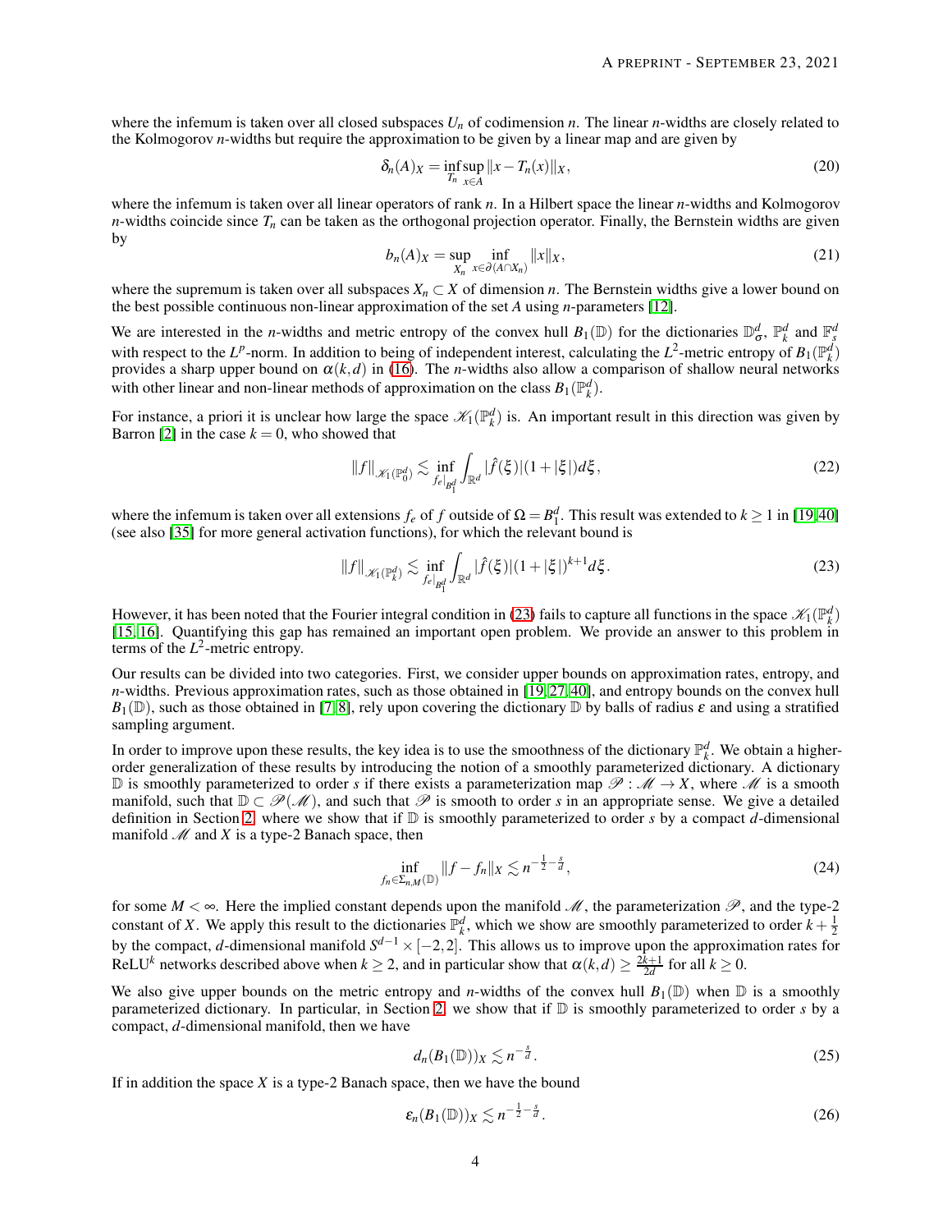where the infemum is taken over all closed subspaces $U_n$ of codimension $n$. The linear $n$-widths are closely related to the Kolmogorov $n$-widths but require the approximation to be given by a linear map and are given by

$$\delta_n(A)_X = \inf_{T_n} \sup_{x\in A} \|x - T_n(x)\|_X, \tag{20}$$

where the infemum is taken over all linear operators of rank $n$. In a Hilbert space the linear $n$-widths and Kolmogorov $n$-widths coincide since $T_n$ can be taken as the orthogonal projection operator. Finally, the Bernstein widths are given by

$$b_n(A)_X = \sup_{X_n} \inf_{x\in\partial(A\cap X_n)} \|x\|_X, \tag{21}$$

where the supremum is taken over all subspaces $X_n \subset X$ of dimension $n$. The Bernstein widths give a lower bound on the best possible continuous non-linear approximation of the set $A$ using $n$-parameters [12].

We are interested in the $n$-widths and metric entropy of the convex hull $B_1(\mathbb{D})$ for the dictionaries $\mathbb{D}^d_\sigma$, $\mathbb{P}^d_k$ and $\mathbb{F}^d_s$ with respect to the $L^p$-norm. In addition to being of independent interest, calculating the $L^2$-metric entropy of $B_1(\mathbb{P}^d_k)$ provides a sharp upper bound on $\alpha(k,d)$ in (16). The $n$-widths also allow a comparison of shallow neural networks with other linear and non-linear methods of approximation on the class $B_1(\mathbb{P}^d_k)$.

For instance, a priori it is unclear how large the space $\mathscr{K}_1(\mathbb{P}^d_k)$ is. An important result in this direction was given by Barron [2] in the case $k = 0$, who showed that

$$\|f\|_{\mathscr{K}_1(\mathbb{P}^d_0)} \lesssim \inf_{f_e|_{B^d_1}} \int_{\mathbb{R}^d} |\hat{f}(\xi)|(1+|\xi|)d\xi, \tag{22}$$

where the infemum is taken over all extensions $f_e$ of $f$ outside of $\Omega = B^d_1$. This result was extended to $k \geq 1$ in [19, 40] (see also [35] for more general activation functions), for which the relevant bound is

$$\|f\|_{\mathscr{K}_1(\mathbb{P}^d_k)} \lesssim \inf_{f_e|_{B^d_1}} \int_{\mathbb{R}^d} |\hat{f}(\xi)|(1+|\xi|)^{k+1}d\xi. \tag{23}$$

However, it has been noted that the Fourier integral condition in (23) fails to capture all functions in the space $\mathscr{K}_1(\mathbb{P}^d_k)$ [15, 16]. Quantifying this gap has remained an important open problem. We provide an answer to this problem in terms of the $L^2$-metric entropy.

Our results can be divided into two categories. First, we consider upper bounds on approximation rates, entropy, and $n$-widths. Previous approximation rates, such as those obtained in [19, 27, 40], and entropy bounds on the convex hull $B_1(\mathbb{D})$, such as those obtained in [7, 8], rely upon covering the dictionary $\mathbb{D}$ by balls of radius $\varepsilon$ and using a stratified sampling argument.

In order to improve upon these results, the key idea is to use the smoothness of the dictionary $\mathbb{P}^d_k$. We obtain a higher-order generalization of these results by introducing the notion of a smoothly parameterized dictionary. A dictionary $\mathbb{D}$ is smoothly parameterized to order $s$ if there exists a parameterization map $\mathscr{P}: \mathscr{M} \to X$, where $\mathscr{M}$ is a smooth manifold, such that $\mathbb{D} \subset \mathscr{P}(\mathscr{M})$, and such that $\mathscr{P}$ is smooth to order $s$ in an appropriate sense. We give a detailed definition in Section 2, where we show that if $\mathbb{D}$ is smoothly parameterized to order $s$ by a compact $d$-dimensional manifold $\mathscr{M}$ and $X$ is a type-2 Banach space, then

$$\inf_{f_n\in\Sigma_{n,M}(\mathbb{D})} \|f - f_n\|_X \lesssim n^{-\frac{1}{2}-\frac{s}{d}}, \tag{24}$$

for some $M < \infty$. Here the implied constant depends upon the manifold $\mathscr{M}$, the parameterization $\mathscr{P}$, and the type-2 constant of $X$. We apply this result to the dictionaries $\mathbb{P}^d_k$, which we show are smoothly parameterized to order $k+\frac{1}{2}$ by the compact, $d$-dimensional manifold $S^{d-1}\times[-2,2]$. This allows us to improve upon the approximation rates for ReLU$^k$ networks described above when $k \geq 2$, and in particular show that $\alpha(k,d) \geq \frac{2k+1}{2d}$ for all $k \geq 0$.

We also give upper bounds on the metric entropy and $n$-widths of the convex hull $B_1(\mathbb{D})$ when $\mathbb{D}$ is a smoothly parameterized dictionary. In particular, in Section 2, we show that if $\mathbb{D}$ is smoothly parameterized to order $s$ by a compact, $d$-dimensional manifold, then we have

$$d_n(B_1(\mathbb{D}))_X \lesssim n^{-\frac{s}{d}}. \tag{25}$$

If in addition the space $X$ is a type-2 Banach space, then we have the bound

$$\varepsilon_n(B_1(\mathbb{D}))_X \lesssim n^{-\frac{1}{2}-\frac{s}{d}}. \tag{26}$$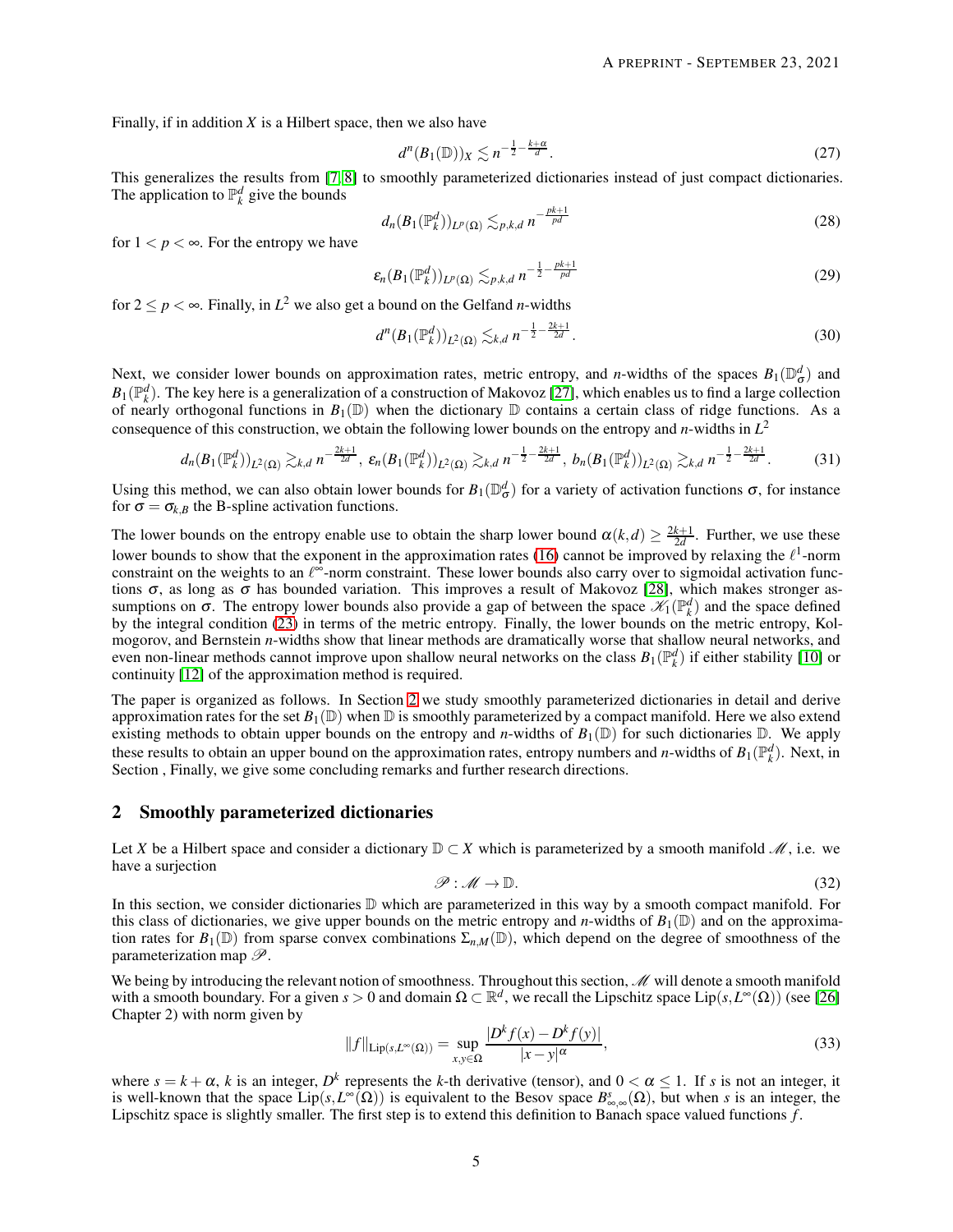Finally, if in addition $X$ is a Hilbert space, then we also have

$$d^n(B_1(\mathbb{D}))_X \lesssim n^{-\frac{1}{2}-\frac{k+\alpha}{d}}. \tag{27}$$

This generalizes the results from [7, 8] to smoothly parameterized dictionaries instead of just compact dictionaries. The application to $\mathbb{P}_k^d$ give the bounds

$$d_n(B_1(\mathbb{P}_k^d))_{L^p(\Omega)} \lesssim_{p,k,d} n^{-\frac{pk+1}{pd}} \tag{28}$$

for $1 < p < \infty$. For the entropy we have

$$\varepsilon_n(B_1(\mathbb{P}_k^d))_{L^p(\Omega)} \lesssim_{p,k,d} n^{-\frac{1}{2}-\frac{pk+1}{pd}} \tag{29}$$

for $2 \leq p < \infty$. Finally, in $L^2$ we also get a bound on the Gelfand $n$-widths

$$d^n(B_1(\mathbb{P}_k^d))_{L^2(\Omega)} \lesssim_{k,d} n^{-\frac{1}{2}-\frac{2k+1}{2d}}. \tag{30}$$

Next, we consider lower bounds on approximation rates, metric entropy, and $n$-widths of the spaces $B_1(\mathbb{D}_\sigma^d)$ and $B_1(\mathbb{P}_k^d)$. The key here is a generalization of a construction of Makovoz [27], which enables us to find a large collection of nearly orthogonal functions in $B_1(\mathbb{D})$ when the dictionary $\mathbb{D}$ contains a certain class of ridge functions. As a consequence of this construction, we obtain the following lower bounds on the entropy and $n$-widths in $L^2$

$$d_n(B_1(\mathbb{P}_k^d))_{L^2(\Omega)} \gtrsim_{k,d} n^{-\frac{2k+1}{2d}},\ \varepsilon_n(B_1(\mathbb{P}_k^d))_{L^2(\Omega)} \gtrsim_{k,d} n^{-\frac{1}{2}-\frac{2k+1}{2d}},\ b_n(B_1(\mathbb{P}_k^d))_{L^2(\Omega)} \gtrsim_{k,d} n^{-\frac{1}{2}-\frac{2k+1}{2d}}. \tag{31}$$

Using this method, we can also obtain lower bounds for $B_1(\mathbb{D}_\sigma^d)$ for a variety of activation functions $\sigma$, for instance for $\sigma = \sigma_{k,B}$ the B-spline activation functions.

The lower bounds on the entropy enable use to obtain the sharp lower bound $\alpha(k,d) \geq \frac{2k+1}{2d}$. Further, we use these lower bounds to show that the exponent in the approximation rates (16) cannot be improved by relaxing the $\ell^1$-norm constraint on the weights to an $\ell^\infty$-norm constraint. These lower bounds also carry over to sigmoidal activation functions $\sigma$, as long as $\sigma$ has bounded variation. This improves a result of Makovoz [28], which makes stronger assumptions on $\sigma$. The entropy lower bounds also provide a gap of between the space $\mathscr{K}_1(\mathbb{P}_k^d)$ and the space defined by the integral condition (23) in terms of the metric entropy. Finally, the lower bounds on the metric entropy, Kolmogorov, and Bernstein $n$-widths show that linear methods are dramatically worse that shallow neural networks, and even non-linear methods cannot improve upon shallow neural networks on the class $B_1(\mathbb{P}_k^d)$ if either stability [10] or continuity [12] of the approximation method is required.

The paper is organized as follows. In Section 2 we study smoothly parameterized dictionaries in detail and derive approximation rates for the set $B_1(\mathbb{D})$ when $\mathbb{D}$ is smoothly parameterized by a compact manifold. Here we also extend existing methods to obtain upper bounds on the entropy and $n$-widths of $B_1(\mathbb{D})$ for such dictionaries $\mathbb{D}$. We apply these results to obtain an upper bound on the approximation rates, entropy numbers and $n$-widths of $B_1(\mathbb{P}_k^d)$. Next, in Section , Finally, we give some concluding remarks and further research directions.

## 2 Smoothly parameterized dictionaries

Let $X$ be a Hilbert space and consider a dictionary $\mathbb{D} \subset X$ which is parameterized by a smooth manifold $\mathscr{M}$, i.e. we have a surjection

$$\mathscr{P} : \mathscr{M} \to \mathbb{D}. \tag{32}$$

In this section, we consider dictionaries $\mathbb{D}$ which are parameterized in this way by a smooth compact manifold. For this class of dictionaries, we give upper bounds on the metric entropy and $n$-widths of $B_1(\mathbb{D})$ and on the approximation rates for $B_1(\mathbb{D})$ from sparse convex combinations $\Sigma_{n,M}(\mathbb{D})$, which depend on the degree of smoothness of the parameterization map $\mathscr{P}$.

We being by introducing the relevant notion of smoothness. Throughout this section, $\mathscr{M}$ will denote a smooth manifold with a smooth boundary. For a given $s > 0$ and domain $\Omega \subset \mathbb{R}^d$, we recall the Lipschitz space $\text{Lip}(s, L^\infty(\Omega))$ (see [26] Chapter 2) with norm given by

$$\|f\|_{\text{Lip}(s,L^\infty(\Omega))} = \sup_{x,y\in\Omega} \frac{|D^k f(x) - D^k f(y)|}{|x-y|^\alpha}, \tag{33}$$

where $s = k + \alpha$, $k$ is an integer, $D^k$ represents the $k$-th derivative (tensor), and $0 < \alpha \leq 1$. If $s$ is not an integer, it is well-known that the space $\text{Lip}(s, L^\infty(\Omega))$ is equivalent to the Besov space $B^s_{\infty,\infty}(\Omega)$, but when $s$ is an integer, the Lipschitz space is slightly smaller. The first step is to extend this definition to Banach space valued functions $f$.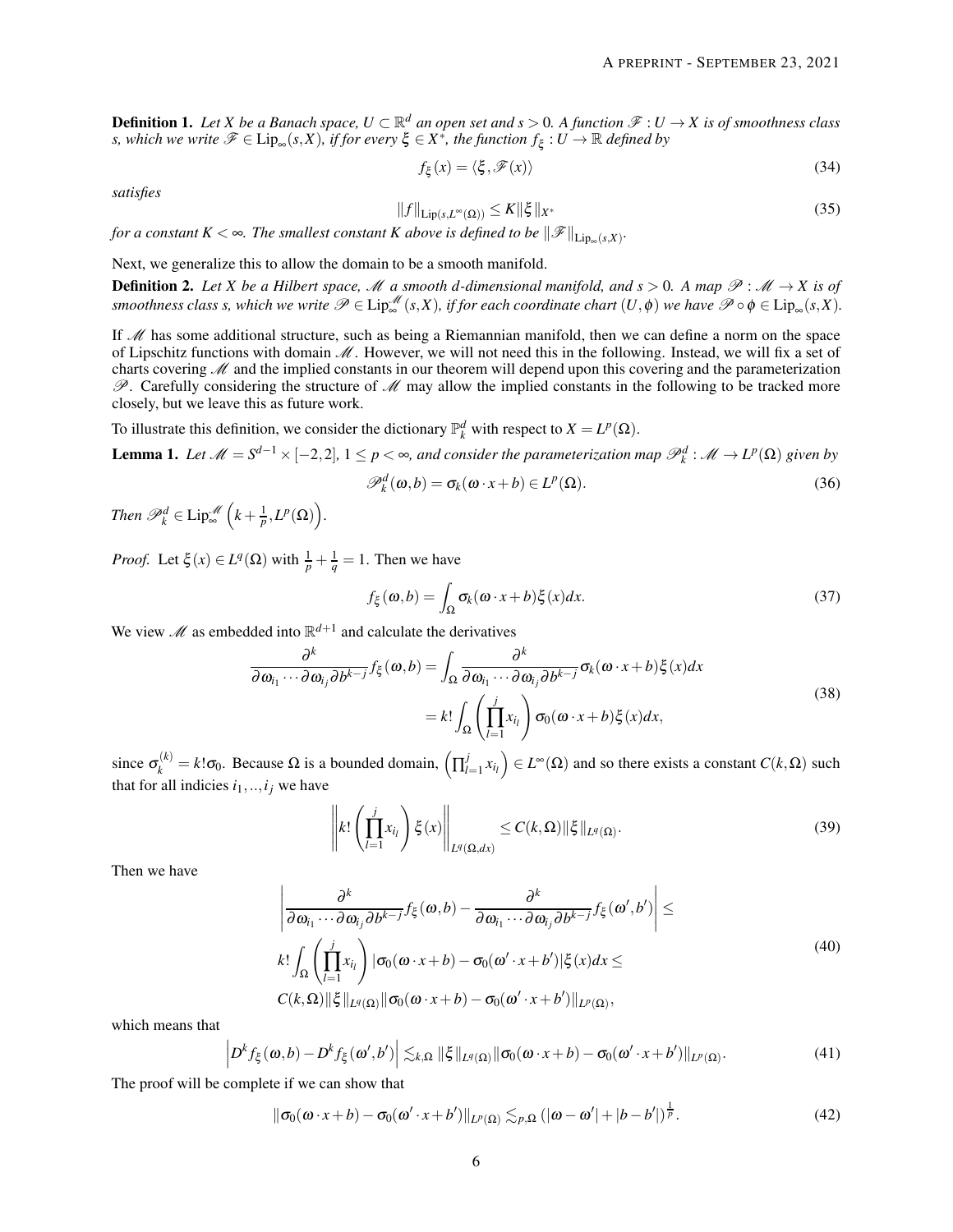**Definition 1.** *Let $X$ be a Banach space, $U \subset \mathbb{R}^d$ an open set and $s > 0$. A function $\mathscr{F} : U \to X$ is of smoothness class $s$, which we write $\mathscr{F} \in \mathrm{Lip}_\infty(s, X)$, if for every $\xi \in X^*$, the function $f_\xi : U \to \mathbb{R}$ defined by*

$$
f_\xi(x) = \langle \xi, \mathscr{F}(x) \rangle \tag{34}
$$

*satisfies*

$$
\|f\|_{\mathrm{Lip}(s, L^\infty(\Omega))} \le K \|\xi\|_{X^*} \tag{35}
$$

*for a constant $K < \infty$. The smallest constant $K$ above is defined to be $\|\mathscr{F}\|_{\mathrm{Lip}_\infty(s,X)}$.*

Next, we generalize this to allow the domain to be a smooth manifold.

**Definition 2.** *Let $X$ be a Hilbert space, $\mathscr{M}$ a smooth $d$-dimensional manifold, and $s > 0$. A map $\mathscr{P} : \mathscr{M} \to X$ is of smoothness class $s$, which we write $\mathscr{P} \in \mathrm{Lip}_\infty^{\mathscr{M}}(s, X)$, if for each coordinate chart $(U, \phi)$ we have $\mathscr{P} \circ \phi \in \mathrm{Lip}_\infty(s, X)$.*

If $\mathscr{M}$ has some additional structure, such as being a Riemannian manifold, then we can define a norm on the space of Lipschitz functions with domain $\mathscr{M}$. However, we will not need this in the following. Instead, we will fix a set of charts covering $\mathscr{M}$ and the implied constants in our theorem will depend upon this covering and the parameterization $\mathscr{P}$. Carefully considering the structure of $\mathscr{M}$ may allow the implied constants in the following to be tracked more closely, but we leave this as future work.

To illustrate this definition, we consider the dictionary $\mathbb{P}_k^d$ with respect to $X = L^p(\Omega)$.

**Lemma 1.** *Let $\mathscr{M} = S^{d-1} \times [-2, 2]$, $1 \le p < \infty$, and consider the parameterization map $\mathscr{P}_k^d : \mathscr{M} \to L^p(\Omega)$ given by*

$$
\mathscr{P}_k^d(\omega, b) = \sigma_k(\omega \cdot x + b) \in L^p(\Omega). \tag{36}
$$

*Then $\mathscr{P}_k^d \in \mathrm{Lip}_\infty^{\mathscr{M}}\left(k + \frac{1}{p}, L^p(\Omega)\right)$.*

*Proof.* Let $\xi(x) \in L^q(\Omega)$ with $\frac{1}{p} + \frac{1}{q} = 1$. Then we have

$$
f_\xi(\omega, b) = \int_\Omega \sigma_k(\omega \cdot x + b) \xi(x) dx. \tag{37}
$$

We view $\mathscr{M}$ as embedded into $\mathbb{R}^{d+1}$ and calculate the derivatives

$$
\begin{aligned}
\frac{\partial^k}{\partial \omega_{i_1} \cdots \partial \omega_{i_j} \partial b^{k-j}} f_\xi(\omega, b) &= \int_\Omega \frac{\partial^k}{\partial \omega_{i_1} \cdots \partial \omega_{i_j} \partial b^{k-j}} \sigma_k(\omega \cdot x + b) \xi(x) dx \\
&= k! \int_\Omega \left( \prod_{l=1}^j x_{i_l} \right) \sigma_0(\omega \cdot x + b) \xi(x) dx,
\end{aligned} \tag{38}
$$

since $\sigma_k^{(k)} = k! \sigma_0$. Because $\Omega$ is a bounded domain, $\left( \prod_{l=1}^j x_{i_l} \right) \in L^\infty(\Omega)$ and so there exists a constant $C(k, \Omega)$ such that for all indicies $i_1, .., i_j$ we have

$$
\left\| k! \left( \prod_{l=1}^j x_{i_l} \right) \xi(x) \right\|_{L^q(\Omega, dx)} \le C(k, \Omega) \|\xi\|_{L^q(\Omega)}. \tag{39}
$$

Then we have

$$
\begin{aligned}
&\left| \frac{\partial^k}{\partial \omega_{i_1} \cdots \partial \omega_{i_j} \partial b^{k-j}} f_\xi(\omega, b) - \frac{\partial^k}{\partial \omega_{i_1} \cdots \partial \omega_{i_j} \partial b^{k-j}} f_\xi(\omega', b') \right| \le \\
&k! \int_\Omega \left( \prod_{l=1}^j x_{i_l} \right) |\sigma_0(\omega \cdot x + b) - \sigma_0(\omega' \cdot x + b')| \xi(x) dx \le \\
&C(k, \Omega) \|\xi\|_{L^q(\Omega)} \|\sigma_0(\omega \cdot x + b) - \sigma_0(\omega' \cdot x + b')\|_{L^p(\Omega)},
\end{aligned} \tag{40}
$$

which means that

$$
\left| D^k f_\xi(\omega, b) - D^k f_\xi(\omega', b') \right| \lesssim_{k, \Omega} \|\xi\|_{L^q(\Omega)} \|\sigma_0(\omega \cdot x + b) - \sigma_0(\omega' \cdot x + b')\|_{L^p(\Omega)}. \tag{41}
$$

The proof will be complete if we can show that

$$
\|\sigma_0(\omega \cdot x + b) - \sigma_0(\omega' \cdot x + b')\|_{L^p(\Omega)} \lesssim_{p, \Omega} (|\omega - \omega'| + |b - b'|)^{\frac{1}{p}}. \tag{42}
$$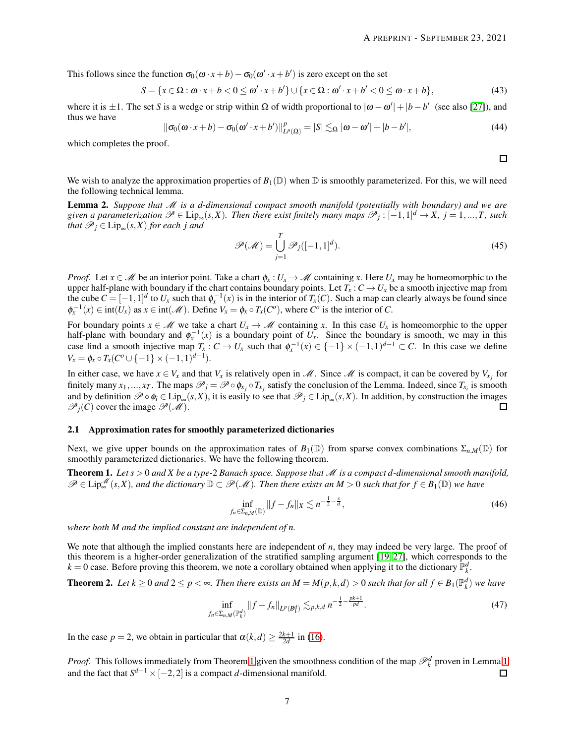This follows since the function $\sigma_0(\omega\cdot x+b)-\sigma_0(\omega'\cdot x+b')$ is zero except on the set

$$S=\{x\in\Omega:\omega\cdot x+b<0\le\omega'\cdot x+b'\}\cup\{x\in\Omega:\omega'\cdot x+b'<0\le\omega\cdot x+b\},\tag{43}$$

where it is $\pm1$. The set $S$ is a wedge or strip within $\Omega$ of width proportional to $|\omega-\omega'|+|b-b'|$ (see also [27]), and thus we have

$$\|\sigma_0(\omega\cdot x+b)-\sigma_0(\omega'\cdot x+b')\|^p_{L^p(\Omega)}=|S|\lesssim_\Omega|\omega-\omega'|+|b-b'|,\tag{44}$$

which completes the proof.

□

We wish to analyze the approximation properties of $B_1(\mathbb{D})$ when $\mathbb{D}$ is smoothly parameterized. For this, we will need the following technical lemma.

**Lemma 2.** *Suppose that $\mathscr{M}$ is a $d$-dimensional compact smooth manifold (potentially with boundary) and we are given a parameterization $\mathscr{P}\in\text{Lip}_\infty(s,X)$. Then there exist finitely many maps $\mathscr{P}_j:[-1,1]^d\to X$, $j=1,...,T$, such that $\mathscr{P}_j\in\text{Lip}_\infty(s,X)$ for each $j$ and*

$$\mathscr{P}(\mathscr{M})=\bigcup_{j=1}^T\mathscr{P}_j([-1,1]^d).\tag{45}$$

*Proof.* Let $x\in\mathscr{M}$ be an interior point. Take a chart $\phi_x:U_x\to\mathscr{M}$ containing $x$. Here $U_x$ may be homeomorphic to the upper half-plane with boundary if the chart contains boundary points. Let $T_x:C\to U_x$ be a smooth injective map from the cube $C=[-1,1]^d$ to $U_x$ such that $\phi_x^{-1}(x)$ is in the interior of $T_x(C)$. Such a map can clearly always be found since $\phi_x^{-1}(x)\in\text{int}(U_x)$ as $x\in\text{int}(\mathscr{M})$. Define $V_x=\phi_x\circ T_x(C^o)$, where $C^o$ is the interior of $C$.

For boundary points $x\in\mathscr{M}$ we take a chart $U_x\to\mathscr{M}$ containing $x$. In this case $U_x$ is homeomorphic to the upper half-plane with boundary and $\phi_x^{-1}(x)$ is a boundary point of $U_x$. Since the boundary is smooth, we may in this case find a smooth injective map $T_x:C\to U_x$ such that $\phi_x^{-1}(x)\in\{-1\}\times(-1,1)^{d-1}\subset C$. In this case we define $V_x=\phi_x\circ T_x(C^o\cup\{-1\}\times(-1,1)^{d-1})$.

In either case, we have $x\in V_x$ and that $V_x$ is relatively open in $\mathscr{M}$. Since $\mathscr{M}$ is compact, it can be covered by $V_{x_j}$ for finitely many $x_1,...,x_T$. The maps $\mathscr{P}_j=\mathscr{P}\circ\phi_{x_j}\circ T_{x_j}$ satisfy the conclusion of the Lemma. Indeed, since $T_{x_i}$ is smooth and by definition $\mathscr{P}\circ\phi_i\in\text{Lip}_\infty(s,X)$, it is easily to see that $\mathscr{P}_j\in\text{Lip}_\infty(s,X)$. In addition, by construction the images $\mathscr{P}_j(C)$ cover the image $\mathscr{P}(\mathscr{M})$. □

### 2.1 Approximation rates for smoothly parameterized dictionaries

Next, we give upper bounds on the approximation rates of $B_1(\mathbb{D})$ from sparse convex combinations $\Sigma_{n,M}(\mathbb{D})$ for smoothly parameterized dictionaries. We have the following theorem.

**Theorem 1.** *Let $s>0$ and $X$ be a type-2 Banach space. Suppose that $\mathscr{M}$ is a compact $d$-dimensional smooth manifold, $\mathscr{P}\in\text{Lip}^{\mathscr{M}}_\infty(s,X)$, and the dictionary $\mathbb{D}\subset\mathscr{P}(\mathscr{M})$. Then there exists an $M>0$ such that for $f\in B_1(\mathbb{D})$ we have*

$$\inf_{f_n\in\Sigma_{n,M}(\mathbb{D})}\|f-f_n\|_X\lesssim n^{-\frac{1}{2}-\frac{s}{d}},\tag{46}$$

*where both $M$ and the implied constant are independent of $n$.*

We note that although the implied constants here are independent of $n$, they may indeed be very large. The proof of this theorem is a higher-order generalization of the stratified sampling argument [19, 27], which corresponds to the $k=0$ case. Before proving this theorem, we note a corollary obtained when applying it to the dictionary $\mathbb{P}^d_k$.

**Theorem 2.** *Let $k\ge0$ and $2\le p<\infty$. Then there exists an $M=M(p,k,d)>0$ such that for all $f\in B_1(\mathbb{P}^d_k)$ we have*

$$\inf_{f_n\in\Sigma_{n,M}(\mathbb{P}^d_k)}\|f-f_n\|_{L^p(B^d_1)}\lesssim_{p,k,d}n^{-\frac{1}{2}-\frac{pk+1}{pd}}.\tag{47}$$

In the case $p=2$, we obtain in particular that $\alpha(k,d)\ge\frac{2k+1}{2d}$ in (16).

*Proof.* This follows immediately from Theorem 1 given the smoothness condition of the map $\mathscr{P}^d_k$ proven in Lemma 1 and the fact that $S^{d-1}\times[-2,2]$ is a compact $d$-dimensional manifold. □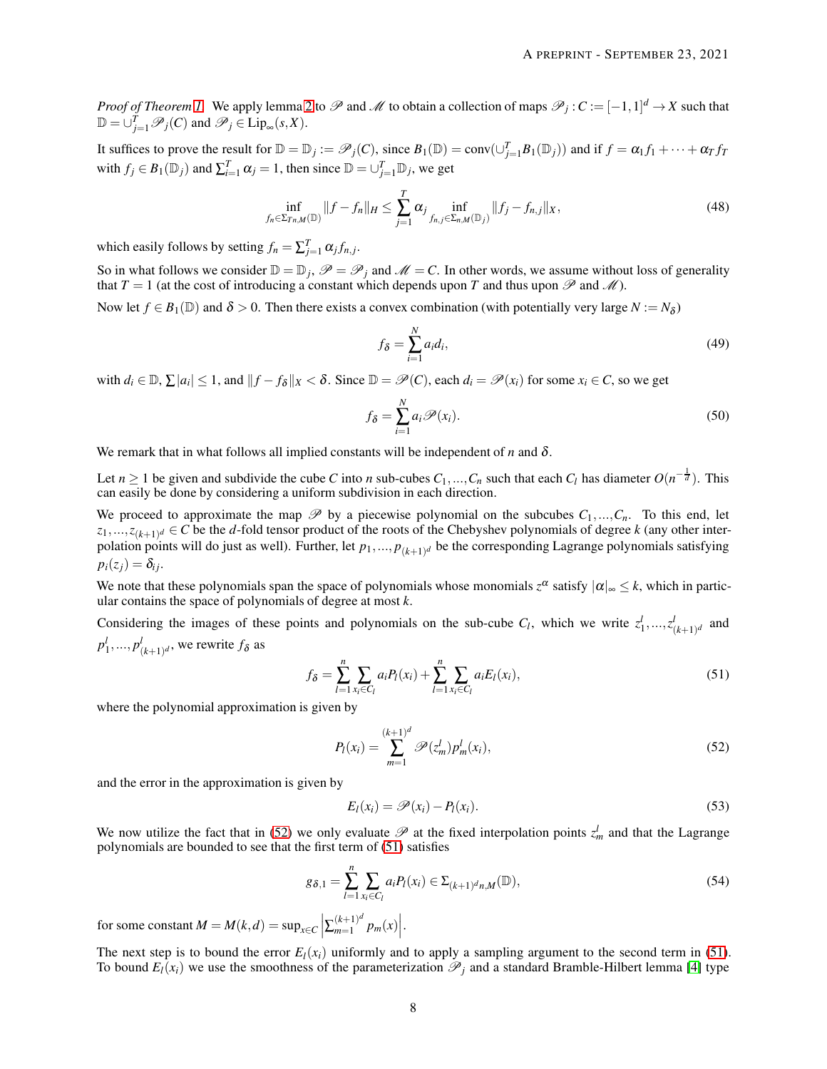*Proof of Theorem 1.* We apply lemma 2 to $\mathscr{P}$ and $\mathscr{M}$ to obtain a collection of maps $\mathscr{P}_j : C := [-1,1]^d \to X$ such that $\mathbb{D} = \cup_{j=1}^T \mathscr{P}_j(C)$ and $\mathscr{P}_j \in \text{Lip}_\infty(s, X)$.

It suffices to prove the result for $\mathbb{D} = \mathbb{D}_j := \mathscr{P}_j(C)$, since $B_1(\mathbb{D}) = \text{conv}(\cup_{j=1}^T B_1(\mathbb{D}_j))$ and if $f = \alpha_1 f_1 + \cdots + \alpha_T f_T$ with $f_j \in B_1(\mathbb{D}_j)$ and $\sum_{i=1}^T \alpha_j = 1$, then since $\mathbb{D} = \cup_{j=1}^T \mathbb{D}_j$, we get

$$\inf_{f_n \in \Sigma_{Tn,M}(\mathbb{D})} \|f - f_n\|_H \le \sum_{j=1}^T \alpha_j \inf_{f_{n,j} \in \Sigma_{n,M}(\mathbb{D}_j)} \|f_j - f_{n,j}\|_X, \tag{48}$$

which easily follows by setting $f_n = \sum_{j=1}^T \alpha_j f_{n,j}$.

So in what follows we consider $\mathbb{D} = \mathbb{D}_j$, $\mathscr{P} = \mathscr{P}_j$ and $\mathscr{M} = C$. In other words, we assume without loss of generality that $T = 1$ (at the cost of introducing a constant which depends upon $T$ and thus upon $\mathscr{P}$ and $\mathscr{M}$).

Now let $f \in B_1(\mathbb{D})$ and $\delta > 0$. Then there exists a convex combination (with potentially very large $N := N_\delta$)

$$f_\delta = \sum_{i=1}^N a_i d_i, \tag{49}$$

with $d_i \in \mathbb{D}$, $\sum |a_i| \le 1$, and $\|f - f_\delta\|_X < \delta$. Since $\mathbb{D} = \mathscr{P}(C)$, each $d_i = \mathscr{P}(x_i)$ for some $x_i \in C$, so we get

$$f_\delta = \sum_{i=1}^N a_i \mathscr{P}(x_i). \tag{50}$$

We remark that in what follows all implied constants will be independent of $n$ and $\delta$.

Let $n \ge 1$ be given and subdivide the cube $C$ into $n$ sub-cubes $C_1, ..., C_n$ such that each $C_l$ has diameter $O(n^{-\frac{1}{d}})$. This can easily be done by considering a uniform subdivision in each direction.

We proceed to approximate the map $\mathscr{P}$ by a piecewise polynomial on the subcubes $C_1, ..., C_n$. To this end, let $z_1, ..., z_{(k+1)^d} \in C$ be the $d$-fold tensor product of the roots of the Chebyshev polynomials of degree $k$ (any other interpolation points will do just as well). Further, let $p_1, ..., p_{(k+1)^d}$ be the corresponding Lagrange polynomials satisfying $p_i(z_j) = \delta_{ij}$.

We note that these polynomials span the space of polynomials whose monomials $z^\alpha$ satisfy $|\alpha|_\infty \le k$, which in particular contains the space of polynomials of degree at most $k$.

Considering the images of these points and polynomials on the sub-cube $C_l$, which we write $z_1^l, ..., z_{(k+1)^d}^l$ and $p_1^l, ..., p_{(k+1)^d}^l$, we rewrite $f_\delta$ as

$$f_\delta = \sum_{l=1}^n \sum_{x_i \in C_l} a_i P_l(x_i) + \sum_{l=1}^n \sum_{x_i \in C_l} a_i E_l(x_i), \tag{51}$$

where the polynomial approximation is given by

$$P_l(x_i) = \sum_{m=1}^{(k+1)^d} \mathscr{P}(z_m^l) p_m^l(x_i), \tag{52}$$

and the error in the approximation is given by

$$E_l(x_i) = \mathscr{P}(x_i) - P_l(x_i). \tag{53}$$

We now utilize the fact that in (52) we only evaluate $\mathscr{P}$ at the fixed interpolation points $z_m^l$ and that the Lagrange polynomials are bounded to see that the first term of (51) satisfies

$$g_{\delta,1} = \sum_{l=1}^n \sum_{x_i \in C_l} a_i P_l(x_i) \in \Sigma_{(k+1)^d n, M}(\mathbb{D}), \tag{54}$$

for some constant $M = M(k,d) = \sup_{x \in C} \left| \sum_{m=1}^{(k+1)^d} p_m(x) \right|$.

The next step is to bound the error $E_l(x_i)$ uniformly and to apply a sampling argument to the second term in (51). To bound $E_l(x_i)$ we use the smoothness of the parameterization $\mathscr{P}_j$ and a standard Bramble-Hilbert lemma [4] type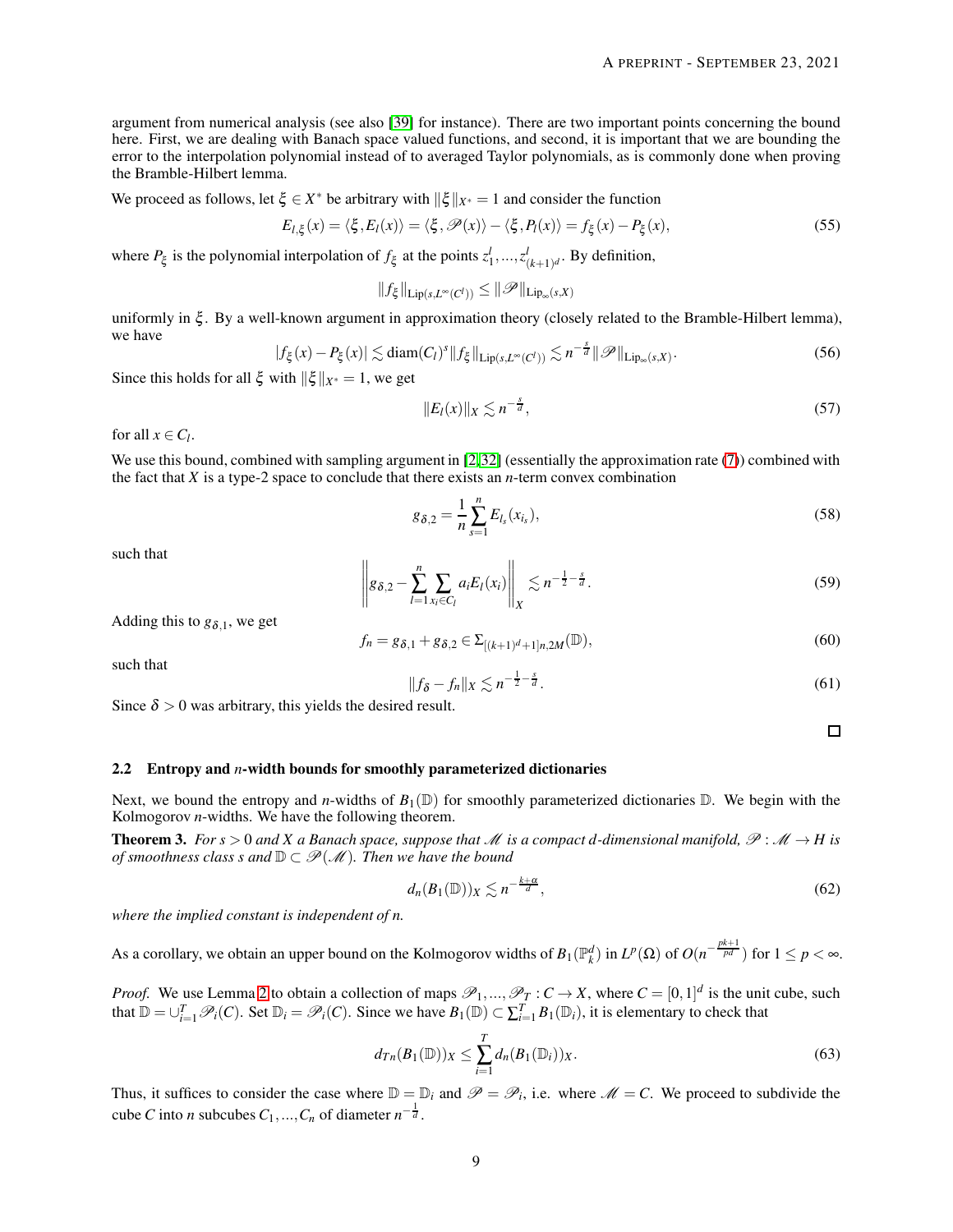argument from numerical analysis (see also [39] for instance). There are two important points concerning the bound here. First, we are dealing with Banach space valued functions, and second, it is important that we are bounding the error to the interpolation polynomial instead of to averaged Taylor polynomials, as is commonly done when proving the Bramble-Hilbert lemma.

We proceed as follows, let $\xi \in X^*$ be arbitrary with $\|\xi\|_{X^*} = 1$ and consider the function

$$E_{l,\xi}(x) = \langle \xi, E_l(x)\rangle = \langle \xi, \mathscr{P}(x)\rangle - \langle \xi, P_l(x)\rangle = f_\xi(x) - P_\xi(x), \tag{55}$$

where $P_\xi$ is the polynomial interpolation of $f_\xi$ at the points $z_1^l, ..., z_{(k+1)^d}^l$. By definition,

$$\|f_\xi\|_{\mathrm{Lip}(s,L^\infty(C^l))} \leq \|\mathscr{P}\|_{\mathrm{Lip}_\infty(s,X)}$$

uniformly in $\xi$. By a well-known argument in approximation theory (closely related to the Bramble-Hilbert lemma), we have

$$|f_\xi(x) - P_\xi(x)| \lesssim \mathrm{diam}(C_l)^s \|f_\xi\|_{\mathrm{Lip}(s,L^\infty(C^l))} \lesssim n^{-\frac{s}{d}} \|\mathscr{P}\|_{\mathrm{Lip}_\infty(s,X)}. \tag{56}$$

Since this holds for all $\xi$ with $\|\xi\|_{X^*} = 1$, we get

$$\|E_l(x)\|_X \lesssim n^{-\frac{s}{d}}, \tag{57}$$

for all $x \in C_l$.

We use this bound, combined with sampling argument in [2,32] (essentially the approximation rate (7)) combined with the fact that $X$ is a type-2 space to conclude that there exists an $n$-term convex combination

$$g_{\delta,2} = \frac{1}{n}\sum_{s=1}^n E_{l_s}(x_{i_s}), \tag{58}$$

such that

$$\left\| g_{\delta,2} - \sum_{l=1}^n \sum_{x_i \in C_l} a_i E_l(x_i) \right\|_X \lesssim n^{-\frac{1}{2}-\frac{s}{d}}. \tag{59}$$

Adding this to $g_{\delta,1}$, we get

$$f_n = g_{\delta,1} + g_{\delta,2} \in \Sigma_{[(k+1)^d+1]n,2M}(\mathbb{D}), \tag{60}$$

such that

$$\|f_\delta - f_n\|_X \lesssim n^{-\frac{1}{2}-\frac{s}{d}}. \tag{61}$$

Since $\delta > 0$ was arbitrary, this yields the desired result.

□

### 2.2 Entropy and $n$-width bounds for smoothly parameterized dictionaries

Next, we bound the entropy and $n$-widths of $B_1(\mathbb{D})$ for smoothly parameterized dictionaries $\mathbb{D}$. We begin with the Kolmogorov $n$-widths. We have the following theorem.

**Theorem 3.** *For $s > 0$ and $X$ a Banach space, suppose that $\mathscr{M}$ is a compact $d$-dimensional manifold, $\mathscr{P} : \mathscr{M} \to H$ is of smoothness class $s$ and $\mathbb{D} \subset \mathscr{P}(\mathscr{M})$. Then we have the bound*

$$d_n(B_1(\mathbb{D}))_X \lesssim n^{-\frac{k+\alpha}{d}}, \tag{62}$$

*where the implied constant is independent of $n$.*

As a corollary, we obtain an upper bound on the Kolmogorov widths of $B_1(\mathbb{P}_k^d)$ in $L^p(\Omega)$ of $O(n^{-\frac{pk+1}{pd}})$ for $1 \leq p < \infty$.

*Proof.* We use Lemma 2 to obtain a collection of maps $\mathscr{P}_1, ..., \mathscr{P}_T : C \to X$, where $C = [0,1]^d$ is the unit cube, such that $\mathbb{D} = \cup_{i=1}^T \mathscr{P}_i(C)$. Set $\mathbb{D}_i = \mathscr{P}_i(C)$. Since we have $B_1(\mathbb{D}) \subset \sum_{i=1}^T B_1(\mathbb{D}_i)$, it is elementary to check that

$$d_{Tn}(B_1(\mathbb{D}))_X \leq \sum_{i=1}^T d_n(B_1(\mathbb{D}_i))_X. \tag{63}$$

Thus, it suffices to consider the case where $\mathbb{D} = \mathbb{D}_i$ and $\mathscr{P} = \mathscr{P}_i$, i.e. where $\mathscr{M} = C$. We proceed to subdivide the cube $C$ into $n$ subcubes $C_1, ..., C_n$ of diameter $n^{-\frac{1}{d}}$.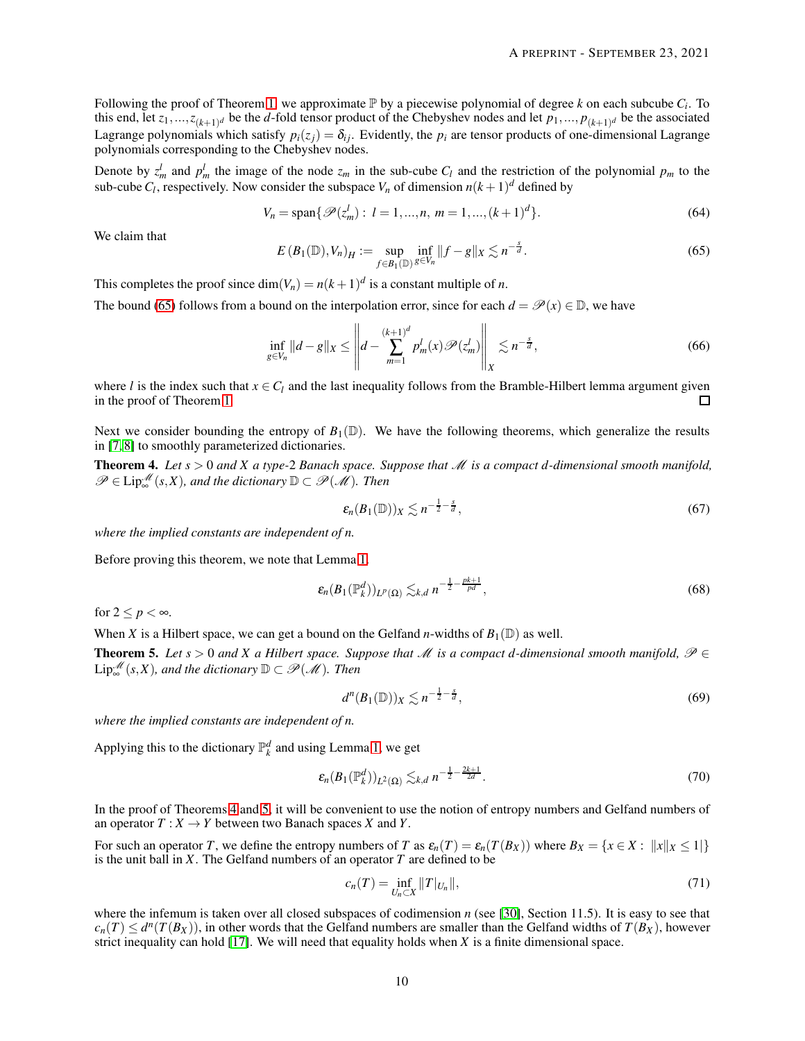Following the proof of Theorem 1, we approximate $\mathbb{P}$ by a piecewise polynomial of degree $k$ on each subcube $C_i$. To this end, let $z_1,...,z_{(k+1)^d}$ be the $d$-fold tensor product of the Chebyshev nodes and let $p_1,...,p_{(k+1)^d}$ be the associated Lagrange polynomials which satisfy $p_i(z_j) = \delta_{ij}$. Evidently, the $p_i$ are tensor products of one-dimensional Lagrange polynomials corresponding to the Chebyshev nodes.

Denote by $z^l_m$ and $p^l_m$ the image of the node $z_m$ in the sub-cube $C_l$ and the restriction of the polynomial $p_m$ to the sub-cube $C_l$, respectively. Now consider the subspace $V_n$ of dimension $n(k+1)^d$ defined by

$$V_n = \mathrm{span}\{\mathscr{P}(z^l_m) : \ l = 1,...,n, \ m = 1,...,(k+1)^d\}. \tag{64}$$

We claim that

$$E\left(B_1(\mathbb{D}),V_n\right)_H := \sup_{f\in B_1(\mathbb{D})} \inf_{g\in V_n} \|f-g\|_X \lesssim n^{-\frac{s}{d}}. \tag{65}$$

This completes the proof since $\dim(V_n) = n(k+1)^d$ is a constant multiple of $n$.

The bound (65) follows from a bound on the interpolation error, since for each $d = \mathscr{P}(x) \in \mathbb{D}$, we have

$$\inf_{g\in V_n} \|d-g\|_X \leq \left\| d - \sum_{m=1}^{(k+1)^d} p^l_m(x)\mathscr{P}(z^l_m)\right\|_X \lesssim n^{-\frac{s}{d}}, \tag{66}$$

where $l$ is the index such that $x \in C_l$ and the last inequality follows from the Bramble-Hilbert lemma argument given in the proof of Theorem 1. □

Next we consider bounding the entropy of $B_1(\mathbb{D})$. We have the following theorems, which generalize the results in [7, 8] to smoothly parameterized dictionaries.

**Theorem 4.** *Let $s > 0$ and $X$ a type-2 Banach space. Suppose that $\mathscr{M}$ is a compact $d$-dimensional smooth manifold, $\mathscr{P} \in \mathrm{Lip}^{\mathscr{M}}_\infty(s,X)$, and the dictionary $\mathbb{D} \subset \mathscr{P}(\mathscr{M})$. Then*

$$\varepsilon_n(B_1(\mathbb{D}))_X \lesssim n^{-\frac{1}{2}-\frac{s}{d}}, \tag{67}$$

*where the implied constants are independent of $n$.*

Before proving this theorem, we note that Lemma 1,

$$\varepsilon_n(B_1(\mathbb{P}^d_k))_{L^p(\Omega)} \lesssim_{k,d} n^{-\frac{1}{2}-\frac{pk+1}{pd}}, \tag{68}$$

for $2 \leq p < \infty$.

When $X$ is a Hilbert space, we can get a bound on the Gelfand $n$-widths of $B_1(\mathbb{D})$ as well.

**Theorem 5.** *Let $s > 0$ and $X$ a Hilbert space. Suppose that $\mathscr{M}$ is a compact $d$-dimensional smooth manifold, $\mathscr{P} \in \mathrm{Lip}^{\mathscr{M}}_\infty(s,X)$, and the dictionary $\mathbb{D} \subset \mathscr{P}(\mathscr{M})$. Then*

$$d^n(B_1(\mathbb{D}))_X \lesssim n^{-\frac{1}{2}-\frac{s}{d}}, \tag{69}$$

*where the implied constants are independent of $n$.*

Applying this to the dictionary $\mathbb{P}^d_k$ and using Lemma 1, we get

$$\varepsilon_n(B_1(\mathbb{P}^d_k))_{L^2(\Omega)} \lesssim_{k,d} n^{-\frac{1}{2}-\frac{2k+1}{2d}}. \tag{70}$$

In the proof of Theorems 4 and 5, it will be convenient to use the notion of entropy numbers and Gelfand numbers of an operator $T : X \to Y$ between two Banach spaces $X$ and $Y$.

For such an operator $T$, we define the entropy numbers of $T$ as $\varepsilon_n(T) = \varepsilon_n(T(B_X))$ where $B_X = \{x \in X : \ \|x\|_X \leq 1|\}$ is the unit ball in $X$. The Gelfand numbers of an operator $T$ are defined to be

$$c_n(T) = \inf_{U_n\subset X} \|T|_{U_n}\|, \tag{71}$$

where the infemum is taken over all closed subspaces of codimension $n$ (see [30], Section 11.5). It is easy to see that $c_n(T) \leq d^n(T(B_X))$, in other words that the Gelfand numbers are smaller than the Gelfand widths of $T(B_X)$, however strict inequality can hold [17]. We will need that equality holds when $X$ is a finite dimensional space.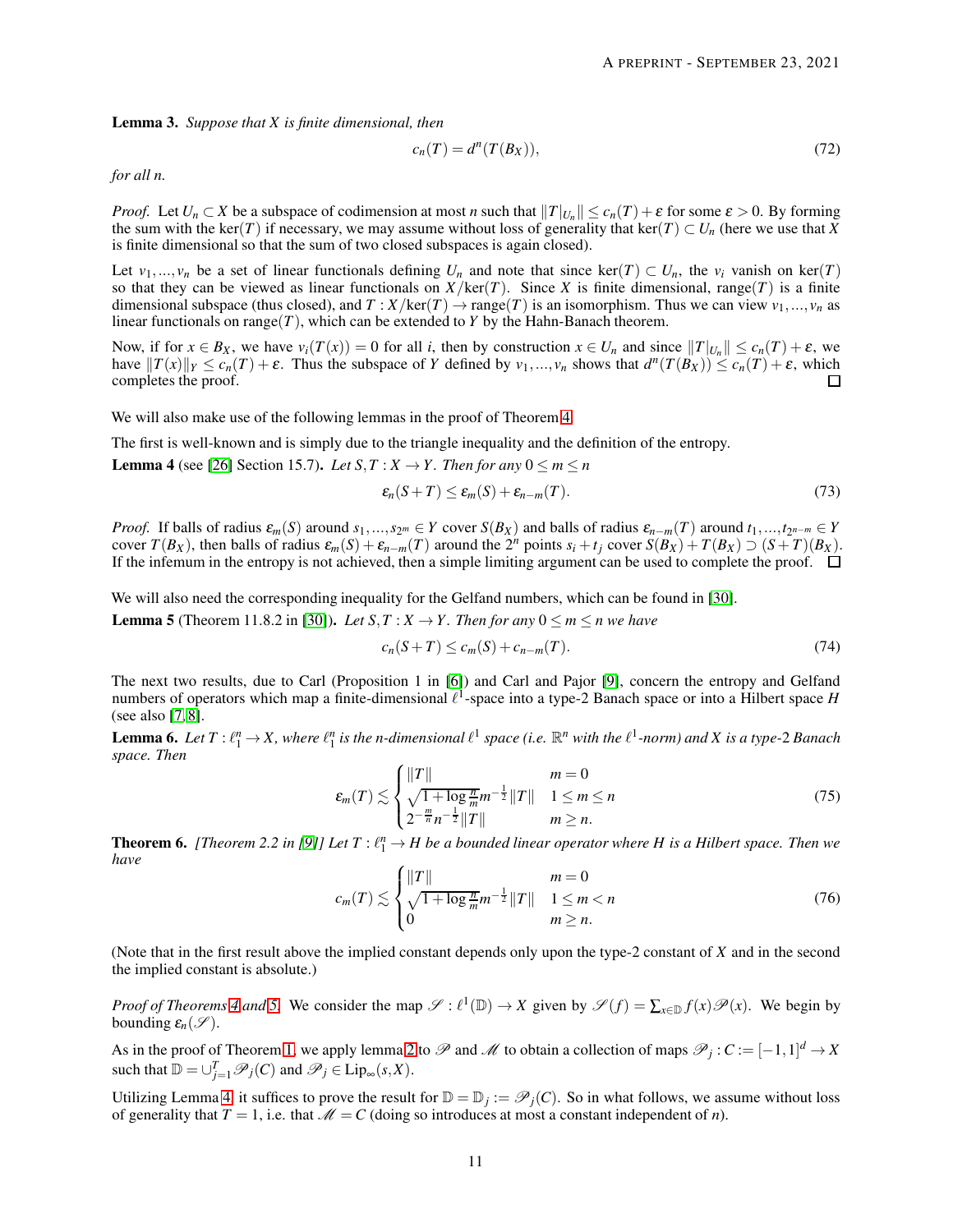**Lemma 3.** *Suppose that $X$ is finite dimensional, then*

$$c_n(T) = d^n(T(B_X)), \tag{72}$$

*for all $n$.*

*Proof.* Let $U_n \subset X$ be a subspace of codimension at most $n$ such that $\|T|_{U_n}\| \leq c_n(T) + \varepsilon$ for some $\varepsilon > 0$. By forming the sum with the $\ker(T)$ if necessary, we may assume without loss of generality that $\ker(T) \subset U_n$ (here we use that $X$ is finite dimensional so that the sum of two closed subspaces is again closed).

Let $v_1, ..., v_n$ be a set of linear functionals defining $U_n$ and note that since $\ker(T) \subset U_n$, the $v_i$ vanish on $\ker(T)$ so that they can be viewed as linear functionals on $X/\ker(T)$. Since $X$ is finite dimensional, $\text{range}(T)$ is a finite dimensional subspace (thus closed), and $T : X/\ker(T) \to \text{range}(T)$ is an isomorphism. Thus we can view $v_1, ..., v_n$ as linear functionals on $\text{range}(T)$, which can be extended to $Y$ by the Hahn-Banach theorem.

Now, if for $x \in B_X$, we have $v_i(T(x)) = 0$ for all $i$, then by construction $x \in U_n$ and since $\|T|_{U_n}\| \leq c_n(T) + \varepsilon$, we have $\|T(x)\|_Y \leq c_n(T) + \varepsilon$. Thus the subspace of $Y$ defined by $v_1, ..., v_n$ shows that $d^n(T(B_X)) \leq c_n(T) + \varepsilon$, which completes the proof. □

We will also make use of the following lemmas in the proof of Theorem 4.

The first is well-known and is simply due to the triangle inequality and the definition of the entropy.

**Lemma 4** (see [26] Section 15.7)**.** *Let $S, T : X \to Y$. Then for any $0 \leq m \leq n$*

$$\varepsilon_n(S+T) \leq \varepsilon_m(S) + \varepsilon_{n-m}(T). \tag{73}$$

*Proof.* If balls of radius $\varepsilon_m(S)$ around $s_1, ..., s_{2^m} \in Y$ cover $S(B_X)$ and balls of radius $\varepsilon_{n-m}(T)$ around $t_1, ..., t_{2^{n-m}} \in Y$ cover $T(B_X)$, then balls of radius $\varepsilon_m(S) + \varepsilon_{n-m}(T)$ around the $2^n$ points $s_i + t_j$ cover $S(B_X) + T(B_X) \supset (S+T)(B_X)$. If the infemum in the entropy is not achieved, then a simple limiting argument can be used to complete the proof. □

We will also need the corresponding inequality for the Gelfand numbers, which can be found in [30].

**Lemma 5** (Theorem 11.8.2 in [30])**.** *Let $S, T : X \to Y$. Then for any $0 \leq m \leq n$ we have*

$$c_n(S+T) \leq c_m(S) + c_{n-m}(T). \tag{74}$$

The next two results, due to Carl (Proposition 1 in [6]) and Carl and Pajor [9], concern the entropy and Gelfand numbers of operators which map a finite-dimensional $\ell^1$-space into a type-2 Banach space or into a Hilbert space $H$ (see also [7, 8]).

**Lemma 6.** *Let $T : \ell_1^n \to X$, where $\ell_1^n$ is the $n$-dimensional $\ell^1$ space (i.e. $\mathbb{R}^n$ with the $\ell^1$-norm) and $X$ is a type-2 Banach space. Then*

$$\varepsilon_m(T) \lesssim \begin{cases} \|T\| & m = 0 \\ \sqrt{1 + \log\frac{n}{m}}\, m^{-\frac{1}{2}} \|T\| & 1 \leq m \leq n \\ 2^{-\frac{m}{n}} n^{-\frac{1}{2}} \|T\| & m \geq n. \end{cases} \tag{75}$$

**Theorem 6.** *[Theorem 2.2 in [9]] Let $T : \ell_1^n \to H$ be a bounded linear operator where $H$ is a Hilbert space. Then we have*

$$c_m(T) \lesssim \begin{cases} \|T\| & m = 0 \\ \sqrt{1 + \log\frac{n}{m}}\, m^{-\frac{1}{2}} \|T\| & 1 \leq m < n \\ 0 & m \geq n. \end{cases} \tag{76}$$

(Note that in the first result above the implied constant depends only upon the type-2 constant of $X$ and in the second the implied constant is absolute.)

*Proof of Theorems 4 and 5.* We consider the map $\mathscr{S} : \ell^1(\mathbb{D}) \to X$ given by $\mathscr{S}(f) = \sum_{x \in \mathbb{D}} f(x)\mathscr{P}(x)$. We begin by bounding $\varepsilon_n(\mathscr{S})$.

As in the proof of Theorem 1, we apply lemma 2 to $\mathscr{P}$ and $\mathscr{M}$ to obtain a collection of maps $\mathscr{P}_j : C := [-1,1]^d \to X$ such that $\mathbb{D} = \cup_{j=1}^T \mathscr{P}_j(C)$ and $\mathscr{P}_j \in \text{Lip}_\infty(s, X)$.

Utilizing Lemma 4, it suffices to prove the result for $\mathbb{D} = \mathbb{D}_j := \mathscr{P}_j(C)$. So in what follows, we assume without loss of generality that $T = 1$, i.e. that $\mathscr{M} = C$ (doing so introduces at most a constant independent of $n$).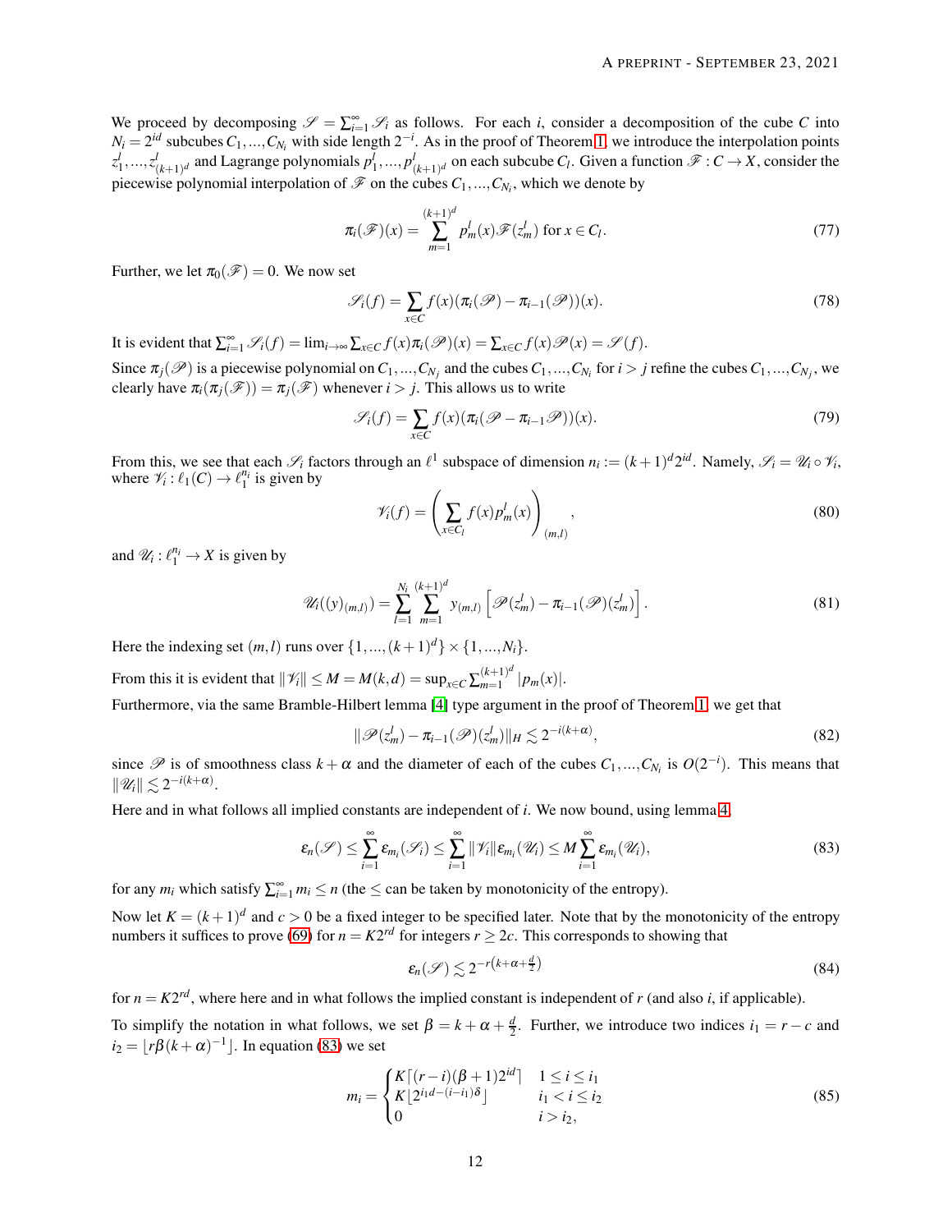We proceed by decomposing $\mathscr{S} = \sum_{i=1}^{\infty} \mathscr{S}_i$ as follows. For each $i$, consider a decomposition of the cube $C$ into $N_i = 2^{id}$ subcubes $C_1,...,C_{N_i}$ with side length $2^{-i}$. As in the proof of Theorem 1, we introduce the interpolation points $z_1^l,...,z_{(k+1)^d}^l$ and Lagrange polynomials $p_1^l,...,p_{(k+1)^d}^l$ on each subcube $C_l$. Given a function $\mathscr{F}: C \to X$, consider the piecewise polynomial interpolation of $\mathscr{F}$ on the cubes $C_1,...,C_{N_i}$, which we denote by

$$\pi_i(\mathscr{F})(x) = \sum_{m=1}^{(k+1)^d} p_m^l(x)\mathscr{F}(z_m^l) \text{ for } x \in C_l. \tag{77}$$

Further, we let $\pi_0(\mathscr{F}) = 0$. We now set

$$\mathscr{S}_i(f) = \sum_{x\in C} f(x)(\pi_i(\mathscr{P}) - \pi_{i-1}(\mathscr{P}))(x). \tag{78}$$

It is evident that $\sum_{i=1}^{\infty} \mathscr{S}_i(f) = \lim_{i\to\infty} \sum_{x\in C} f(x)\pi_i(\mathscr{P})(x) = \sum_{x\in C} f(x)\mathscr{P}(x) = \mathscr{S}(f)$.

Since $\pi_j(\mathscr{P})$ is a piecewise polynomial on $C_1,...,C_{N_j}$ and the cubes $C_1,...,C_{N_i}$ for $i > j$ refine the cubes $C_1,...,C_{N_j}$, we clearly have $\pi_i(\pi_j(\mathscr{F})) = \pi_j(\mathscr{F})$ whenever $i > j$. This allows us to write

$$\mathscr{S}_i(f) = \sum_{x\in C} f(x)(\pi_i(\mathscr{P} - \pi_{i-1}\mathscr{P}))(x). \tag{79}$$

From this, we see that each $\mathscr{S}_i$ factors through an $\ell^1$ subspace of dimension $n_i := (k+1)^d 2^{id}$. Namely, $\mathscr{S}_i = \mathscr{U}_i \circ \mathscr{V}_i$, where $\mathscr{V}_i : \ell_1(C) \to \ell_1^{n_i}$ is given by

$$\mathscr{V}_i(f) = \left(\sum_{x\in C_l} f(x)p_m^l(x)\right)_{(m,l)}, \tag{80}$$

and $\mathscr{U}_i : \ell_1^{n_i} \to X$ is given by

$$\mathscr{U}_i((y)_{(m,l)}) = \sum_{l=1}^{N_i} \sum_{m=1}^{(k+1)^d} y_{(m,l)} \left[\mathscr{P}(z_m^l) - \pi_{i-1}(\mathscr{P})(z_m^l)\right]. \tag{81}$$

Here the indexing set $(m,l)$ runs over $\{1,...,(k+1)^d\} \times \{1,...,N_i\}$.

From this it is evident that $\|\mathscr{V}_i\| \leq M = M(k,d) = \sup_{x\in C} \sum_{m=1}^{(k+1)^d} |p_m(x)|$.

Furthermore, via the same Bramble-Hilbert lemma [4] type argument in the proof of Theorem 1, we get that

$$\|\mathscr{P}(z_m^l) - \pi_{i-1}(\mathscr{P})(z_m^l)\|_H \lesssim 2^{-i(k+\alpha)}, \tag{82}$$

since $\mathscr{P}$ is of smoothness class $k+\alpha$ and the diameter of each of the cubes $C_1,...,C_{N_i}$ is $O(2^{-i})$. This means that $\|\mathscr{U}_i\| \lesssim 2^{-i(k+\alpha)}$.

Here and in what follows all implied constants are independent of $i$. We now bound, using lemma 4,

$$\varepsilon_n(\mathscr{S}) \leq \sum_{i=1}^{\infty} \varepsilon_{m_i}(\mathscr{S}_i) \leq \sum_{i=1}^{\infty} \|\mathscr{V}_i\| \varepsilon_{m_i}(\mathscr{U}_i) \leq M \sum_{i=1}^{\infty} \varepsilon_{m_i}(\mathscr{U}_i), \tag{83}$$

for any $m_i$ which satisfy $\sum_{i=1}^{\infty} m_i \leq n$ (the $\leq$ can be taken by monotonicity of the entropy).

Now let $K = (k+1)^d$ and $c > 0$ be a fixed integer to be specified later. Note that by the monotonicity of the entropy numbers it suffices to prove (69) for $n = K2^{rd}$ for integers $r \geq 2c$. This corresponds to showing that

$$\varepsilon_n(\mathscr{S}) \lesssim 2^{-r\left(k+\alpha+\frac{d}{2}\right)} \tag{84}$$

for $n = K2^{rd}$, where here and in what follows the implied constant is independent of $r$ (and also $i$, if applicable).

To simplify the notation in what follows, we set $\beta = k+\alpha+\frac{d}{2}$. Further, we introduce two indices $i_1 = r - c$ and $i_2 = \lfloor r\beta(k+\alpha)^{-1} \rfloor$. In equation (83) we set

$$m_i = \begin{cases} K\lceil (r-i)(\beta+1)2^{id} \rceil & 1 \leq i \leq i_1 \\ K\lfloor 2^{i_1 d - (i-i_1)\delta} \rfloor & i_1 < i \leq i_2 \\ 0 & i > i_2, \end{cases} \tag{85}$$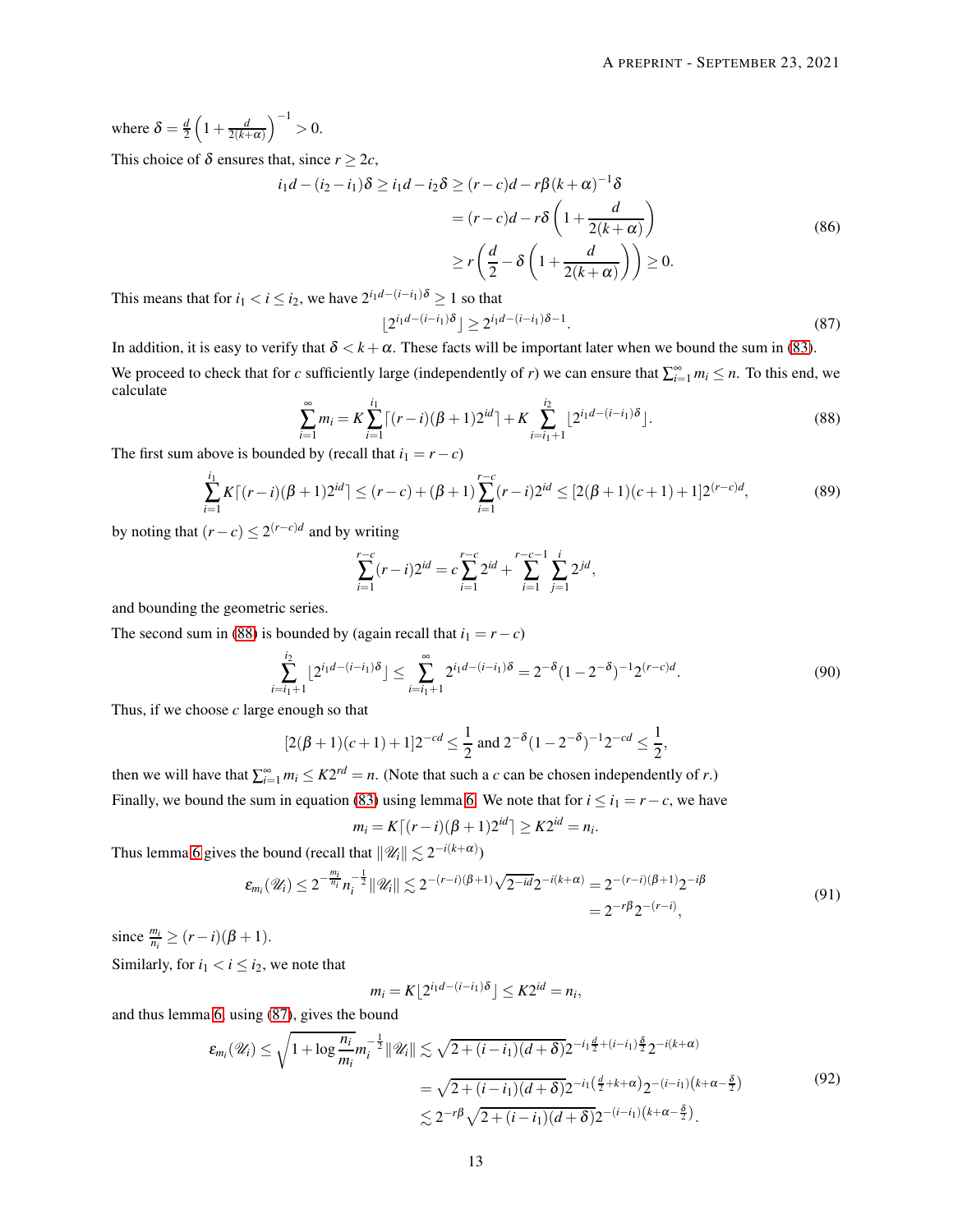where $\delta = \frac{d}{2}\left(1 + \frac{d}{2(k+\alpha)}\right)^{-1} > 0$.

This choice of $\delta$ ensures that, since $r \geq 2c$,

$$
\begin{aligned}
i_1 d - (i_2 - i_1)\delta \geq i_1 d - i_2 \delta &\geq (r-c)d - r\beta(k+\alpha)^{-1}\delta \\
&= (r-c)d - r\delta\left(1 + \frac{d}{2(k+\alpha)}\right) \\
&\geq r\left(\frac{d}{2} - \delta\left(1 + \frac{d}{2(k+\alpha)}\right)\right) \geq 0.
\end{aligned}
\tag{86}
$$

This means that for $i_1 < i \leq i_2$, we have $2^{i_1 d - (i-i_1)\delta} \geq 1$ so that

$$
\lfloor 2^{i_1 d - (i-i_1)\delta} \rfloor \geq 2^{i_1 d - (i-i_1)\delta - 1}. \tag{87}
$$

In addition, it is easy to verify that $\delta < k + \alpha$. These facts will be important later when we bound the sum in (83).

We proceed to check that for $c$ sufficiently large (independently of $r$) we can ensure that $\sum_{i=1}^{\infty} m_i \leq n$. To this end, we calculate

$$
\sum_{i=1}^{\infty} m_i = K \sum_{i=1}^{i_1} \lceil (r-i)(\beta+1)2^{id} \rceil + K \sum_{i=i_1+1}^{i_2} \lfloor 2^{i_1 d - (i-i_1)\delta} \rfloor. \tag{88}
$$

The first sum above is bounded by (recall that $i_1 = r - c$)

$$
\sum_{i=1}^{i_1} K \lceil (r-i)(\beta+1)2^{id} \rceil \leq (r-c) + (\beta+1)\sum_{i=1}^{r-c}(r-i)2^{id} \leq [2(\beta+1)(c+1)+1]2^{(r-c)d}, \tag{89}
$$

by noting that $(r-c) \leq 2^{(r-c)d}$ and by writing

$$
\sum_{i=1}^{r-c}(r-i)2^{id} = c\sum_{i=1}^{r-c}2^{id} + \sum_{i=1}^{r-c-1}\sum_{j=1}^{i}2^{jd},
$$

and bounding the geometric series.

The second sum in (88) is bounded by (again recall that $i_1 = r - c$)

$$
\sum_{i=i_1+1}^{i_2} \lfloor 2^{i_1 d - (i-i_1)\delta} \rfloor \leq \sum_{i=i_1+1}^{\infty} 2^{i_1 d - (i-i_1)\delta} = 2^{-\delta}(1-2^{-\delta})^{-1}2^{(r-c)d}. \tag{90}
$$

Thus, if we choose $c$ large enough so that

$$
[2(\beta+1)(c+1)+1]2^{-cd} \leq \frac{1}{2} \text{ and } 2^{-\delta}(1-2^{-\delta})^{-1}2^{-cd} \leq \frac{1}{2},
$$

then we will have that $\sum_{i=1}^{\infty} m_i \leq K2^{rd} = n$. (Note that such a $c$ can be chosen independently of $r$.)

Finally, we bound the sum in equation (83) using lemma 6. We note that for $i \leq i_1 = r - c$, we have

$$
m_i = K\lceil (r-i)(\beta+1)2^{id} \rceil \geq K2^{id} = n_i.
$$

Thus lemma 6 gives the bound (recall that $\|\mathscr{U}_i\| \lesssim 2^{-i(k+\alpha)}$)

$$
\begin{aligned}
\varepsilon_{m_i}(\mathscr{U}_i) \leq 2^{-\frac{m_i}{n_i}} n_i^{-\frac{1}{2}} \|\mathscr{U}_i\| \lesssim 2^{-(r-i)(\beta+1)}\sqrt{2^{-id}}2^{-i(k+\alpha)} &= 2^{-(r-i)(\beta+1)}2^{-i\beta} \\
&= 2^{-r\beta}2^{-(r-i)},
\end{aligned}
\tag{91}
$$

since $\frac{m_i}{n_i} \geq (r-i)(\beta+1)$.

Similarly, for $i_1 < i \leq i_2$, we note that

$$
m_i = K\lfloor 2^{i_1 d - (i-i_1)\delta} \rfloor \leq K2^{id} = n_i,
$$

and thus lemma 6, using (87), gives the bound

$$
\begin{aligned}
\varepsilon_{m_i}(\mathscr{U}_i) \leq \sqrt{1 + \log\frac{n_i}{m_i}}\, m_i^{-\frac{1}{2}} \|\mathscr{U}_i\| &\lesssim \sqrt{2 + (i-i_1)(d+\delta)}\, 2^{-i_1\frac{d}{2} + (i-i_1)\frac{\delta}{2}} 2^{-i(k+\alpha)} \\
&= \sqrt{2 + (i-i_1)(d+\delta)}\, 2^{-i_1\left(\frac{d}{2}+k+\alpha\right)} 2^{-(i-i_1)\left(k+\alpha-\frac{\delta}{2}\right)} \\
&\lesssim 2^{-r\beta}\sqrt{2 + (i-i_1)(d+\delta)}\, 2^{-(i-i_1)\left(k+\alpha-\frac{\delta}{2}\right)}.
\end{aligned}
\tag{92}
$$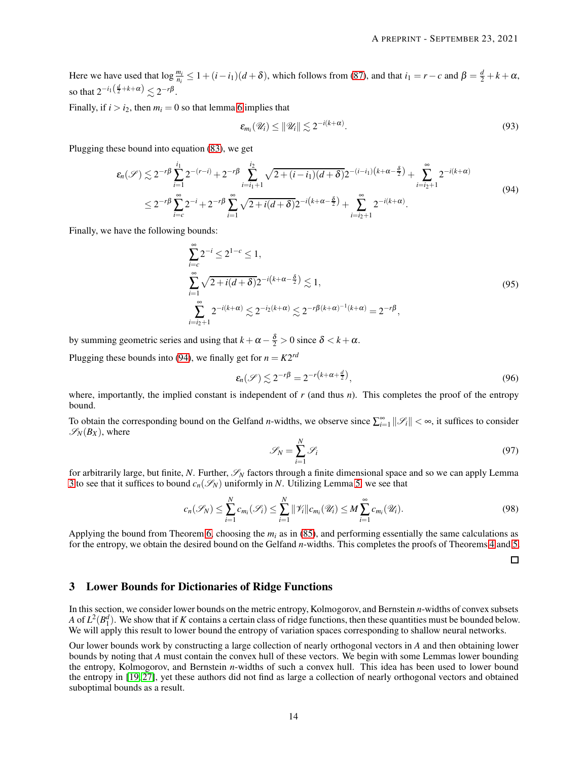Here we have used that $\log \frac{m_i}{n_i} \leq 1 + (i - i_1)(d + \delta)$, which follows from (87), and that $i_1 = r - c$ and $\beta = \frac{d}{2} + k + \alpha$, so that $2^{-i_1\left(\frac{d}{2}+k+\alpha\right)} \lesssim 2^{-r\beta}$.

Finally, if $i > i_2$, then $m_i = 0$ so that lemma 6 implies that

$$\varepsilon_{m_i}(\mathscr{U}_i) \leq \|\mathscr{U}_i\| \lesssim 2^{-i(k+\alpha)}. \tag{93}$$

Plugging these bound into equation (83), we get

$$\begin{aligned}
\varepsilon_n(\mathscr{S}) &\lesssim 2^{-r\beta} \sum_{i=1}^{i_1} 2^{-(r-i)} + 2^{-r\beta} \sum_{i=i_1+1}^{i_2} \sqrt{2 + (i - i_1)(d + \delta)}\, 2^{-(i-i_1)\left(k+\alpha-\frac{\delta}{2}\right)} + \sum_{i=i_2+1}^{\infty} 2^{-i(k+\alpha)} \\
&\leq 2^{-r\beta} \sum_{i=c}^{\infty} 2^{-i} + 2^{-r\beta} \sum_{i=1}^{\infty} \sqrt{2 + i(d + \delta)}\, 2^{-i\left(k+\alpha-\frac{\delta}{2}\right)} + \sum_{i=i_2+1}^{\infty} 2^{-i(k+\alpha)}.
\end{aligned} \tag{94}$$

Finally, we have the following bounds:

$$\begin{aligned}
&\sum_{i=c}^{\infty} 2^{-i} \leq 2^{1-c} \leq 1, \\
&\sum_{i=1}^{\infty} \sqrt{2 + i(d + \delta)}\, 2^{-i\left(k+\alpha-\frac{\delta}{2}\right)} \lesssim 1, \\
&\sum_{i=i_2+1}^{\infty} 2^{-i(k+\alpha)} \lesssim 2^{-i_2(k+\alpha)} \lesssim 2^{-r\beta(k+\alpha)^{-1}(k+\alpha)} = 2^{-r\beta},
\end{aligned} \tag{95}$$

by summing geometric series and using that $k + \alpha - \frac{\delta}{2} > 0$ since $\delta < k + \alpha$.

Plugging these bounds into (94), we finally get for $n = K2^{rd}$

$$\varepsilon_n(\mathscr{S}) \lesssim 2^{-r\beta} = 2^{-r\left(k+\alpha+\frac{d}{2}\right)}, \tag{96}$$

where, importantly, the implied constant is independent of $r$ (and thus $n$). This completes the proof of the entropy bound.

To obtain the corresponding bound on the Gelfand $n$-widths, we observe since $\sum_{i=1}^{\infty} \|\mathscr{S}_i\| < \infty$, it suffices to consider $\mathscr{S}_N(B_X)$, where

$$\mathscr{S}_N = \sum_{i=1}^{N} \mathscr{S}_i \tag{97}$$

for arbitrarily large, but finite, $N$. Further, $\mathscr{S}_N$ factors through a finite dimensional space and so we can apply Lemma 3 to see that it suffices to bound $c_n(\mathscr{S}_N)$ uniformly in $N$. Utilizing Lemma 5, we see that

$$c_n(\mathscr{S}_N) \leq \sum_{i=1}^{N} c_{m_i}(\mathscr{S}_i) \leq \sum_{i=1}^{N} \|\mathscr{V}_i\| c_{m_i}(\mathscr{U}_i) \leq M \sum_{i=1}^{\infty} c_{m_i}(\mathscr{U}_i). \tag{98}$$

Applying the bound from Theorem 6, choosing the $m_i$ as in (85), and performing essentially the same calculations as for the entropy, we obtain the desired bound on the Gelfand $n$-widths. This completes the proofs of Theorems 4 and 5.

□

# 3 Lower Bounds for Dictionaries of Ridge Functions

In this section, we consider lower bounds on the metric entropy, Kolmogorov, and Bernstein $n$-widths of convex subsets $A$ of $L^2(B_1^d)$. We show that if $K$ contains a certain class of ridge functions, then these quantities must be bounded below. We will apply this result to lower bound the entropy of variation spaces corresponding to shallow neural networks.

Our lower bounds work by constructing a large collection of nearly orthogonal vectors in $A$ and then obtaining lower bounds by noting that $A$ must contain the convex hull of these vectors. We begin with some Lemmas lower bounding the entropy, Kolmogorov, and Bernstein $n$-widths of such a convex hull. This idea has been used to lower bound the entropy in [19, 27], yet these authors did not find as large a collection of nearly orthogonal vectors and obtained suboptimal bounds as a result.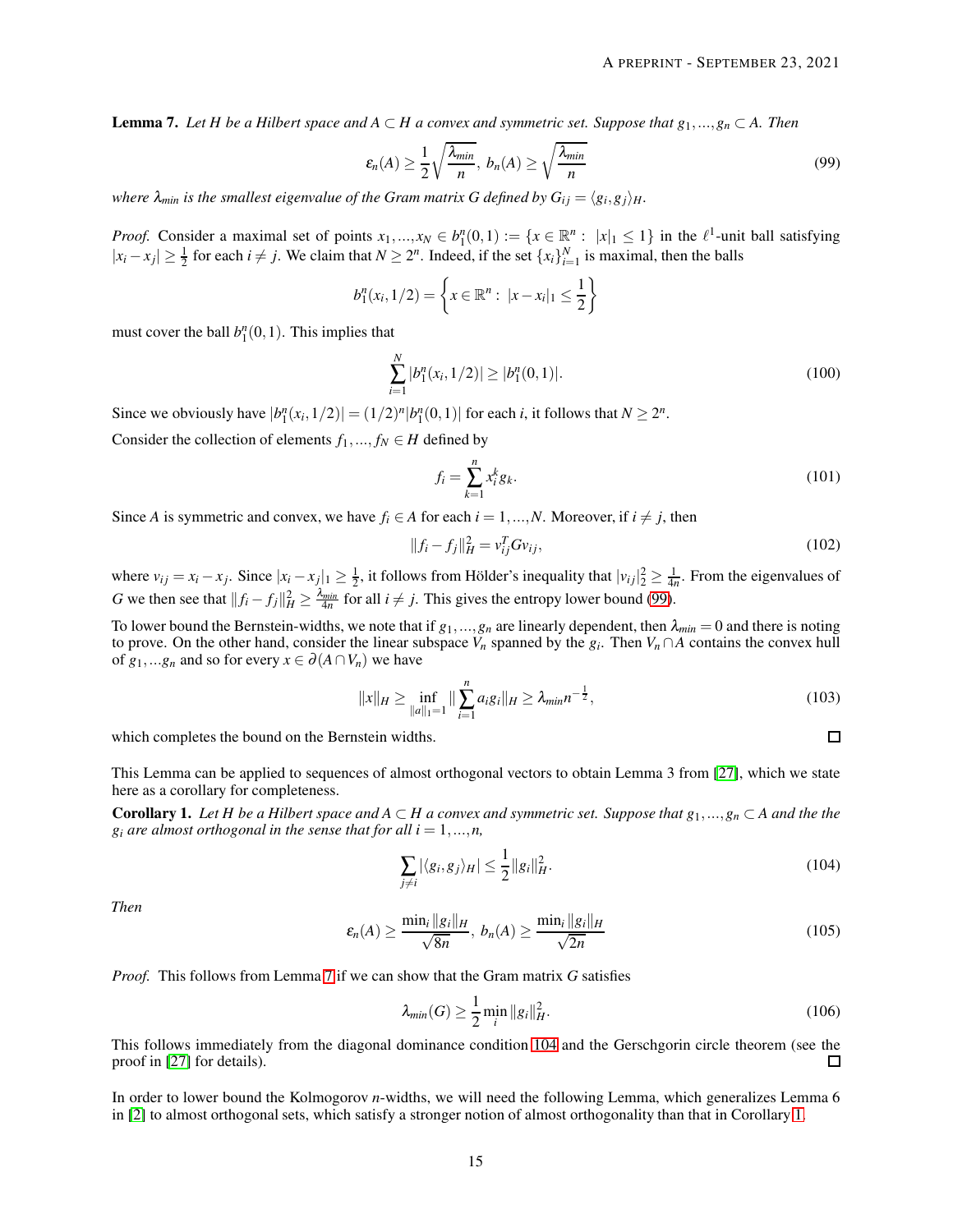**Lemma 7.** *Let $H$ be a Hilbert space and $A \subset H$ a convex and symmetric set. Suppose that $g_1, ..., g_n \subset A$. Then*

$$\varepsilon_n(A) \geq \frac{1}{2}\sqrt{\frac{\lambda_{min}}{n}},\ b_n(A) \geq \sqrt{\frac{\lambda_{min}}{n}} \tag{99}$$

*where $\lambda_{min}$ is the smallest eigenvalue of the Gram matrix $G$ defined by $G_{ij} = \langle g_i, g_j \rangle_H$.*

*Proof.* Consider a maximal set of points $x_1, ..., x_N \in b_1^n(0,1) := \{x \in \mathbb{R}^n :\ |x|_1 \leq 1\}$ in the $\ell^1$-unit ball satisfying $|x_i - x_j| \geq \frac{1}{2}$ for each $i \neq j$. We claim that $N \geq 2^n$. Indeed, if the set $\{x_i\}_{i=1}^N$ is maximal, then the balls

$$b_1^n(x_i, 1/2) = \left\{x \in \mathbb{R}^n :\ |x - x_i|_1 \leq \frac{1}{2}\right\}$$

must cover the ball $b_1^n(0,1)$. This implies that

$$\sum_{i=1}^N |b_1^n(x_i, 1/2)| \geq |b_1^n(0,1)|. \tag{100}$$

Since we obviously have $|b_1^n(x_i, 1/2)| = (1/2)^n |b_1^n(0,1)|$ for each $i$, it follows that $N \geq 2^n$.

Consider the collection of elements $f_1, ..., f_N \in H$ defined by

$$f_i = \sum_{k=1}^n x_i^k g_k. \tag{101}$$

Since $A$ is symmetric and convex, we have $f_i \in A$ for each $i = 1, ..., N$. Moreover, if $i \neq j$, then

$$\|f_i - f_j\|_H^2 = v_{ij}^T G v_{ij}, \tag{102}$$

where $v_{ij} = x_i - x_j$. Since $|x_i - x_j|_1 \geq \frac{1}{2}$, it follows from Hölder's inequality that $|v_{ij}|_2^2 \geq \frac{1}{4n}$. From the eigenvalues of $G$ we then see that $\|f_i - f_j\|_H^2 \geq \frac{\lambda_{min}}{4n}$ for all $i \neq j$. This gives the entropy lower bound (99).

To lower bound the Bernstein-widths, we note that if $g_1, ..., g_n$ are linearly dependent, then $\lambda_{min} = 0$ and there is noting to prove. On the other hand, consider the linear subspace $V_n$ spanned by the $g_i$. Then $V_n \cap A$ contains the convex hull of $g_1, ... g_n$ and so for every $x \in \partial(A \cap V_n)$ we have

$$\|x\|_H \geq \inf_{\|a\|_1 = 1} \|\sum_{i=1}^n a_i g_i\|_H \geq \lambda_{min} n^{-\frac{1}{2}}, \tag{103}$$

which completes the bound on the Bernstein widths. ∎

This Lemma can be applied to sequences of almost orthogonal vectors to obtain Lemma 3 from [27], which we state here as a corollary for completeness.

**Corollary 1.** *Let $H$ be a Hilbert space and $A \subset H$ a convex and symmetric set. Suppose that $g_1, ..., g_n \subset A$ and the the $g_i$ are almost orthogonal in the sense that for all $i = 1, ..., n$,*

$$\sum_{j \neq i} |\langle g_i, g_j \rangle_H| \leq \frac{1}{2}\|g_i\|_H^2. \tag{104}$$

*Then*

$$\varepsilon_n(A) \geq \frac{\min_i \|g_i\|_H}{\sqrt{8n}},\ b_n(A) \geq \frac{\min_i \|g_i\|_H}{\sqrt{2n}} \tag{105}$$

*Proof.* This follows from Lemma 7 if we can show that the Gram matrix $G$ satisfies

$$\lambda_{min}(G) \geq \frac{1}{2}\min_i \|g_i\|_H^2. \tag{106}$$

This follows immediately from the diagonal dominance condition 104 and the Gerschgorin circle theorem (see the proof in [27] for details). ∎

In order to lower bound the Kolmogorov $n$-widths, we will need the following Lemma, which generalizes Lemma 6 in [2] to almost orthogonal sets, which satisfy a stronger notion of almost orthogonality than that in Corollary 1.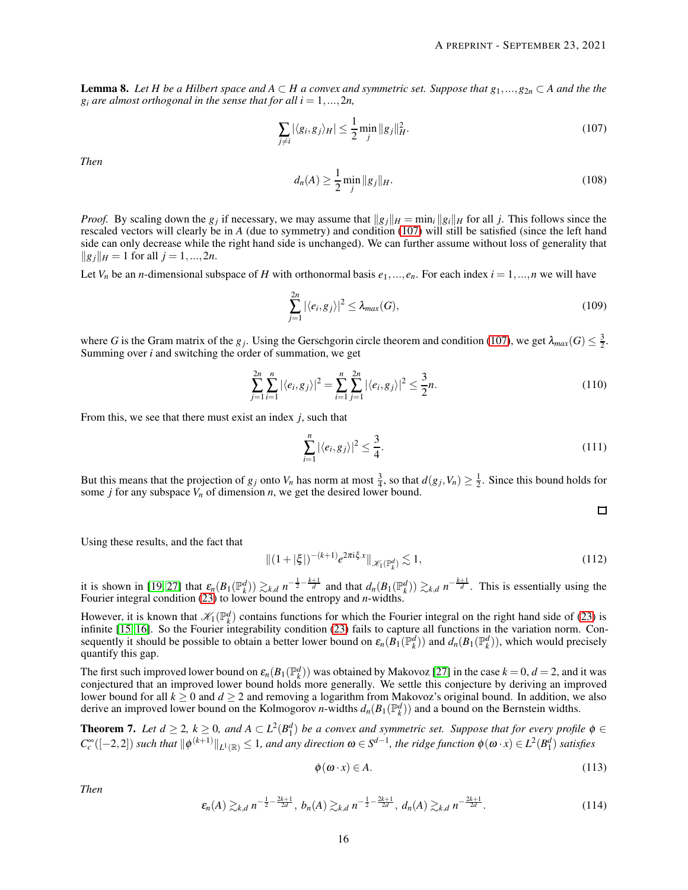**Lemma 8.** *Let $H$ be a Hilbert space and $A \subset H$ a convex and symmetric set. Suppose that $g_1,...,g_{2n} \subset A$ and the the $g_i$ are almost orthogonal in the sense that for all $i = 1,...,2n$,*

$$\sum_{j \neq i} |\langle g_i, g_j \rangle_H| \leq \frac{1}{2} \min_j \|g_j\|_H^2. \tag{107}$$

*Then*

$$d_n(A) \geq \frac{1}{2} \min_j \|g_j\|_H. \tag{108}$$

*Proof.* By scaling down the $g_j$ if necessary, we may assume that $\|g_j\|_H = \min_i \|g_i\|_H$ for all $j$. This follows since the rescaled vectors will clearly be in $A$ (due to symmetry) and condition (107) will still be satisfied (since the left hand side can only decrease while the right hand side is unchanged). We can further assume without loss of generality that $\|g_j\|_H = 1$ for all $j = 1,...,2n$.

Let $V_n$ be an $n$-dimensional subspace of $H$ with orthonormal basis $e_1,...,e_n$. For each index $i = 1,...,n$ we will have

$$\sum_{j=1}^{2n} |\langle e_i, g_j \rangle|^2 \leq \lambda_{max}(G), \tag{109}$$

where $G$ is the Gram matrix of the $g_j$. Using the Gerschgorin circle theorem and condition (107), we get $\lambda_{max}(G) \leq \frac{3}{2}$. Summing over $i$ and switching the order of summation, we get

$$\sum_{j=1}^{2n} \sum_{i=1}^{n} |\langle e_i, g_j \rangle|^2 = \sum_{i=1}^{n} \sum_{j=1}^{2n} |\langle e_i, g_j \rangle|^2 \leq \frac{3}{2} n. \tag{110}$$

From this, we see that there must exist an index $j$, such that

$$\sum_{i=1}^{n} |\langle e_i, g_j \rangle|^2 \leq \frac{3}{4}. \tag{111}$$

But this means that the projection of $g_j$ onto $V_n$ has norm at most $\frac{3}{4}$, so that $d(g_j, V_n) \geq \frac{1}{2}$. Since this bound holds for some $j$ for any subspace $V_n$ of dimension $n$, we get the desired lower bound. □

Using these results, and the fact that

$$\|(1 + |\xi|)^{-(k+1)} e^{2\pi i \xi \cdot x}\|_{\mathscr{K}_1(\mathbb{P}_k^d)} \lesssim 1, \tag{112}$$

it is shown in [19, 27] that $\varepsilon_n(B_1(\mathbb{P}_k^d)) \gtrsim_{k,d} n^{-\frac{1}{2} - \frac{k+1}{d}}$ and that $d_n(B_1(\mathbb{P}_k^d)) \gtrsim_{k,d} n^{-\frac{k+1}{d}}$. This is essentially using the Fourier integral condition (23) to lower bound the entropy and $n$-widths.

However, it is known that $\mathscr{K}_1(\mathbb{P}_k^d)$ contains functions for which the Fourier integral on the right hand side of (23) is infinite [15, 16]. So the Fourier integrability condition (23) fails to capture all functions in the variation norm. Consequently it should be possible to obtain a better lower bound on $\varepsilon_n(B_1(\mathbb{P}_k^d))$ and $d_n(B_1(\mathbb{P}_k^d))$, which would precisely quantify this gap.

The first such improved lower bound on $\varepsilon_n(B_1(\mathbb{P}_k^d))$ was obtained by Makovoz [27] in the case $k = 0$, $d = 2$, and it was conjectured that an improved lower bound holds more generally. We settle this conjecture by deriving an improved lower bound for all $k \geq 0$ and $d \geq 2$ and removing a logarithm from Makovoz's original bound. In addition, we also derive an improved lower bound on the Kolmogorov $n$-widths $d_n(B_1(\mathbb{P}_k^d))$ and a bound on the Bernstein widths.

**Theorem 7.** *Let $d \geq 2$, $k \geq 0$, and $A \subset L^2(B_1^d)$ be a convex and symmetric set. Suppose that for every profile $\phi \in C_c^\infty([-2,2])$ such that $\|\phi^{(k+1)}\|_{L^1(\mathbb{R})} \leq 1$, and any direction $\omega \in S^{d-1}$, the ridge function $\phi(\omega \cdot x) \in L^2(B_1^d)$ satisfies*

$$\phi(\omega \cdot x) \in A. \tag{113}$$

*Then*

$$\varepsilon_n(A) \gtrsim_{k,d} n^{-\frac{1}{2} - \frac{2k+1}{2d}},\ b_n(A) \gtrsim_{k,d} n^{-\frac{1}{2} - \frac{2k+1}{2d}},\ d_n(A) \gtrsim_{k,d} n^{-\frac{2k+1}{2d}}. \tag{114}$$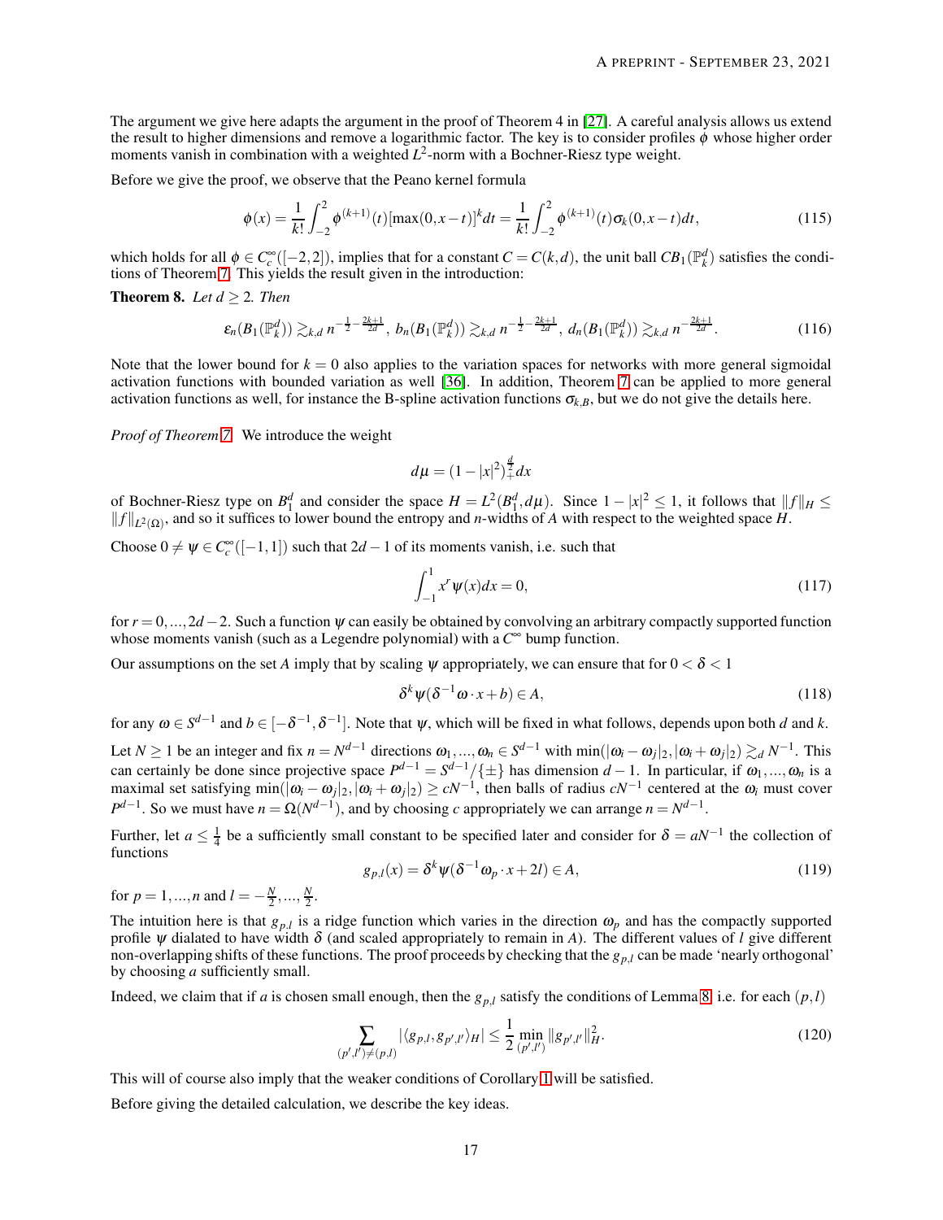The argument we give here adapts the argument in the proof of Theorem 4 in [27]. A careful analysis allows us extend the result to higher dimensions and remove a logarithmic factor. The key is to consider profiles $\phi$ whose higher order moments vanish in combination with a weighted $L^2$-norm with a Bochner-Riesz type weight.

Before we give the proof, we observe that the Peano kernel formula

$$\phi(x) = \frac{1}{k!}\int_{-2}^{2}\phi^{(k+1)}(t)[\max(0,x-t)]^k dt = \frac{1}{k!}\int_{-2}^{2}\phi^{(k+1)}(t)\sigma_k(0,x-t)dt, \tag{115}$$

which holds for all $\phi \in C_c^\infty([-2,2])$, implies that for a constant $C = C(k,d)$, the unit ball $CB_1(\mathbb{P}_k^d)$ satisfies the conditions of Theorem 7. This yields the result given in the introduction:

**Theorem 8.** *Let $d \geq 2$. Then*

$$\varepsilon_n(B_1(\mathbb{P}_k^d)) \gtrsim_{k,d} n^{-\frac{1}{2}-\frac{2k+1}{2d}},\ b_n(B_1(\mathbb{P}_k^d)) \gtrsim_{k,d} n^{-\frac{1}{2}-\frac{2k+1}{2d}},\ d_n(B_1(\mathbb{P}_k^d)) \gtrsim_{k,d} n^{-\frac{2k+1}{2d}}. \tag{116}$$

Note that the lower bound for $k=0$ also applies to the variation spaces for networks with more general sigmoidal activation functions with bounded variation as well [36]. In addition, Theorem 7 can be applied to more general activation functions as well, for instance the B-spline activation functions $\sigma_{k,B}$, but we do not give the details here.

*Proof of Theorem 7.* We introduce the weight

$$d\mu = (1-|x|^2)_+^{\frac{d}{2}}dx$$

of Bochner-Riesz type on $B_1^d$ and consider the space $H = L^2(B_1^d, d\mu)$. Since $1-|x|^2 \leq 1$, it follows that $\|f\|_H \leq \|f\|_{L^2(\Omega)}$, and so it suffices to lower bound the entropy and $n$-widths of $A$ with respect to the weighted space $H$.

Choose $0 \neq \psi \in C_c^\infty([-1,1])$ such that $2d-1$ of its moments vanish, i.e. such that

$$\int_{-1}^{1} x^r\psi(x)dx = 0, \tag{117}$$

for $r = 0,...,2d-2$. Such a function $\psi$ can easily be obtained by convolving an arbitrary compactly supported function whose moments vanish (such as a Legendre polynomial) with a $C^\infty$ bump function.

Our assumptions on the set $A$ imply that by scaling $\psi$ appropriately, we can ensure that for $0 < \delta < 1$

$$\delta^k\psi(\delta^{-1}\omega\cdot x + b) \in A, \tag{118}$$

for any $\omega \in S^{d-1}$ and $b \in [-\delta^{-1},\delta^{-1}]$. Note that $\psi$, which will be fixed in what follows, depends upon both $d$ and $k$.

Let $N \geq 1$ be an integer and fix $n = N^{d-1}$ directions $\omega_1,...,\omega_n \in S^{d-1}$ with $\min(|\omega_i - \omega_j|_2, |\omega_i+\omega_j|_2) \gtrsim_d N^{-1}$. This can certainly be done since projective space $P^{d-1} = S^{d-1}/\{\pm\}$ has dimension $d-1$. In particular, if $\omega_1,...,\omega_n$ is a maximal set satisfying $\min(|\omega_i-\omega_j|_2, |\omega_i+\omega_j|_2) \geq cN^{-1}$, then balls of radius $cN^{-1}$ centered at the $\omega_i$ must cover $P^{d-1}$. So we must have $n = \Omega(N^{d-1})$, and by choosing $c$ appropriately we can arrange $n = N^{d-1}$.

Further, let $a \leq \frac{1}{4}$ be a sufficiently small constant to be specified later and consider for $\delta = aN^{-1}$ the collection of functions

$$g_{p,l}(x) = \delta^k\psi(\delta^{-1}\omega_p\cdot x + 2l) \in A, \tag{119}$$

for $p = 1,...,n$ and $l = -\frac{N}{2},...,\frac{N}{2}$.

The intuition here is that $g_{p,l}$ is a ridge function which varies in the direction $\omega_p$ and has the compactly supported profile $\psi$ dialated to have width $\delta$ (and scaled appropriately to remain in $A$). The different values of $l$ give different non-overlapping shifts of these functions. The proof proceeds by checking that the $g_{p,l}$ can be made 'nearly orthogonal' by choosing $a$ sufficiently small.

Indeed, we claim that if $a$ is chosen small enough, then the $g_{p,l}$ satisfy the conditions of Lemma 8, i.e. for each $(p,l)$

$$\sum_{(p',l')\neq(p,l)} |\langle g_{p,l}, g_{p',l'}\rangle_H| \leq \frac{1}{2}\min_{(p',l')}\|g_{p',l'}\|_H^2. \tag{120}$$

This will of course also imply that the weaker conditions of Corollary 1 will be satisfied.

Before giving the detailed calculation, we describe the key ideas.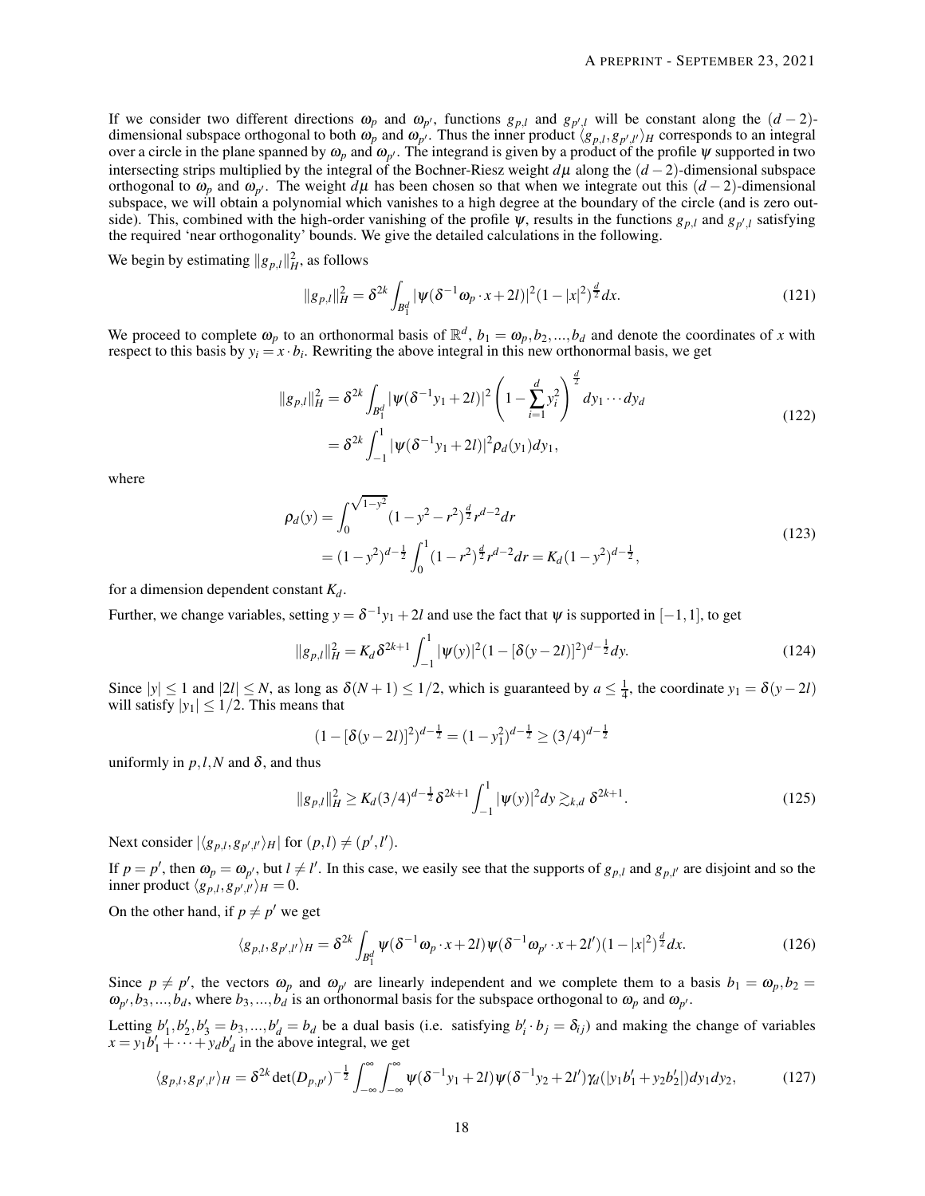If we consider two different directions $\omega_p$ and $\omega_{p'}$, functions $g_{p,l}$ and $g_{p',l}$ will be constant along the $(d-2)$-dimensional subspace orthogonal to both $\omega_p$ and $\omega_{p'}$. Thus the inner product $\langle g_{p,l}, g_{p',l'}\rangle_H$ corresponds to an integral over a circle in the plane spanned by $\omega_p$ and $\omega_{p'}$. The integrand is given by a product of the profile $\psi$ supported in two intersecting strips multiplied by the integral of the Bochner-Riesz weight $d\mu$ along the $(d-2)$-dimensional subspace orthogonal to $\omega_p$ and $\omega_{p'}$. The weight $d\mu$ has been chosen so that when we integrate out this $(d-2)$-dimensional subspace, we will obtain a polynomial which vanishes to a high degree at the boundary of the circle (and is zero outside). This, combined with the high-order vanishing of the profile $\psi$, results in the functions $g_{p,l}$ and $g_{p',l}$ satisfying the required 'near orthogonality' bounds. We give the detailed calculations in the following.

We begin by estimating $\|g_{p,l}\|_H^2$, as follows

$$\|g_{p,l}\|_H^2 = \delta^{2k}\int_{B_1^d} |\psi(\delta^{-1}\omega_p\cdot x + 2l)|^2(1-|x|^2)^{\frac{d}{2}}dx. \tag{121}$$

We proceed to complete $\omega_p$ to an orthonormal basis of $\mathbb{R}^d$, $b_1 = \omega_p, b_2, ..., b_d$ and denote the coordinates of $x$ with respect to this basis by $y_i = x\cdot b_i$. Rewriting the above integral in this new orthonormal basis, we get

$$\begin{aligned}
\|g_{p,l}\|_H^2 &= \delta^{2k}\int_{B_1^d} |\psi(\delta^{-1}y_1 + 2l)|^2\left(1-\sum_{i=1}^d y_i^2\right)^{\frac{d}{2}}dy_1\cdots dy_d \\
&= \delta^{2k}\int_{-1}^1 |\psi(\delta^{-1}y_1+2l)|^2\rho_d(y_1)dy_1,
\end{aligned} \tag{122}$$

where

$$\begin{aligned}
\rho_d(y) &= \int_0^{\sqrt{1-y^2}}(1-y^2-r^2)^{\frac{d}{2}}r^{d-2}dr \\
&= (1-y^2)^{d-\frac{1}{2}}\int_0^1 (1-r^2)^{\frac{d}{2}}r^{d-2}dr = K_d(1-y^2)^{d-\frac{1}{2}},
\end{aligned} \tag{123}$$

for a dimension dependent constant $K_d$.

Further, we change variables, setting $y = \delta^{-1}y_1 + 2l$ and use the fact that $\psi$ is supported in $[-1,1]$, to get

$$\|g_{p,l}\|_H^2 = K_d\delta^{2k+1}\int_{-1}^1 |\psi(y)|^2(1-[\delta(y-2l)]^2)^{d-\frac{1}{2}}dy. \tag{124}$$

Since $|y|\le 1$ and $|2l|\le N$, as long as $\delta(N+1)\le 1/2$, which is guaranteed by $a\le\frac{1}{4}$, the coordinate $y_1 = \delta(y-2l)$ will satisfy $|y_1|\le 1/2$. This means that

$$(1-[\delta(y-2l)]^2)^{d-\frac{1}{2}} = (1-y_1^2)^{d-\frac{1}{2}} \ge (3/4)^{d-\frac{1}{2}}$$

uniformly in $p,l,N$ and $\delta$, and thus

$$\|g_{p,l}\|_H^2 \ge K_d(3/4)^{d-\frac{1}{2}}\delta^{2k+1}\int_{-1}^1|\psi(y)|^2dy \gtrsim_{k,d} \delta^{2k+1}. \tag{125}$$

Next consider $|\langle g_{p,l}, g_{p',l'}\rangle_H|$ for $(p,l)\neq(p',l')$.

If $p = p'$, then $\omega_p = \omega_{p'}$, but $l\neq l'$. In this case, we easily see that the supports of $g_{p,l}$ and $g_{p,l'}$ are disjoint and so the inner product $\langle g_{p,l}, g_{p',l'}\rangle_H = 0$.

On the other hand, if $p\neq p'$ we get

$$\langle g_{p,l}, g_{p',l'}\rangle_H = \delta^{2k}\int_{B_1^d}\psi(\delta^{-1}\omega_p\cdot x + 2l)\psi(\delta^{-1}\omega_{p'}\cdot x+2l')(1-|x|^2)^{\frac{d}{2}}dx. \tag{126}$$

Since $p\neq p'$, the vectors $\omega_p$ and $\omega_{p'}$ are linearly independent and we complete them to a basis $b_1 = \omega_p, b_2 = \omega_{p'}, b_3, ..., b_d$, where $b_3, ..., b_d$ is an orthonormal basis for the subspace orthogonal to $\omega_p$ and $\omega_{p'}$.

Letting $b_1', b_2', b_3' = b_3, ..., b_d' = b_d$ be a dual basis (i.e. satisfying $b_i'\cdot b_j = \delta_{ij}$) and making the change of variables $x = y_1b_1' + \cdots + y_db_d'$ in the above integral, we get

$$\langle g_{p,l}, g_{p',l'}\rangle_H = \delta^{2k}\det(D_{p,p'})^{-\frac{1}{2}}\int_{-\infty}^{\infty}\int_{-\infty}^{\infty}\psi(\delta^{-1}y_1+2l)\psi(\delta^{-1}y_2+2l')\gamma_d(|y_1b_1'+y_2b_2'|)dy_1dy_2, \tag{127}$$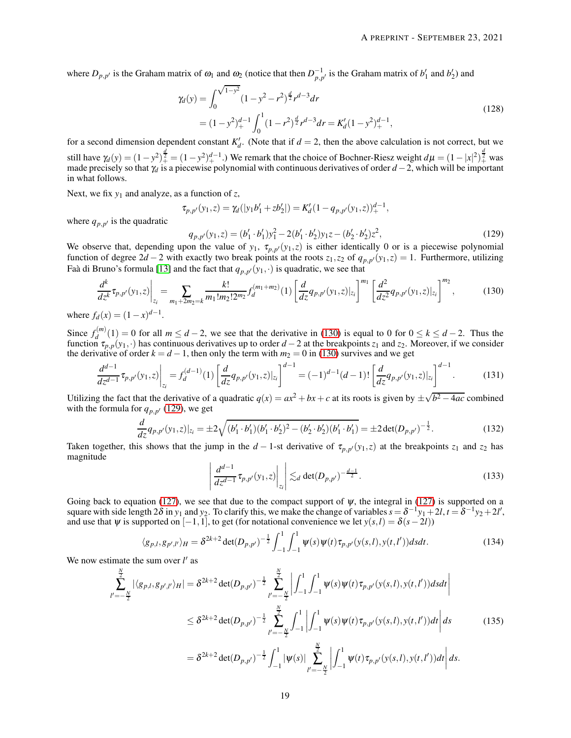where $D_{p,p'}$ is the Graham matrix of $\omega_1$ and $\omega_2$ (notice that then $D_{p,p'}^{-1}$ is the Graham matrix of $b_1'$ and $b_2'$) and

$$
\begin{aligned}
\gamma_d(y) &= \int_0^{\sqrt{1-y^2}} (1-y^2-r^2)^{\frac{d}{2}} r^{d-3} dr \\
&= (1-y^2)_+^{d-1} \int_0^1 (1-r^2)^{\frac{d}{2}} r^{d-3} dr = K_d'(1-y^2)_+^{d-1},
\end{aligned}
\tag{128}
$$

for a second dimension dependent constant $K_d'$. (Note that if $d=2$, then the above calculation is not correct, but we still have $\gamma_d(y) = (1-y^2)_+^{\frac{d}{2}} = (1-y^2)_+^{d-1}$.) We remark that the choice of Bochner-Riesz weight $d\mu = (1-|x|^2)_+^{\frac{d}{2}}$ was made precisely so that $\gamma_d$ is a piecewise polynomial with continuous derivatives of order $d-2$, which will be important in what follows.

Next, we fix $y_1$ and analyze, as a function of $z$,

$$
\tau_{p,p'}(y_1,z) = \gamma_d(|y_1 b_1' + z b_2'|) = K_d'(1-q_{p,p'}(y_1,z))_+^{d-1},
$$

where $q_{p,p'}$ is the quadratic

$$
q_{p,p'}(y_1,z) = (b_1' \cdot b_1')y_1^2 - 2(b_1' \cdot b_2')y_1 z - (b_2' \cdot b_2')z^2, \tag{129}
$$

We observe that, depending upon the value of $y_1$, $\tau_{p,p'}(y_1,z)$ is either identically 0 or is a piecewise polynomial function of degree $2d-2$ with exactly two break points at the roots $z_1, z_2$ of $q_{p,p'}(y_1,z) = 1$. Furthermore, utilizing Faà di Bruno's formula [13] and the fact that $q_{p,p'}(y_1,\cdot)$ is quadratic, we see that

$$
\left.\frac{d^k}{dz^k}\tau_{p,p'}(y_1,z)\right|_{z_i} = \sum_{m_1+2m_2=k} \frac{k!}{m_1!m_2!2^{m_2}} f_d^{(m_1+m_2)}(1)\left[\frac{d}{dz}q_{p,p'}(y_1,z)|_{z_i}\right]^{m_1}\left[\frac{d^2}{dz^2}q_{p,p'}(y_1,z)|_{z_i}\right]^{m_2}, \tag{130}
$$

where $f_d(x) = (1-x)^{d-1}$.

Since $f_d^{(m)}(1) = 0$ for all $m \leq d-2$, we see that the derivative in (130) is equal to 0 for $0 \leq k \leq d-2$. Thus the function $\tau_{p,p}(y_1,\cdot)$ has continuous derivatives up to order $d-2$ at the breakpoints $z_1$ and $z_2$. Moreover, if we consider the derivative of order $k = d-1$, then only the term with $m_2 = 0$ in (130) survives and we get

$$
\left.\frac{d^{d-1}}{dz^{d-1}}\tau_{p,p'}(y_1,z)\right|_{z_i} = f_d^{(d-1)}(1)\left[\frac{d}{dz}q_{p,p'}(y_1,z)|_{z_i}\right]^{d-1} = (-1)^{d-1}(d-1)!\left[\frac{d}{dz}q_{p,p'}(y_1,z)|_{z_i}\right]^{d-1}. \tag{131}
$$

Utilizing the fact that the derivative of a quadratic $q(x) = ax^2+bx+c$ at its roots is given by $\pm\sqrt{b^2-4ac}$ combined with the formula for $q_{p,p'}$ (129), we get

$$
\frac{d}{dz}q_{p,p'}(y_1,z)|_{z_i} = \pm 2\sqrt{(b_1'\cdot b_1')(b_1'\cdot b_2')^2 - (b_2'\cdot b_2')(b_1'\cdot b_1')} = \pm 2\det(D_{p,p'})^{-\frac{1}{2}}. \tag{132}
$$

Taken together, this shows that the jump in the $d-1$-st derivative of $\tau_{p,p'}(y_1,z)$ at the breakpoints $z_1$ and $z_2$ has magnitude

$$
\left|\left.\frac{d^{d-1}}{dz^{d-1}}\tau_{p,p'}(y_1,z)\right|_{z_i}\right| \lesssim_d \det(D_{p,p'})^{-\frac{d-1}{2}}. \tag{133}
$$

Going back to equation (127), we see that due to the compact support of $\psi$, the integral in (127) is supported on a square with side length $2\delta$ in $y_1$ and $y_2$. To clarify this, we make the change of variables $s = \delta^{-1}y_1 + 2l, t = \delta^{-1}y_2 + 2l'$, and use that $\psi$ is supported on $[-1,1]$, to get (for notational convenience we let $y(s,l) = \delta(s-2l)$)

$$
\langle g_{p,l}, g_{p',l'}\rangle_H = \delta^{2k+2}\det(D_{p,p'})^{-\frac{1}{2}}\int_{-1}^1\int_{-1}^1 \psi(s)\psi(t)\tau_{p,p'}(y(s,l),y(t,l'))dsdt. \tag{134}
$$

We now estimate the sum over $l'$ as

$$
\begin{aligned}
\sum_{l'=-\frac{N}{2}}^{\frac{N}{2}} |\langle g_{p,l}, g_{p',l'}\rangle_H| &= \delta^{2k+2}\det(D_{p,p'})^{-\frac{1}{2}}\sum_{l'=-\frac{N}{2}}^{\frac{N}{2}}\left|\int_{-1}^1\int_{-1}^1 \psi(s)\psi(t)\tau_{p,p'}(y(s,l),y(t,l'))dsdt\right| \\
&\leq \delta^{2k+2}\det(D_{p,p'})^{-\frac{1}{2}}\sum_{l'=-\frac{N}{2}}^{\frac{N}{2}}\int_{-1}^1\left|\int_{-1}^1 \psi(s)\psi(t)\tau_{p,p'}(y(s,l),y(t,l'))dt\right|ds \\
&= \delta^{2k+2}\det(D_{p,p'})^{-\frac{1}{2}}\int_{-1}^1|\psi(s)|\sum_{l'=-\frac{N}{2}}^{\frac{N}{2}}\left|\int_{-1}^1 \psi(t)\tau_{p,p'}(y(s,l),y(t,l'))dt\right|ds.
\end{aligned}
\tag{135}
$$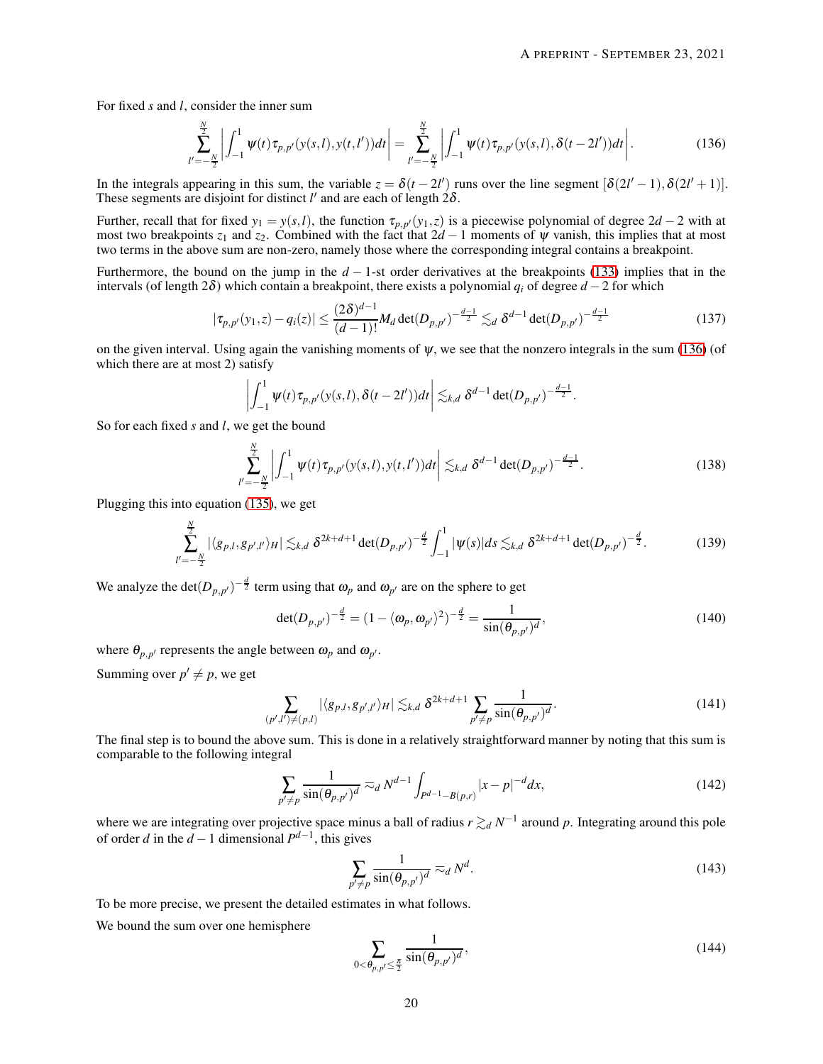For fixed $s$ and $l$, consider the inner sum

$$\sum_{l'=-\frac{N}{2}}^{\frac{N}{2}} \left| \int_{-1}^{1} \psi(t)\tau_{p,p'}(y(s,l),y(t,l'))dt \right| = \sum_{l'=-\frac{N}{2}}^{\frac{N}{2}} \left| \int_{-1}^{1} \psi(t)\tau_{p,p'}(y(s,l),\delta(t-2l'))dt \right|. \tag{136}$$

In the integrals appearing in this sum, the variable $z = \delta(t-2l')$ runs over the line segment $[\delta(2l'-1), \delta(2l'+1)]$. These segments are disjoint for distinct $l'$ and are each of length $2\delta$.

Further, recall that for fixed $y_1 = y(s,l)$, the function $\tau_{p,p'}(y_1,z)$ is a piecewise polynomial of degree $2d-2$ with at most two breakpoints $z_1$ and $z_2$. Combined with the fact that $2d-1$ moments of $\psi$ vanish, this implies that at most two terms in the above sum are non-zero, namely those where the corresponding integral contains a breakpoint.

Furthermore, the bound on the jump in the $d-1$-st order derivatives at the breakpoints (133) implies that in the intervals (of length $2\delta$) which contain a breakpoint, there exists a polynomial $q_i$ of degree $d-2$ for which

$$|\tau_{p,p'}(y_1,z) - q_i(z)| \leq \frac{(2\delta)^{d-1}}{(d-1)!} M_d \det(D_{p,p'})^{-\frac{d-1}{2}} \lesssim_d \delta^{d-1} \det(D_{p,p'})^{-\frac{d-1}{2}} \tag{137}$$

on the given interval. Using again the vanishing moments of $\psi$, we see that the nonzero integrals in the sum (136) (of which there are at most 2) satisfy

$$\left| \int_{-1}^{1} \psi(t)\tau_{p,p'}(y(s,l),\delta(t-2l'))dt \right| \lesssim_{k,d} \delta^{d-1} \det(D_{p,p'})^{-\frac{d-1}{2}}.$$

So for each fixed $s$ and $l$, we get the bound

$$\sum_{l'=-\frac{N}{2}}^{\frac{N}{2}} \left| \int_{-1}^{1} \psi(t)\tau_{p,p'}(y(s,l),y(t,l'))dt \right| \lesssim_{k,d} \delta^{d-1} \det(D_{p,p'})^{-\frac{d-1}{2}}. \tag{138}$$

Plugging this into equation (135), we get

$$\sum_{l'=-\frac{N}{2}}^{\frac{N}{2}} |\langle g_{p,l}, g_{p',l'} \rangle_H| \lesssim_{k,d} \delta^{2k+d+1} \det(D_{p,p'})^{-\frac{d}{2}} \int_{-1}^{1} |\psi(s)| ds \lesssim_{k,d} \delta^{2k+d+1} \det(D_{p,p'})^{-\frac{d}{2}}. \tag{139}$$

We analyze the $\det(D_{p,p'})^{-\frac{d}{2}}$ term using that $\omega_p$ and $\omega_{p'}$ are on the sphere to get

$$\det(D_{p,p'})^{-\frac{d}{2}} = (1 - \langle \omega_p, \omega_{p'} \rangle^2)^{-\frac{d}{2}} = \frac{1}{\sin(\theta_{p,p'})^d}, \tag{140}$$

where $\theta_{p,p'}$ represents the angle between $\omega_p$ and $\omega_{p'}$.

Summing over $p' \neq p$, we get

$$\sum_{(p',l') \neq (p,l)} |\langle g_{p,l}, g_{p',l'} \rangle_H| \lesssim_{k,d} \delta^{2k+d+1} \sum_{p' \neq p} \frac{1}{\sin(\theta_{p,p'})^d}. \tag{141}$$

The final step is to bound the above sum. This is done in a relatively straightforward manner by noting that this sum is comparable to the following integral

$$\sum_{p' \neq p} \frac{1}{\sin(\theta_{p,p'})^d} \eqsim_d N^{d-1} \int_{P^{d-1} - B(p,r)} |x-p|^{-d} dx, \tag{142}$$

where we are integrating over projective space minus a ball of radius $r \gtrsim_d N^{-1}$ around $p$. Integrating around this pole of order $d$ in the $d-1$ dimensional $P^{d-1}$, this gives

$$\sum_{p' \neq p} \frac{1}{\sin(\theta_{p,p'})^d} \eqsim_d N^d. \tag{143}$$

To be more precise, we present the detailed estimates in what follows.

We bound the sum over one hemisphere

$$\sum_{0 < \theta_{p,p'} \leq \frac{\pi}{2}} \frac{1}{\sin(\theta_{p,p'})^d}, \tag{144}$$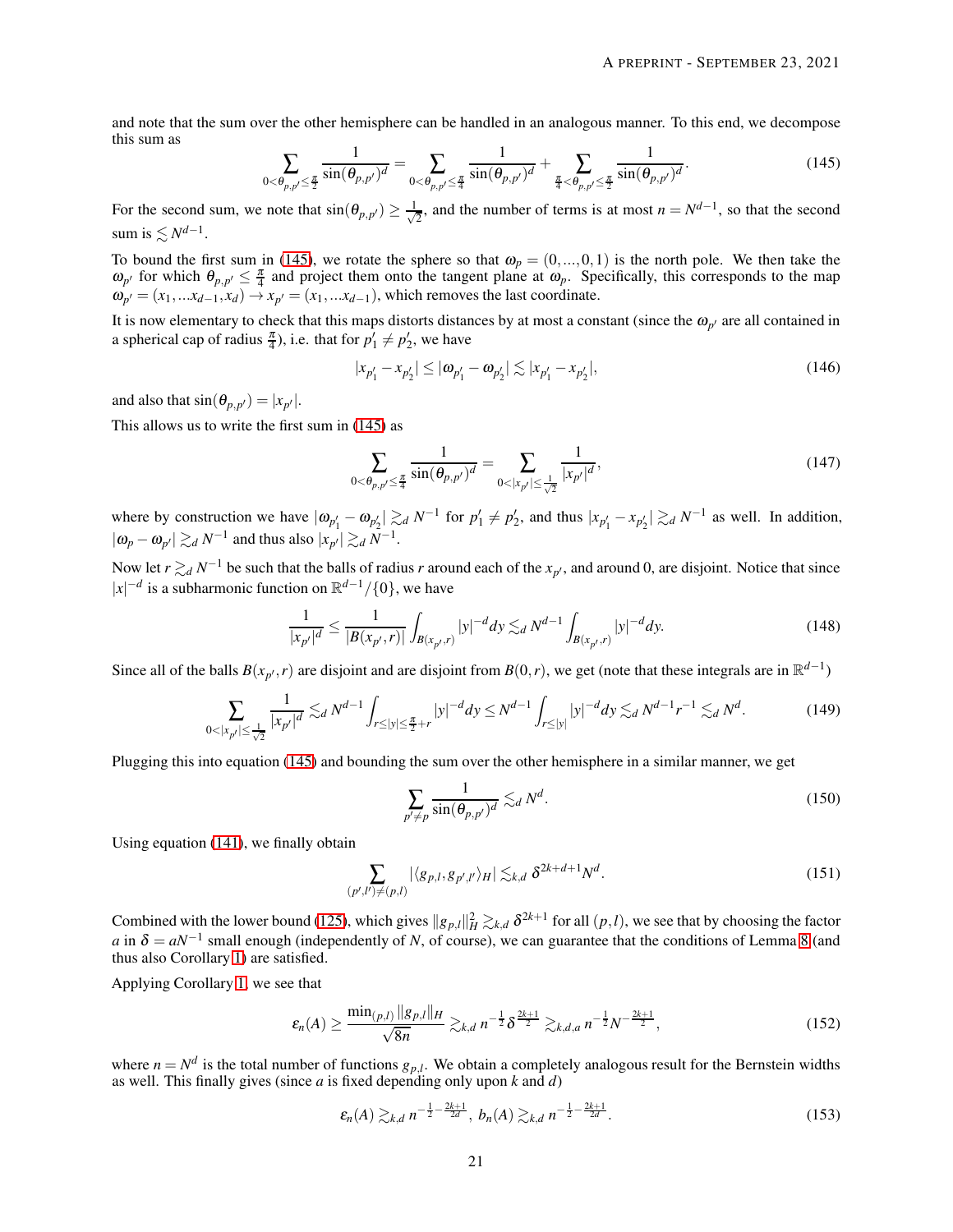and note that the sum over the other hemisphere can be handled in an analogous manner. To this end, we decompose this sum as

$$\sum_{0<\theta_{p,p'}\leq\frac{\pi}{2}} \frac{1}{\sin(\theta_{p,p'})^d} = \sum_{0<\theta_{p,p'}\leq\frac{\pi}{4}} \frac{1}{\sin(\theta_{p,p'})^d} + \sum_{\frac{\pi}{4}<\theta_{p,p'}\leq\frac{\pi}{2}} \frac{1}{\sin(\theta_{p,p'})^d}. \tag{145}$$

For the second sum, we note that $\sin(\theta_{p,p'}) \geq \frac{1}{\sqrt{2}}$, and the number of terms is at most $n = N^{d-1}$, so that the second sum is $\lesssim N^{d-1}$.

To bound the first sum in (145), we rotate the sphere so that $\omega_p = (0,...,0,1)$ is the north pole. We then take the $\omega_{p'}$ for which $\theta_{p,p'} \leq \frac{\pi}{4}$ and project them onto the tangent plane at $\omega_p$. Specifically, this corresponds to the map $\omega_{p'} = (x_1,...x_{d-1},x_d) \to x_{p'} = (x_1,...x_{d-1})$, which removes the last coordinate.

It is now elementary to check that this maps distorts distances by at most a constant (since the $\omega_{p'}$ are all contained in a spherical cap of radius $\frac{\pi}{4}$), i.e. that for $p_1' \neq p_2'$, we have

$$|x_{p_1'} - x_{p_2'}| \leq |\omega_{p_1'} - \omega_{p_2'}| \lesssim |x_{p_1'} - x_{p_2'}|, \tag{146}$$

and also that $\sin(\theta_{p,p'}) = |x_{p'}|$.

This allows us to write the first sum in (145) as

$$\sum_{0<\theta_{p,p'}\leq\frac{\pi}{4}} \frac{1}{\sin(\theta_{p,p'})^d} = \sum_{0<|x_{p'}|\leq\frac{1}{\sqrt{2}}} \frac{1}{|x_{p'}|^d}, \tag{147}$$

where by construction we have $|\omega_{p_1'} - \omega_{p_2'}| \gtrsim_d N^{-1}$ for $p_1' \neq p_2'$, and thus $|x_{p_1'} - x_{p_2'}| \gtrsim_d N^{-1}$ as well. In addition, $|\omega_p - \omega_{p'}| \gtrsim_d N^{-1}$ and thus also $|x_{p'}| \gtrsim_d N^{-1}$.

Now let $r \gtrsim_d N^{-1}$ be such that the balls of radius $r$ around each of the $x_{p'}$, and around 0, are disjoint. Notice that since $|x|^{-d}$ is a subharmonic function on $\mathbb{R}^{d-1}/\{0\}$, we have

$$\frac{1}{|x_{p'}|^d} \leq \frac{1}{|B(x_{p'},r)|}\int_{B(x_{p'},r)} |y|^{-d}dy \lesssim_d N^{d-1}\int_{B(x_{p'},r)} |y|^{-d}dy. \tag{148}$$

Since all of the balls $B(x_{p'},r)$ are disjoint and are disjoint from $B(0,r)$, we get (note that these integrals are in $\mathbb{R}^{d-1}$)

$$\sum_{0<|x_{p'}|\leq\frac{1}{\sqrt{2}}} \frac{1}{|x_{p'}|^d} \lesssim_d N^{d-1}\int_{r\leq|y|\leq\frac{\pi}{2}+r} |y|^{-d}dy \leq N^{d-1}\int_{r\leq|y|} |y|^{-d}dy \lesssim_d N^{d-1}r^{-1} \lesssim_d N^d. \tag{149}$$

Plugging this into equation (145) and bounding the sum over the other hemisphere in a similar manner, we get

$$\sum_{p'\neq p} \frac{1}{\sin(\theta_{p,p'})^d} \lesssim_d N^d. \tag{150}$$

Using equation (141), we finally obtain

$$\sum_{(p',l')\neq(p,l)} |\langle g_{p,l}, g_{p',l'}\rangle_H| \lesssim_{k,d} \delta^{2k+d+1}N^d. \tag{151}$$

Combined with the lower bound (125), which gives $\|g_{p,l}\|_H^2 \gtrsim_{k,d} \delta^{2k+1}$ for all $(p,l)$, we see that by choosing the factor $a$ in $\delta = aN^{-1}$ small enough (independently of $N$, of course), we can guarantee that the conditions of Lemma 8 (and thus also Corollary 1) are satisfied.

Applying Corollary 1, we see that

$$\varepsilon_n(A) \geq \frac{\min_{(p,l)}\|g_{p,l}\|_H}{\sqrt{8n}} \gtrsim_{k,d} n^{-\frac{1}{2}}\delta^{\frac{2k+1}{2}} \gtrsim_{k,d,a} n^{-\frac{1}{2}}N^{-\frac{2k+1}{2}}, \tag{152}$$

where $n = N^d$ is the total number of functions $g_{p,l}$. We obtain a completely analogous result for the Bernstein widths as well. This finally gives (since $a$ is fixed depending only upon $k$ and $d$)

$$\varepsilon_n(A) \gtrsim_{k,d} n^{-\frac{1}{2}-\frac{2k+1}{2d}},\; b_n(A) \gtrsim_{k,d} n^{-\frac{1}{2}-\frac{2k+1}{2d}}. \tag{153}$$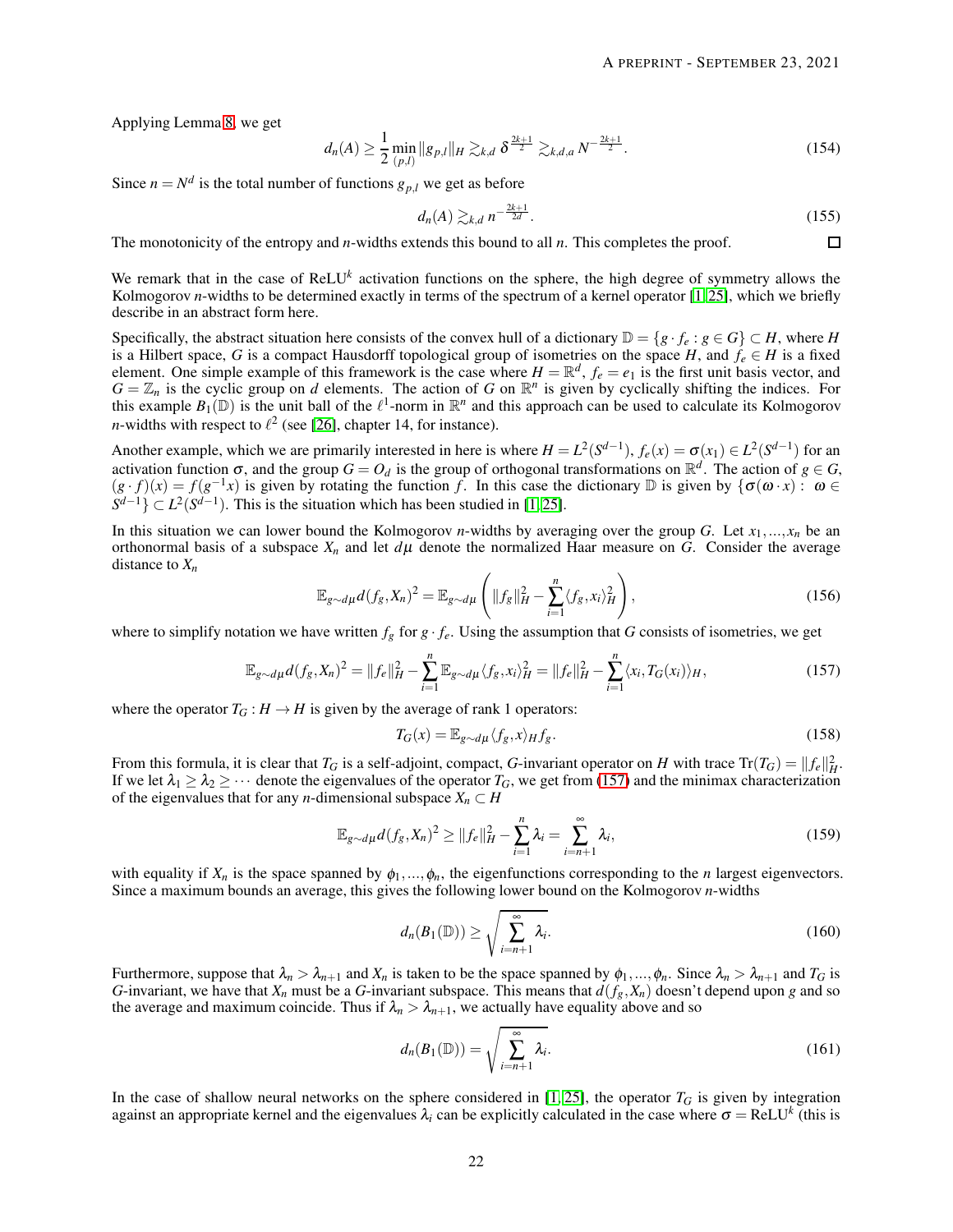Applying Lemma 8, we get

$$d_n(A) \geq \frac{1}{2} \min_{(p,l)} \|g_{p,l}\|_H \gtrsim_{k,d} \delta^{\frac{2k+1}{2}} \gtrsim_{k,d,a} N^{-\frac{2k+1}{2}}. \tag{154}$$

Since $n = N^d$ is the total number of functions $g_{p,l}$ we get as before

$$d_n(A) \gtrsim_{k,d} n^{-\frac{2k+1}{2d}}. \tag{155}$$

The monotonicity of the entropy and $n$-widths extends this bound to all $n$. This completes the proof. □

We remark that in the case of ReLU$^k$ activation functions on the sphere, the high degree of symmetry allows the Kolmogorov $n$-widths to be determined exactly in terms of the spectrum of a kernel operator [1, 25], which we briefly describe in an abstract form here.

Specifically, the abstract situation here consists of the convex hull of a dictionary $\mathbb{D} = \{g \cdot f_e : g \in G\} \subset H$, where $H$ is a Hilbert space, $G$ is a compact Hausdorff topological group of isometries on the space $H$, and $f_e \in H$ is a fixed element. One simple example of this framework is the case where $H = \mathbb{R}^d$, $f_e = e_1$ is the first unit basis vector, and $G = \mathbb{Z}_n$ is the cyclic group on $d$ elements. The action of $G$ on $\mathbb{R}^n$ is given by cyclically shifting the indices. For this example $B_1(\mathbb{D})$ is the unit ball of the $\ell^1$-norm in $\mathbb{R}^n$ and this approach can be used to calculate its Kolmogorov $n$-widths with respect to $\ell^2$ (see [26], chapter 14, for instance).

Another example, which we are primarily interested in here is where $H = L^2(S^{d-1})$, $f_e(x) = \sigma(x_1) \in L^2(S^{d-1})$ for an activation function $\sigma$, and the group $G = O_d$ is the group of orthogonal transformations on $\mathbb{R}^d$. The action of $g \in G$, $(g \cdot f)(x) = f(g^{-1}x)$ is given by rotating the function $f$. In this case the dictionary $\mathbb{D}$ is given by $\{\sigma(\omega \cdot x) : \omega \in S^{d-1}\} \subset L^2(S^{d-1})$. This is the situation which has been studied in [1, 25].

In this situation we can lower bound the Kolmogorov $n$-widths by averaging over the group $G$. Let $x_1, ..., x_n$ be an orthonormal basis of a subspace $X_n$ and let $d\mu$ denote the normalized Haar measure on $G$. Consider the average distance to $X_n$

$$\mathbb{E}_{g \sim d\mu} d(f_g, X_n)^2 = \mathbb{E}_{g \sim d\mu} \left( \|f_g\|_H^2 - \sum_{i=1}^n \langle f_g, x_i \rangle_H^2 \right), \tag{156}$$

where to simplify notation we have written $f_g$ for $g \cdot f_e$. Using the assumption that $G$ consists of isometries, we get

$$\mathbb{E}_{g \sim d\mu} d(f_g, X_n)^2 = \|f_e\|_H^2 - \sum_{i=1}^n \mathbb{E}_{g \sim d\mu} \langle f_g, x_i \rangle_H^2 = \|f_e\|_H^2 - \sum_{i=1}^n \langle x_i, T_G(x_i) \rangle_H, \tag{157}$$

where the operator $T_G : H \to H$ is given by the average of rank 1 operators:

$$T_G(x) = \mathbb{E}_{g \sim d\mu} \langle f_g, x \rangle_H f_g. \tag{158}$$

From this formula, it is clear that $T_G$ is a self-adjoint, compact, $G$-invariant operator on $H$ with trace $\mathrm{Tr}(T_G) = \|f_e\|_H^2$. If we let $\lambda_1 \geq \lambda_2 \geq \cdots$ denote the eigenvalues of the operator $T_G$, we get from (157) and the minimax characterization of the eigenvalues that for any $n$-dimensional subspace $X_n \subset H$

$$\mathbb{E}_{g \sim d\mu} d(f_g, X_n)^2 \geq \|f_e\|_H^2 - \sum_{i=1}^n \lambda_i = \sum_{i=n+1}^\infty \lambda_i, \tag{159}$$

with equality if $X_n$ is the space spanned by $\phi_1, ..., \phi_n$, the eigenfunctions corresponding to the $n$ largest eigenvectors. Since a maximum bounds an average, this gives the following lower bound on the Kolmogorov $n$-widths

$$d_n(B_1(\mathbb{D})) \geq \sqrt{\sum_{i=n+1}^\infty \lambda_i}. \tag{160}$$

Furthermore, suppose that $\lambda_n > \lambda_{n+1}$ and $X_n$ is taken to be the space spanned by $\phi_1, ..., \phi_n$. Since $\lambda_n > \lambda_{n+1}$ and $T_G$ is $G$-invariant, we have that $X_n$ must be a $G$-invariant subspace. This means that $d(f_g, X_n)$ doesn't depend upon $g$ and so the average and maximum coincide. Thus if $\lambda_n > \lambda_{n+1}$, we actually have equality above and so

$$d_n(B_1(\mathbb{D})) = \sqrt{\sum_{i=n+1}^\infty \lambda_i}. \tag{161}$$

In the case of shallow neural networks on the sphere considered in [1, 25], the operator $T_G$ is given by integration against an appropriate kernel and the eigenvalues $\lambda_i$ can be explicitly calculated in the case where $\sigma = \mathrm{ReLU}^k$ (this is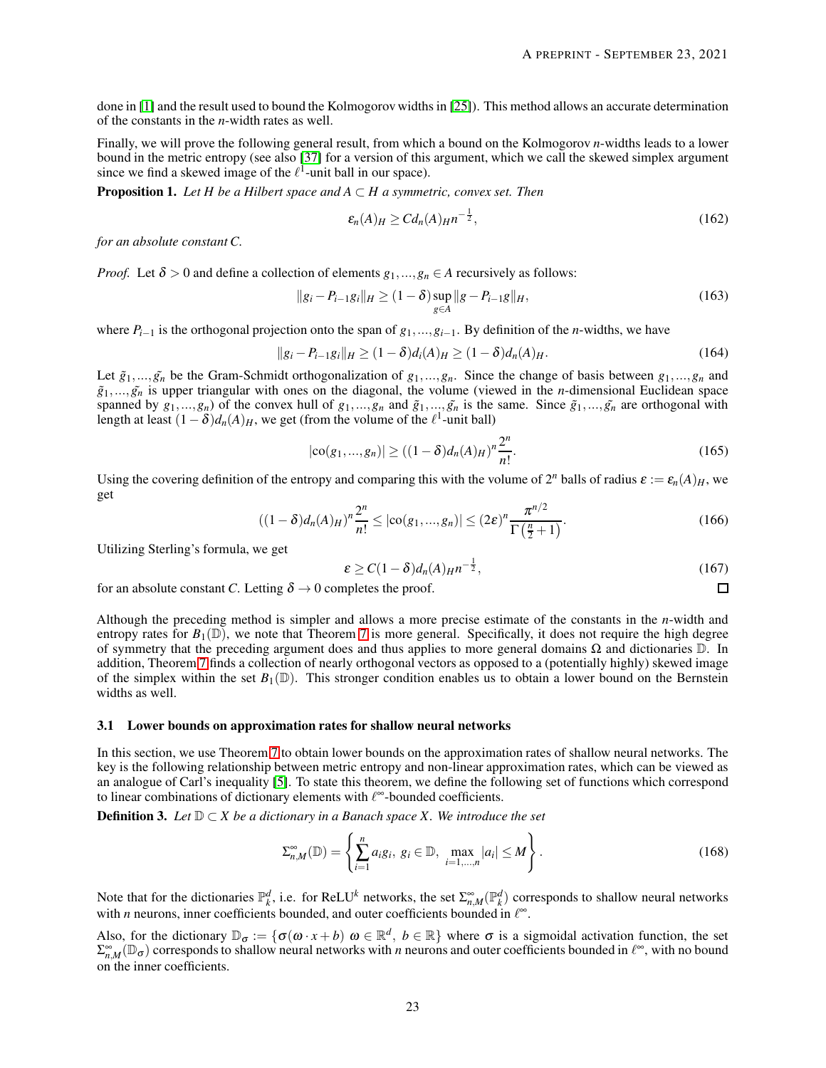done in [1] and the result used to bound the Kolmogorov widths in [25]). This method allows an accurate determination of the constants in the $n$-width rates as well.

Finally, we will prove the following general result, from which a bound on the Kolmogorov $n$-widths leads to a lower bound in the metric entropy (see also [37] for a version of this argument, which we call the skewed simplex argument since we find a skewed image of the $\ell^1$-unit ball in our space).

**Proposition 1.** *Let $H$ be a Hilbert space and $A \subset H$ a symmetric, convex set. Then*

$$\varepsilon_n(A)_H \geq C d_n(A)_H n^{-\frac{1}{2}}, \tag{162}$$

*for an absolute constant $C$.*

*Proof.* Let $\delta > 0$ and define a collection of elements $g_1, ..., g_n \in A$ recursively as follows:

$$\|g_i - P_{i-1} g_i\|_H \geq (1-\delta) \sup_{g \in A} \|g - P_{i-1} g\|_H, \tag{163}$$

where $P_{i-1}$ is the orthogonal projection onto the span of $g_1, ..., g_{i-1}$. By definition of the $n$-widths, we have

$$\|g_i - P_{i-1} g_i\|_H \geq (1-\delta) d_i(A)_H \geq (1-\delta) d_n(A)_H. \tag{164}$$

Let $\tilde{g_1}, ..., \tilde{g_n}$ be the Gram-Schmidt orthogonalization of $g_1, ..., g_n$. Since the change of basis between $g_1, ..., g_n$ and $\tilde{g_1}, ..., \tilde{g_n}$ is upper triangular with ones on the diagonal, the volume (viewed in the $n$-dimensional Euclidean space spanned by $g_1, ..., g_n$) of the convex hull of $g_1, ..., g_n$ and $\tilde{g_1}, ..., \tilde{g_n}$ is the same. Since $\tilde{g_1}, ..., \tilde{g_n}$ are orthogonal with length at least $(1-\delta) d_n(A)_H$, we get (from the volume of the $\ell^1$-unit ball)

$$|\text{co}(g_1, ..., g_n)| \geq ((1-\delta) d_n(A)_H)^n \frac{2^n}{n!}. \tag{165}$$

Using the covering definition of the entropy and comparing this with the volume of $2^n$ balls of radius $\varepsilon := \varepsilon_n(A)_H$, we get

$$((1-\delta) d_n(A)_H)^n \frac{2^n}{n!} \leq |\text{co}(g_1, ..., g_n)| \leq (2\varepsilon)^n \frac{\pi^{n/2}}{\Gamma\left(\frac{n}{2}+1\right)}. \tag{166}$$

Utilizing Sterling's formula, we get

$$\varepsilon \geq C(1-\delta) d_n(A)_H n^{-\frac{1}{2}}, \tag{167}$$

for an absolute constant $C$. Letting $\delta \to 0$ completes the proof. ☐

Although the preceding method is simpler and allows a more precise estimate of the constants in the $n$-width and entropy rates for $B_1(\mathbb{D})$, we note that Theorem 7 is more general. Specifically, it does not require the high degree of symmetry that the preceding argument does and thus applies to more general domains $\Omega$ and dictionaries $\mathbb{D}$. In addition, Theorem 7 finds a collection of nearly orthogonal vectors as opposed to a (potentially highly) skewed image of the simplex within the set $B_1(\mathbb{D})$. This stronger condition enables us to obtain a lower bound on the Bernstein widths as well.

### 3.1 Lower bounds on approximation rates for shallow neural networks

In this section, we use Theorem 7 to obtain lower bounds on the approximation rates of shallow neural networks. The key is the following relationship between metric entropy and non-linear approximation rates, which can be viewed as an analogue of Carl's inequality [5]. To state this theorem, we define the following set of functions which correspond to linear combinations of dictionary elements with $\ell^\infty$-bounded coefficients.

**Definition 3.** *Let $\mathbb{D} \subset X$ be a dictionary in a Banach space $X$. We introduce the set*

$$\Sigma^\infty_{n,M}(\mathbb{D}) = \left\{ \sum_{i=1}^n a_i g_i,\ g_i \in \mathbb{D},\ \max_{i=1,...,n} |a_i| \leq M \right\}. \tag{168}$$

Note that for the dictionaries $\mathbb{P}^d_k$, i.e. for ReLU$^k$ networks, the set $\Sigma^\infty_{n,M}(\mathbb{P}^d_k)$ corresponds to shallow neural networks with $n$ neurons, inner coefficients bounded, and outer coefficients bounded in $\ell^\infty$.

Also, for the dictionary $\mathbb{D}_\sigma := \{\sigma(\omega \cdot x + b)\ \omega \in \mathbb{R}^d,\ b \in \mathbb{R}\}$ where $\sigma$ is a sigmoidal activation function, the set $\Sigma^\infty_{n,M}(\mathbb{D}_\sigma)$ corresponds to shallow neural networks with $n$ neurons and outer coefficients bounded in $\ell^\infty$, with no bound on the inner coefficients.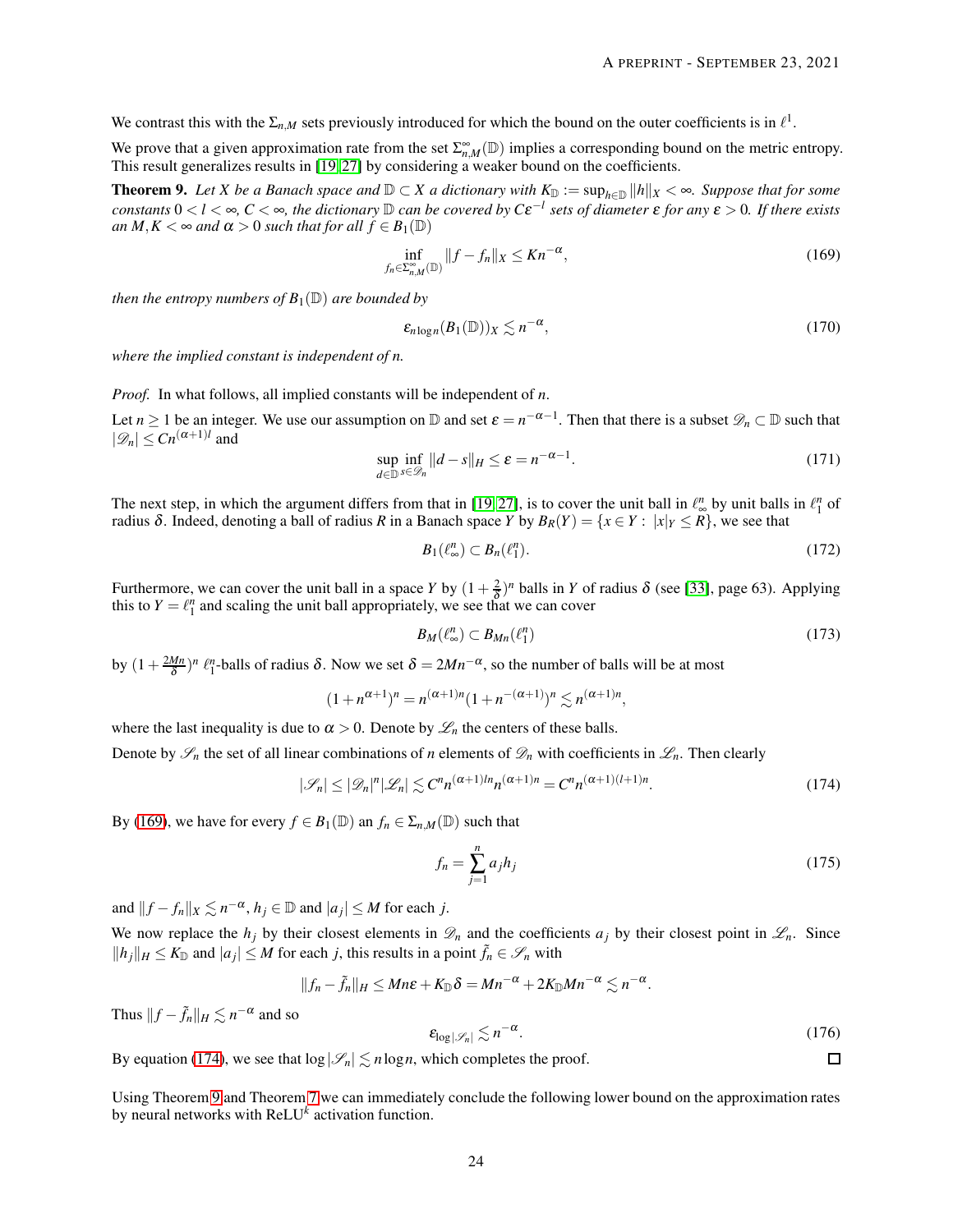We contrast this with the $\Sigma_{n,M}$ sets previously introduced for which the bound on the outer coefficients is in $\ell^1$.

We prove that a given approximation rate from the set $\Sigma^\infty_{n,M}(\mathbb{D})$ implies a corresponding bound on the metric entropy. This result generalizes results in [19, 27] by considering a weaker bound on the coefficients.

**Theorem 9.** *Let $X$ be a Banach space and $\mathbb{D} \subset X$ a dictionary with $K_\mathbb{D} := \sup_{h\in\mathbb{D}} \|h\|_X < \infty$. Suppose that for some constants $0 < l < \infty$, $C < \infty$, the dictionary $\mathbb{D}$ can be covered by $C\varepsilon^{-l}$ sets of diameter $\varepsilon$ for any $\varepsilon > 0$. If there exists an $M, K < \infty$ and $\alpha > 0$ such that for all $f \in B_1(\mathbb{D})$*

$$\inf_{f_n \in \Sigma^\infty_{n,M}(\mathbb{D})} \|f - f_n\|_X \leq K n^{-\alpha}, \tag{169}$$

*then the entropy numbers of $B_1(\mathbb{D})$ are bounded by*

$$\varepsilon_{n\log n}(B_1(\mathbb{D}))_X \lesssim n^{-\alpha}, \tag{170}$$

*where the implied constant is independent of $n$.*

*Proof.* In what follows, all implied constants will be independent of $n$.

Let $n \geq 1$ be an integer. We use our assumption on $\mathbb{D}$ and set $\varepsilon = n^{-\alpha-1}$. Then that there is a subset $\mathscr{D}_n \subset \mathbb{D}$ such that $|\mathscr{D}_n| \leq C n^{(\alpha+1)l}$ and

$$\sup_{d\in\mathbb{D}} \inf_{s\in\mathscr{D}_n} \|d - s\|_H \leq \varepsilon = n^{-\alpha-1}. \tag{171}$$

The next step, in which the argument differs from that in [19, 27], is to cover the unit ball in $\ell^n_\infty$ by unit balls in $\ell^n_1$ of radius $\delta$. Indeed, denoting a ball of radius $R$ in a Banach space $Y$ by $B_R(Y) = \{x \in Y : |x|_Y \leq R\}$, we see that

$$B_1(\ell^n_\infty) \subset B_n(\ell^n_1). \tag{172}$$

Furthermore, we can cover the unit ball in a space $Y$ by $(1 + \frac{2}{\delta})^n$ balls in $Y$ of radius $\delta$ (see [33], page 63). Applying this to $Y = \ell^n_1$ and scaling the unit ball appropriately, we see that we can cover

$$B_M(\ell^n_\infty) \subset B_{Mn}(\ell^n_1) \tag{173}$$

by $(1 + \frac{2Mn}{\delta})^n$ $\ell^n_1$-balls of radius $\delta$. Now we set $\delta = 2Mn^{-\alpha}$, so the number of balls will be at most

$$(1 + n^{\alpha+1})^n = n^{(\alpha+1)n}(1 + n^{-(\alpha+1)})^n \lesssim n^{(\alpha+1)n},$$

where the last inequality is due to $\alpha > 0$. Denote by $\mathscr{L}_n$ the centers of these balls.

Denote by $\mathscr{S}_n$ the set of all linear combinations of $n$ elements of $\mathscr{D}_n$ with coefficients in $\mathscr{L}_n$. Then clearly

$$|\mathscr{S}_n| \leq |\mathscr{D}_n|^n |\mathscr{L}_n| \lesssim C^n n^{(\alpha+1)ln} n^{(\alpha+1)n} = C^n n^{(\alpha+1)(l+1)n}. \tag{174}$$

By (169), we have for every $f \in B_1(\mathbb{D})$ an $f_n \in \Sigma_{n,M}(\mathbb{D})$ such that

$$f_n = \sum_{j=1}^n a_j h_j \tag{175}$$

and $\|f - f_n\|_X \lesssim n^{-\alpha}$, $h_j \in \mathbb{D}$ and $|a_j| \leq M$ for each $j$.

We now replace the $h_j$ by their closest elements in $\mathscr{D}_n$ and the coefficients $a_j$ by their closest point in $\mathscr{L}_n$. Since $\|h_j\|_H \leq K_\mathbb{D}$ and $|a_j| \leq M$ for each $j$, this results in a point $\tilde{f}_n \in \mathscr{S}_n$ with

$$\|f_n - \tilde{f}_n\|_H \leq Mn\varepsilon + K_\mathbb{D}\delta = Mn^{-\alpha} + 2K_\mathbb{D}Mn^{-\alpha} \lesssim n^{-\alpha}.$$

Thus $\|f - \tilde{f}_n\|_H \lesssim n^{-\alpha}$ and so

$$\varepsilon_{\log|\mathscr{S}_n|} \lesssim n^{-\alpha}. \tag{176}$$

By equation (174), we see that $\log|\mathscr{S}_n| \lesssim n\log n$, which completes the proof. $\square$

Using Theorem 9 and Theorem 7 we can immediately conclude the following lower bound on the approximation rates by neural networks with ReLU$^k$ activation function.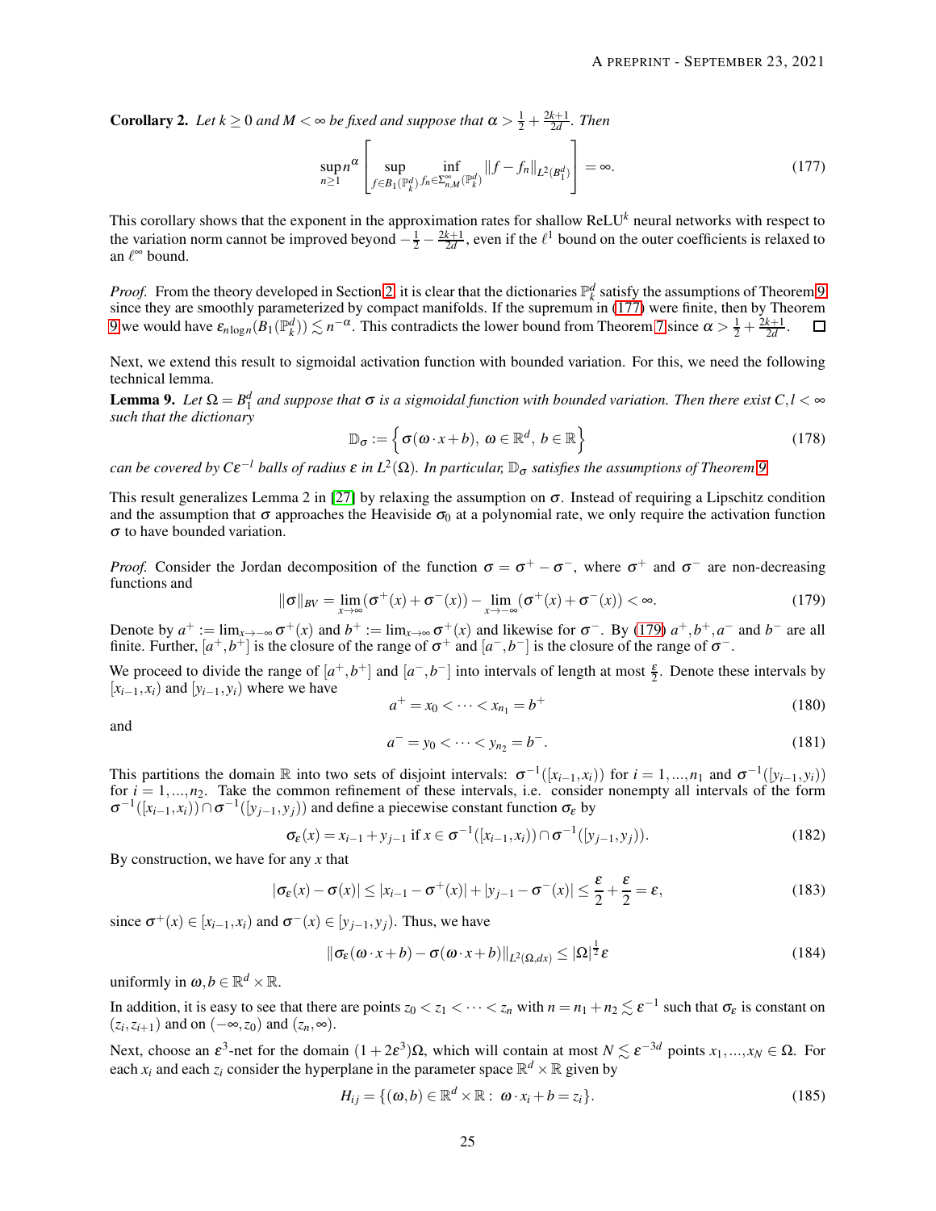**Corollary 2.** *Let $k \geq 0$ and $M < \infty$ be fixed and suppose that $\alpha > \frac{1}{2} + \frac{2k+1}{2d}$. Then*

$$\sup_{n\geq 1} n^{\alpha} \left[ \sup_{f \in B_1(\mathbb{P}_k^d)} \inf_{f_n \in \Sigma_{n,M}^{\infty}(\mathbb{P}_k^d)} \|f - f_n\|_{L^2(B_1^d)} \right] = \infty. \tag{177}$$

This corollary shows that the exponent in the approximation rates for shallow ReLU$^k$ neural networks with respect to the variation norm cannot be improved beyond $-\frac{1}{2} - \frac{2k+1}{2d}$, even if the $\ell^1$ bound on the outer coefficients is relaxed to an $\ell^{\infty}$ bound.

*Proof.* From the theory developed in Section 2, it is clear that the dictionaries $\mathbb{P}_k^d$ satisfy the assumptions of Theorem 9 since they are smoothly parameterized by compact manifolds. If the supremum in (177) were finite, then by Theorem 9 we would have $\varepsilon_{n\log n}(B_1(\mathbb{P}_k^d)) \lesssim n^{-\alpha}$. This contradicts the lower bound from Theorem 7 since $\alpha > \frac{1}{2} + \frac{2k+1}{2d}$. $\square$

Next, we extend this result to sigmoidal activation function with bounded variation. For this, we need the following technical lemma.

**Lemma 9.** *Let $\Omega = B_1^d$ and suppose that $\sigma$ is a sigmoidal function with bounded variation. Then there exist $C, l < \infty$ such that the dictionary*

$$\mathbb{D}_{\sigma} := \left\{ \sigma(\omega \cdot x + b),\ \omega \in \mathbb{R}^d,\ b \in \mathbb{R} \right\} \tag{178}$$

*can be covered by $C\varepsilon^{-l}$ balls of radius $\varepsilon$ in $L^2(\Omega)$. In particular, $\mathbb{D}_{\sigma}$ satisfies the assumptions of Theorem 9.*

This result generalizes Lemma 2 in [27] by relaxing the assumption on $\sigma$. Instead of requiring a Lipschitz condition and the assumption that $\sigma$ approaches the Heaviside $\sigma_0$ at a polynomial rate, we only require the activation function $\sigma$ to have bounded variation.

*Proof.* Consider the Jordan decomposition of the function $\sigma = \sigma^+ - \sigma^-$, where $\sigma^+$ and $\sigma^-$ are non-decreasing functions and

$$\|\sigma\|_{BV} = \lim_{x\to\infty}(\sigma^+(x) + \sigma^-(x)) - \lim_{x\to-\infty}(\sigma^+(x) + \sigma^-(x)) < \infty. \tag{179}$$

Denote by $a^+ := \lim_{x\to-\infty}\sigma^+(x)$ and $b^+ := \lim_{x\to\infty}\sigma^+(x)$ and likewise for $\sigma^-$. By (179) $a^+, b^+, a^-$ and $b^-$ are all finite. Further, $[a^+, b^+]$ is the closure of the range of $\sigma^+$ and $[a^-, b^-]$ is the closure of the range of $\sigma^-$.

We proceed to divide the range of $[a^+, b^+]$ and $[a^-, b^-]$ into intervals of length at most $\frac{\varepsilon}{2}$. Denote these intervals by $[x_{i-1}, x_i)$ and $[y_{i-1}, y_i)$ where we have

$$a^+ = x_0 < \cdots < x_{n_1} = b^+ \tag{180}$$

and

$$a^- = y_0 < \cdots < y_{n_2} = b^-. \tag{181}$$

This partitions the domain $\mathbb{R}$ into two sets of disjoint intervals: $\sigma^{-1}([x_{i-1}, x_i))$ for $i = 1, ..., n_1$ and $\sigma^{-1}([y_{i-1}, y_i))$ for $i = 1, ..., n_2$. Take the common refinement of these intervals, i.e. consider nonempty all intervals of the form $\sigma^{-1}([x_{i-1}, x_i)) \cap \sigma^{-1}([y_{j-1}, y_j))$ and define a piecewise constant function $\sigma_{\varepsilon}$ by

$$\sigma_{\varepsilon}(x) = x_{i-1} + y_{j-1} \text{ if } x \in \sigma^{-1}([x_{i-1}, x_i)) \cap \sigma^{-1}([y_{j-1}, y_j)). \tag{182}$$

By construction, we have for any $x$ that

$$|\sigma_{\varepsilon}(x) - \sigma(x)| \leq |x_{i-1} - \sigma^+(x)| + |y_{j-1} - \sigma^-(x)| \leq \frac{\varepsilon}{2} + \frac{\varepsilon}{2} = \varepsilon, \tag{183}$$

since $\sigma^+(x) \in [x_{i-1}, x_i)$ and $\sigma^-(x) \in [y_{j-1}, y_j)$. Thus, we have

$$\|\sigma_{\varepsilon}(\omega \cdot x + b) - \sigma(\omega \cdot x + b)\|_{L^2(\Omega, dx)} \leq |\Omega|^{\frac{1}{2}}\varepsilon \tag{184}$$

uniformly in $\omega, b \in \mathbb{R}^d \times \mathbb{R}$.

In addition, it is easy to see that there are points $z_0 < z_1 < \cdots < z_n$ with $n = n_1 + n_2 \lesssim \varepsilon^{-1}$ such that $\sigma_{\varepsilon}$ is constant on $(z_i, z_{i+1})$ and on $(-\infty, z_0)$ and $(z_n, \infty)$.

Next, choose an $\varepsilon^3$-net for the domain $(1 + 2\varepsilon^3)\Omega$, which will contain at most $N \lesssim \varepsilon^{-3d}$ points $x_1, ..., x_N \in \Omega$. For each $x_i$ and each $z_i$ consider the hyperplane in the parameter space $\mathbb{R}^d \times \mathbb{R}$ given by

$$H_{ij} = \{(\omega, b) \in \mathbb{R}^d \times \mathbb{R} :\ \omega \cdot x_i + b = z_i\}. \tag{185}$$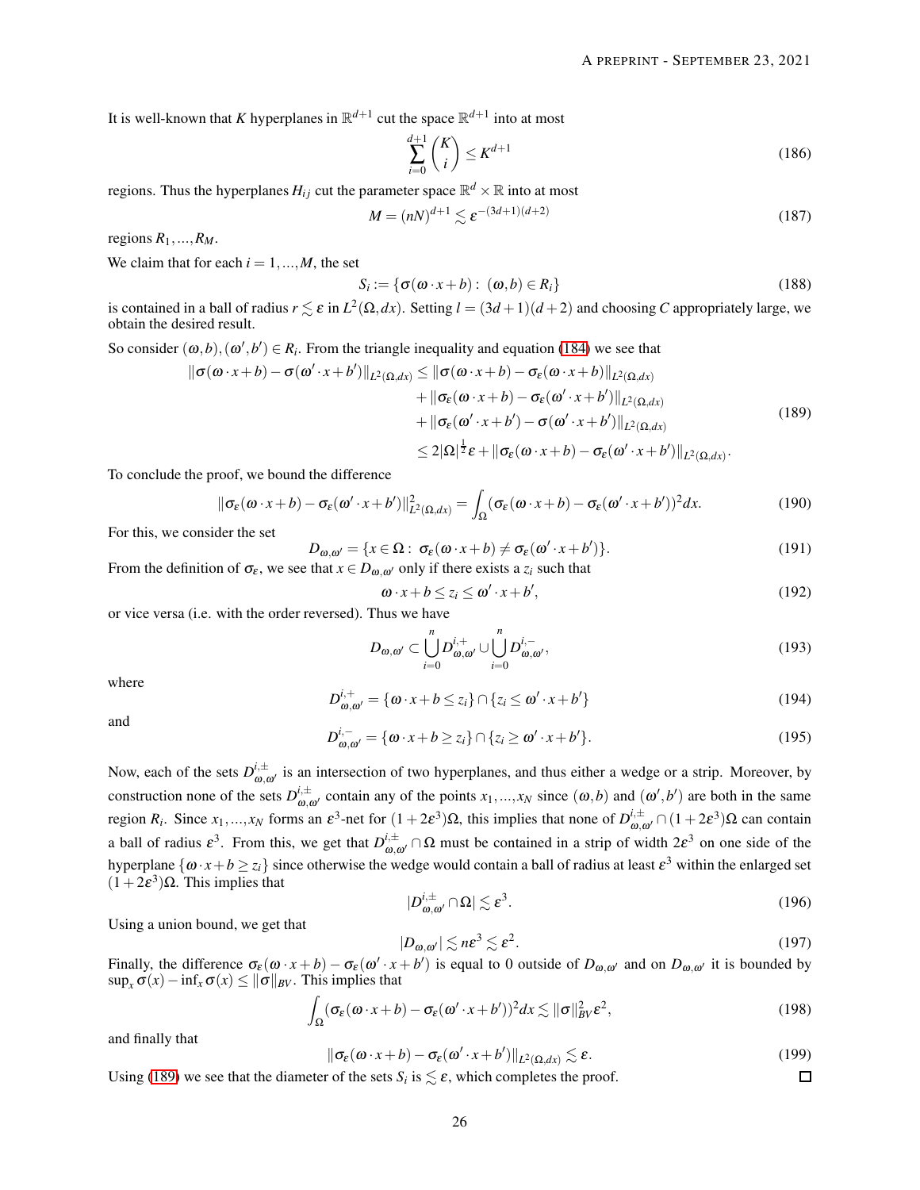It is well-known that $K$ hyperplanes in $\mathbb{R}^{d+1}$ cut the space $\mathbb{R}^{d+1}$ into at most

$$\sum_{i=0}^{d+1}\binom{K}{i} \leq K^{d+1} \tag{186}$$

regions. Thus the hyperplanes $H_{ij}$ cut the parameter space $\mathbb{R}^d \times \mathbb{R}$ into at most

$$M = (nN)^{d+1} \lesssim \varepsilon^{-(3d+1)(d+2)} \tag{187}$$

regions $R_1, ..., R_M$.

We claim that for each $i = 1, ..., M$, the set

$$S_i := \{\sigma(\omega \cdot x + b) : (\omega, b) \in R_i\} \tag{188}$$

is contained in a ball of radius $r \lesssim \varepsilon$ in $L^2(\Omega, dx)$. Setting $l = (3d+1)(d+2)$ and choosing $C$ appropriately large, we obtain the desired result.

So consider $(\omega, b), (\omega', b') \in R_i$. From the triangle inequality and equation (184) we see that

$$\begin{aligned}
\|\sigma(\omega \cdot x + b) - \sigma(\omega' \cdot x + b')\|_{L^2(\Omega,dx)} &\leq \|\sigma(\omega \cdot x + b) - \sigma_\varepsilon(\omega \cdot x + b)\|_{L^2(\Omega,dx)} \\
&\quad + \|\sigma_\varepsilon(\omega \cdot x + b) - \sigma_\varepsilon(\omega' \cdot x + b')\|_{L^2(\Omega,dx)} \\
&\quad + \|\sigma_\varepsilon(\omega' \cdot x + b') - \sigma(\omega' \cdot x + b')\|_{L^2(\Omega,dx)} \\
&\leq 2|\Omega|^{\frac{1}{2}}\varepsilon + \|\sigma_\varepsilon(\omega \cdot x + b) - \sigma_\varepsilon(\omega' \cdot x + b')\|_{L^2(\Omega,dx)}.
\end{aligned} \tag{189}$$

To conclude the proof, we bound the difference

$$\|\sigma_\varepsilon(\omega \cdot x + b) - \sigma_\varepsilon(\omega' \cdot x + b')\|^2_{L^2(\Omega,dx)} = \int_\Omega (\sigma_\varepsilon(\omega \cdot x + b) - \sigma_\varepsilon(\omega' \cdot x + b'))^2 dx. \tag{190}$$

For this, we consider the set

$$D_{\omega,\omega'} = \{x \in \Omega : \sigma_\varepsilon(\omega \cdot x + b) \neq \sigma_\varepsilon(\omega' \cdot x + b')\}. \tag{191}$$

From the definition of $\sigma_\varepsilon$, we see that $x \in D_{\omega,\omega'}$ only if there exists a $z_i$ such that

$$\omega \cdot x + b \leq z_i \leq \omega' \cdot x + b', \tag{192}$$

or vice versa (i.e. with the order reversed). Thus we have

$$D_{\omega,\omega'} \subset \bigcup_{i=0}^{n} D^{i,+}_{\omega,\omega'} \cup \bigcup_{i=0}^{n} D^{i,-}_{\omega,\omega'}, \tag{193}$$

where

$$D^{i,+}_{\omega,\omega'} = \{\omega \cdot x + b \leq z_i\} \cap \{z_i \leq \omega' \cdot x + b'\} \tag{194}$$

and

$$D^{i,-}_{\omega,\omega'} = \{\omega \cdot x + b \geq z_i\} \cap \{z_i \geq \omega' \cdot x + b'\}. \tag{195}$$

Now, each of the sets $D^{i,\pm}_{\omega,\omega'}$ is an intersection of two hyperplanes, and thus either a wedge or a strip. Moreover, by construction none of the sets $D^{i,\pm}_{\omega,\omega'}$ contain any of the points $x_1, ..., x_N$ since $(\omega, b)$ and $(\omega', b')$ are both in the same region $R_i$. Since $x_1, ..., x_N$ forms an $\varepsilon^3$-net for $(1 + 2\varepsilon^3)\Omega$, this implies that none of $D^{i,\pm}_{\omega,\omega'} \cap (1 + 2\varepsilon^3)\Omega$ can contain a ball of radius $\varepsilon^3$. From this, we get that $D^{i,\pm}_{\omega,\omega'} \cap \Omega$ must be contained in a strip of width $2\varepsilon^3$ on one side of the hyperplane $\{\omega \cdot x + b \geq z_i\}$ since otherwise the wedge would contain a ball of radius at least $\varepsilon^3$ within the enlarged set $(1 + 2\varepsilon^3)\Omega$. This implies that

$$|D^{i,\pm}_{\omega,\omega'} \cap \Omega| \lesssim \varepsilon^3. \tag{196}$$

Using a union bound, we get that

$$|D_{\omega,\omega'}| \lesssim n\varepsilon^3 \lesssim \varepsilon^2. \tag{197}$$

Finally, the difference $\sigma_\varepsilon(\omega \cdot x + b) - \sigma_\varepsilon(\omega' \cdot x + b')$ is equal to 0 outside of $D_{\omega,\omega'}$ and on $D_{\omega,\omega'}$ it is bounded by $\sup_x \sigma(x) - \inf_x \sigma(x) \leq \|\sigma\|_{BV}$. This implies that

$$\int_\Omega (\sigma_\varepsilon(\omega \cdot x + b) - \sigma_\varepsilon(\omega' \cdot x + b'))^2 dx \lesssim \|\sigma\|^2_{BV}\varepsilon^2, \tag{198}$$

and finally that

$$\|\sigma_\varepsilon(\omega \cdot x + b) - \sigma_\varepsilon(\omega' \cdot x + b')\|_{L^2(\Omega,dx)} \lesssim \varepsilon. \tag{199}$$

Using (189) we see that the diameter of the sets $S_i$ is $\lesssim \varepsilon$, which completes the proof. □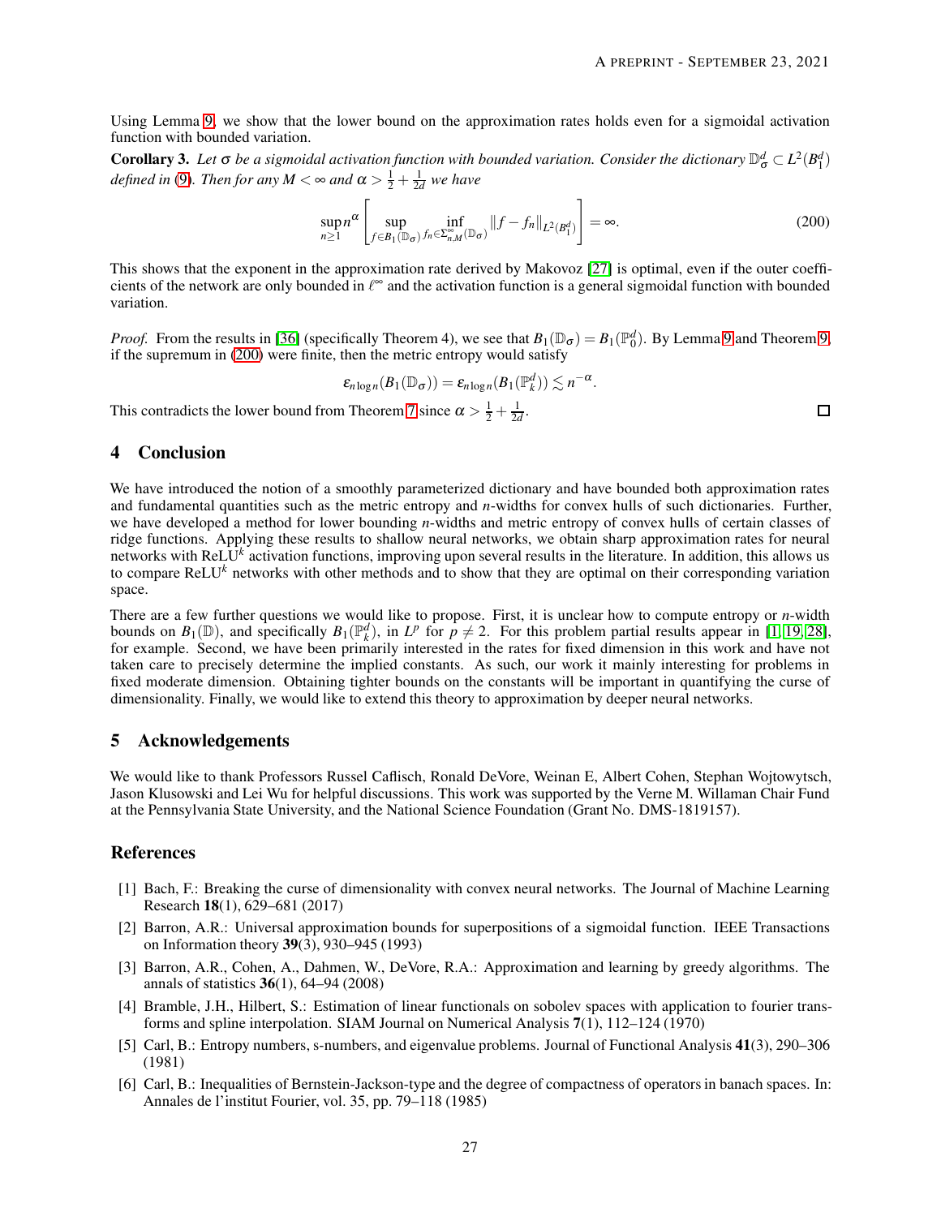Using Lemma 9, we show that the lower bound on the approximation rates holds even for a sigmoidal activation function with bounded variation.

**Corollary 3.** *Let $\sigma$ be a sigmoidal activation function with bounded variation. Consider the dictionary $\mathbb{D}_\sigma^d \subset L^2(B_1^d)$ defined in (9). Then for any $M < \infty$ and $\alpha > \frac{1}{2} + \frac{1}{2d}$ we have*

$$\sup_{n\geq 1} n^\alpha \left[\sup_{f\in B_1(\mathbb{D}_\sigma)} \inf_{f_n\in \Sigma_{n,M}^\infty(\mathbb{D}_\sigma)} \|f - f_n\|_{L^2(B_1^d)}\right] = \infty. \tag{200}$$

This shows that the exponent in the approximation rate derived by Makovoz [27] is optimal, even if the outer coefficients of the network are only bounded in $\ell^\infty$ and the activation function is a general sigmoidal function with bounded variation.

*Proof.* From the results in [36] (specifically Theorem 4), we see that $B_1(\mathbb{D}_\sigma) = B_1(\mathbb{P}_0^d)$. By Lemma 9 and Theorem 9, if the supremum in (200) were finite, then the metric entropy would satisfy

$$\varepsilon_{n\log n}(B_1(\mathbb{D}_\sigma)) = \varepsilon_{n\log n}(B_1(\mathbb{P}_k^d)) \lesssim n^{-\alpha}.$$

This contradicts the lower bound from Theorem 7 since $\alpha > \frac{1}{2} + \frac{1}{2d}$. □

## 4 Conclusion

We have introduced the notion of a smoothly parameterized dictionary and have bounded both approximation rates and fundamental quantities such as the metric entropy and $n$-widths for convex hulls of such dictionaries. Further, we have developed a method for lower bounding $n$-widths and metric entropy of convex hulls of certain classes of ridge functions. Applying these results to shallow neural networks, we obtain sharp approximation rates for neural networks with ReLU$^k$ activation functions, improving upon several results in the literature. In addition, this allows us to compare ReLU$^k$ networks with other methods and to show that they are optimal on their corresponding variation space.

There are a few further questions we would like to propose. First, it is unclear how to compute entropy or $n$-width bounds on $B_1(\mathbb{D})$, and specifically $B_1(\mathbb{P}_k^d)$, in $L^p$ for $p \neq 2$. For this problem partial results appear in [1, 19, 28], for example. Second, we have been primarily interested in the rates for fixed dimension in this work and have not taken care to precisely determine the implied constants. As such, our work it mainly interesting for problems in fixed moderate dimension. Obtaining tighter bounds on the constants will be important in quantifying the curse of dimensionality. Finally, we would like to extend this theory to approximation by deeper neural networks.

## 5 Acknowledgements

We would like to thank Professors Russel Caflisch, Ronald DeVore, Weinan E, Albert Cohen, Stephan Wojtowytsch, Jason Klusowski and Lei Wu for helpful discussions. This work was supported by the Verne M. Willaman Chair Fund at the Pennsylvania State University, and the National Science Foundation (Grant No. DMS-1819157).

## References

[1] Bach, F.: Breaking the curse of dimensionality with convex neural networks. The Journal of Machine Learning Research **18**(1), 629–681 (2017)

[2] Barron, A.R.: Universal approximation bounds for superpositions of a sigmoidal function. IEEE Transactions on Information theory **39**(3), 930–945 (1993)

[3] Barron, A.R., Cohen, A., Dahmen, W., DeVore, R.A.: Approximation and learning by greedy algorithms. The annals of statistics **36**(1), 64–94 (2008)

[4] Bramble, J.H., Hilbert, S.: Estimation of linear functionals on sobolev spaces with application to fourier transforms and spline interpolation. SIAM Journal on Numerical Analysis **7**(1), 112–124 (1970)

[5] Carl, B.: Entropy numbers, s-numbers, and eigenvalue problems. Journal of Functional Analysis **41**(3), 290–306 (1981)

[6] Carl, B.: Inequalities of Bernstein-Jackson-type and the degree of compactness of operators in banach spaces. In: Annales de l'institut Fourier, vol. 35, pp. 79–118 (1985)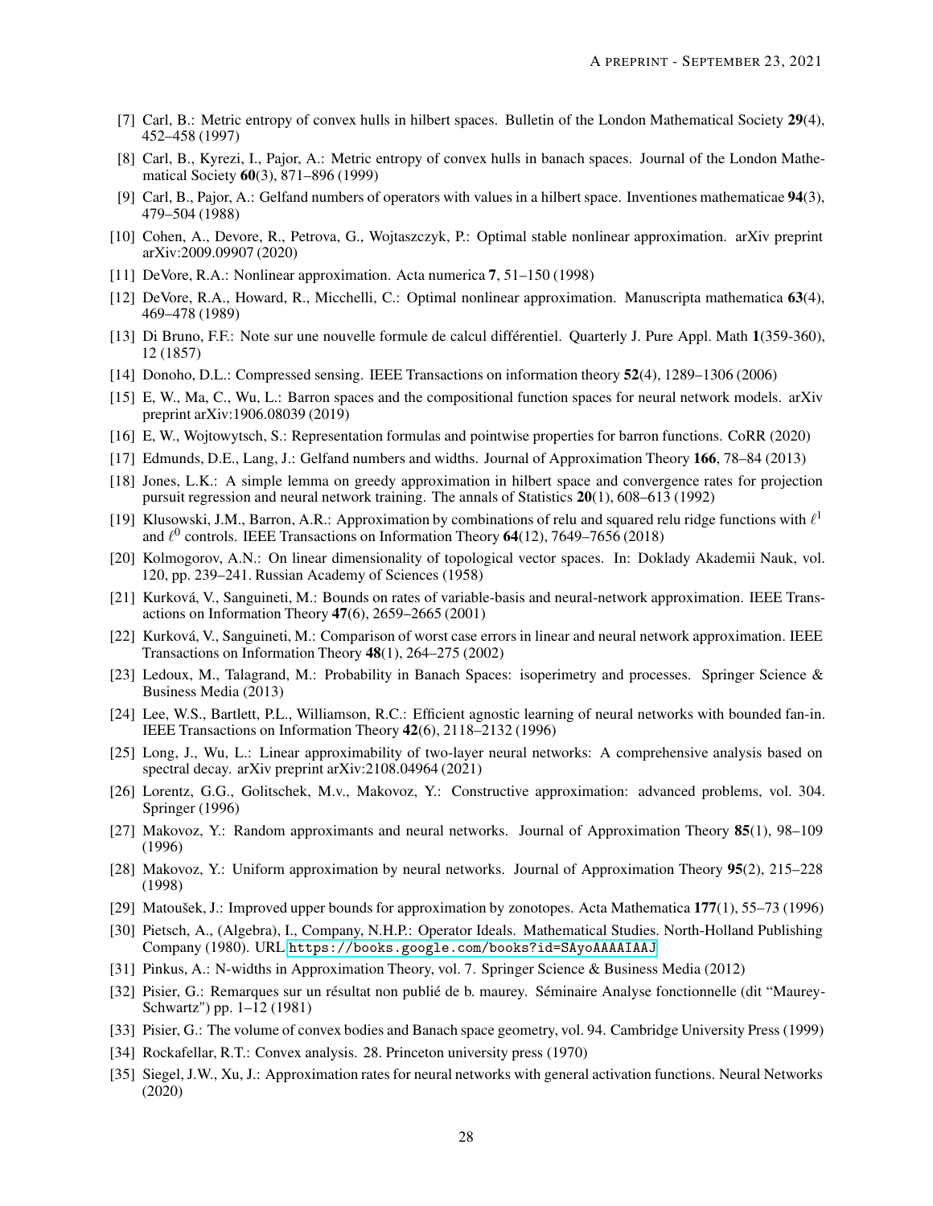[7] Carl, B.: Metric entropy of convex hulls in hilbert spaces. Bulletin of the London Mathematical Society **29**(4), 452–458 (1997)

[8] Carl, B., Kyrezi, I., Pajor, A.: Metric entropy of convex hulls in banach spaces. Journal of the London Mathematical Society **60**(3), 871–896 (1999)

[9] Carl, B., Pajor, A.: Gelfand numbers of operators with values in a hilbert space. Inventiones mathematicae **94**(3), 479–504 (1988)

[10] Cohen, A., Devore, R., Petrova, G., Wojtaszczyk, P.: Optimal stable nonlinear approximation. arXiv preprint arXiv:2009.09907 (2020)

[11] DeVore, R.A.: Nonlinear approximation. Acta numerica **7**, 51–150 (1998)

[12] DeVore, R.A., Howard, R., Micchelli, C.: Optimal nonlinear approximation. Manuscripta mathematica **63**(4), 469–478 (1989)

[13] Di Bruno, F.F.: Note sur une nouvelle formule de calcul différentiel. Quarterly J. Pure Appl. Math **1**(359-360), 12 (1857)

[14] Donoho, D.L.: Compressed sensing. IEEE Transactions on information theory **52**(4), 1289–1306 (2006)

[15] E, W., Ma, C., Wu, L.: Barron spaces and the compositional function spaces for neural network models. arXiv preprint arXiv:1906.08039 (2019)

[16] E, W., Wojtowytsch, S.: Representation formulas and pointwise properties for barron functions. CoRR (2020)

[17] Edmunds, D.E., Lang, J.: Gelfand numbers and widths. Journal of Approximation Theory **166**, 78–84 (2013)

[18] Jones, L.K.: A simple lemma on greedy approximation in hilbert space and convergence rates for projection pursuit regression and neural network training. The annals of Statistics **20**(1), 608–613 (1992)

[19] Klusowski, J.M., Barron, A.R.: Approximation by combinations of relu and squared relu ridge functions with $\ell^1$ and $\ell^0$ controls. IEEE Transactions on Information Theory **64**(12), 7649–7656 (2018)

[20] Kolmogorov, A.N.: On linear dimensionality of topological vector spaces. In: Doklady Akademii Nauk, vol. 120, pp. 239–241. Russian Academy of Sciences (1958)

[21] Kurková, V., Sanguineti, M.: Bounds on rates of variable-basis and neural-network approximation. IEEE Transactions on Information Theory **47**(6), 2659–2665 (2001)

[22] Kurková, V., Sanguineti, M.: Comparison of worst case errors in linear and neural network approximation. IEEE Transactions on Information Theory **48**(1), 264–275 (2002)

[23] Ledoux, M., Talagrand, M.: Probability in Banach Spaces: isoperimetry and processes. Springer Science & Business Media (2013)

[24] Lee, W.S., Bartlett, P.L., Williamson, R.C.: Efficient agnostic learning of neural networks with bounded fan-in. IEEE Transactions on Information Theory **42**(6), 2118–2132 (1996)

[25] Long, J., Wu, L.: Linear approximability of two-layer neural networks: A comprehensive analysis based on spectral decay. arXiv preprint arXiv:2108.04964 (2021)

[26] Lorentz, G.G., Golitschek, M.v., Makovoz, Y.: Constructive approximation: advanced problems, vol. 304. Springer (1996)

[27] Makovoz, Y.: Random approximants and neural networks. Journal of Approximation Theory **85**(1), 98–109 (1996)

[28] Makovoz, Y.: Uniform approximation by neural networks. Journal of Approximation Theory **95**(2), 215–228 (1998)

[29] Matoušek, J.: Improved upper bounds for approximation by zonotopes. Acta Mathematica **177**(1), 55–73 (1996)

[30] Pietsch, A., (Algebra), I., Company, N.H.P.: Operator Ideals. Mathematical Studies. North-Holland Publishing Company (1980). URL https://books.google.com/books?id=SAyoAAAAIAAJ

[31] Pinkus, A.: N-widths in Approximation Theory, vol. 7. Springer Science & Business Media (2012)

[32] Pisier, G.: Remarques sur un résultat non publié de b. maurey. Séminaire Analyse fonctionnelle (dit "Maurey-Schwartz") pp. 1–12 (1981)

[33] Pisier, G.: The volume of convex bodies and Banach space geometry, vol. 94. Cambridge University Press (1999)

[34] Rockafellar, R.T.: Convex analysis. 28. Princeton university press (1970)

[35] Siegel, J.W., Xu, J.: Approximation rates for neural networks with general activation functions. Neural Networks (2020)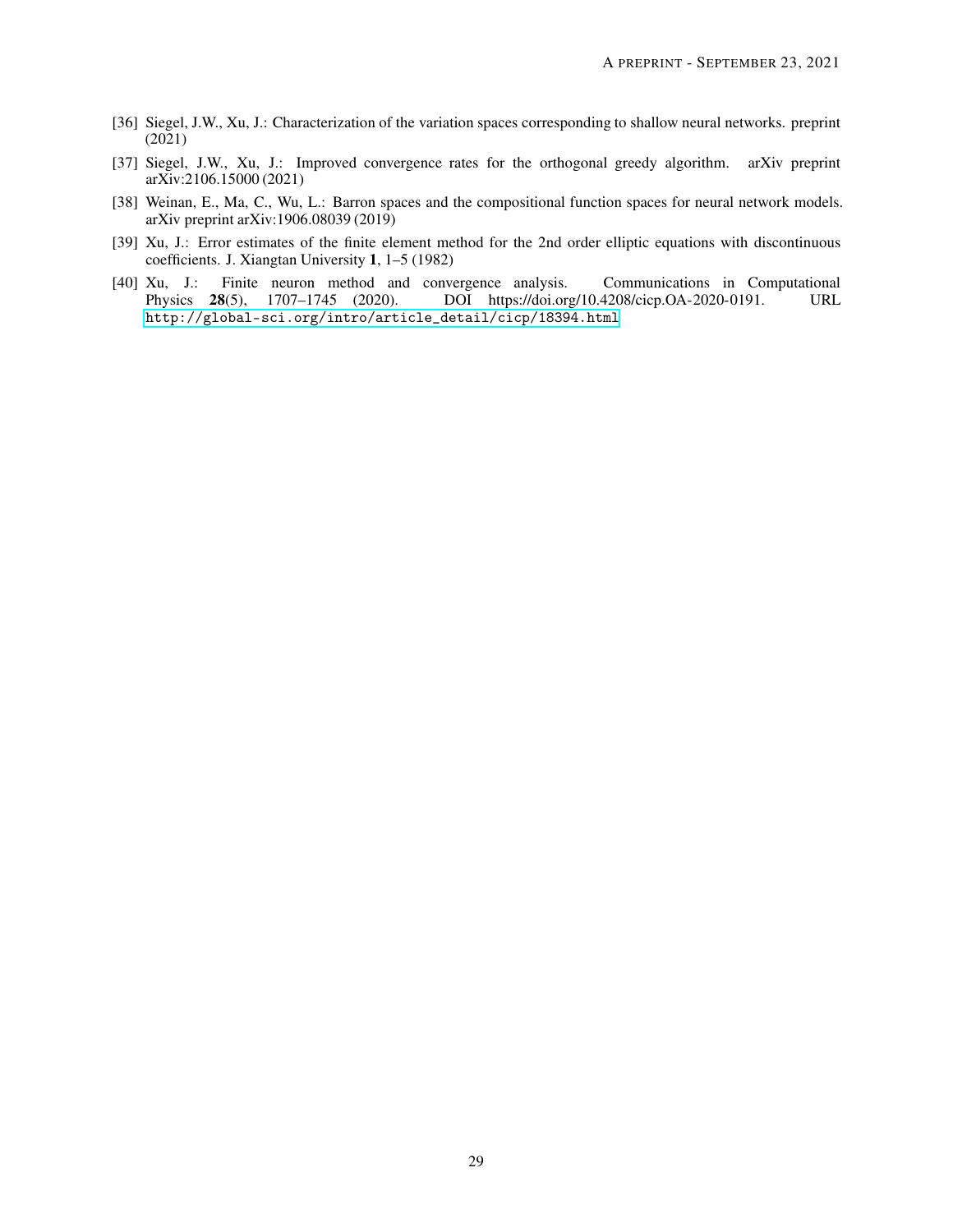[36] Siegel, J.W., Xu, J.: Characterization of the variation spaces corresponding to shallow neural networks. preprint (2021)

[37] Siegel, J.W., Xu, J.: Improved convergence rates for the orthogonal greedy algorithm. arXiv preprint arXiv:2106.15000 (2021)

[38] Weinan, E., Ma, C., Wu, L.: Barron spaces and the compositional function spaces for neural network models. arXiv preprint arXiv:1906.08039 (2019)

[39] Xu, J.: Error estimates of the finite element method for the 2nd order elliptic equations with discontinuous coefficients. J. Xiangtan University **1**, 1–5 (1982)

[40] Xu, J.: Finite neuron method and convergence analysis. Communications in Computational Physics **28**(5), 1707–1745 (2020). DOI https://doi.org/10.4208/cicp.OA-2020-0191. URL http://global-sci.org/intro/article_detail/cicp/18394.html